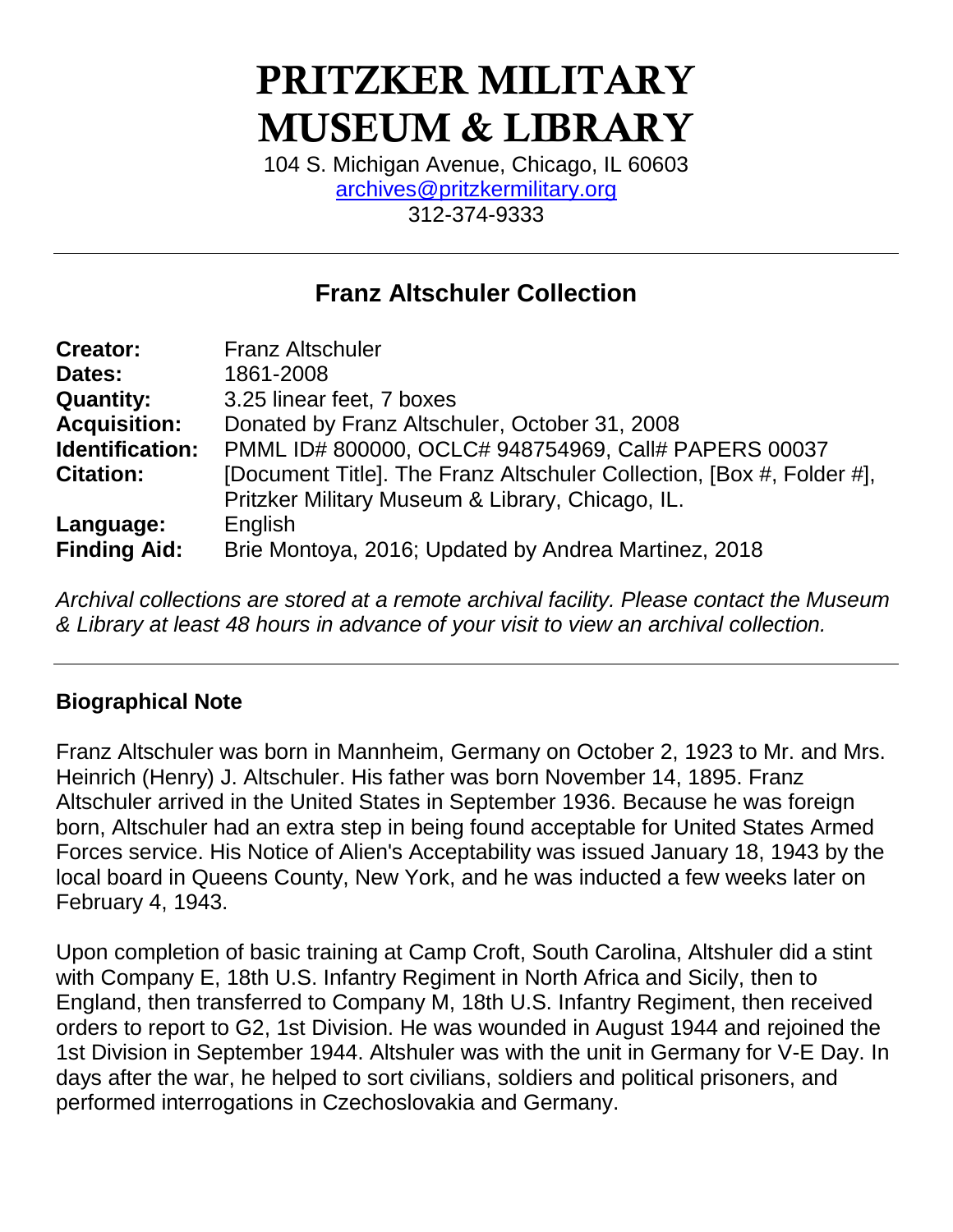# PRITZKER MILITARY MUSEUM & LIBRARY

104 S. Michigan Avenue, Chicago, IL 60603
archives@pritzkermilitary.org
312-374-9333

## Franz Altschuler Collection

| | |
|---|---|
| **Creator:** | Franz Altschuler |
| **Dates:** | 1861-2008 |
| **Quantity:** | 3.25 linear feet, 7 boxes |
| **Acquisition:** | Donated by Franz Altschuler, October 31, 2008 |
| **Identification:** | PMML ID# 800000, OCLC# 948754969, Call# PAPERS 00037 |
| **Citation:** | [Document Title]. The Franz Altschuler Collection, [Box #, Folder #], Pritzker Military Museum & Library, Chicago, IL. |
| **Language:** | English |
| **Finding Aid:** | Brie Montoya, 2016; Updated by Andrea Martinez, 2018 |

*Archival collections are stored at a remote archival facility. Please contact the Museum & Library at least 48 hours in advance of your visit to view an archival collection.*

### Biographical Note

Franz Altschuler was born in Mannheim, Germany on October 2, 1923 to Mr. and Mrs. Heinrich (Henry) J. Altschuler. His father was born November 14, 1895. Franz Altschuler arrived in the United States in September 1936. Because he was foreign born, Altschuler had an extra step in being found acceptable for United States Armed Forces service. His Notice of Alien's Acceptability was issued January 18, 1943 by the local board in Queens County, New York, and he was inducted a few weeks later on February 4, 1943.

Upon completion of basic training at Camp Croft, South Carolina, Altshuler did a stint with Company E, 18th U.S. Infantry Regiment in North Africa and Sicily, then to England, then transferred to Company M, 18th U.S. Infantry Regiment, then received orders to report to G2, 1st Division. He was wounded in August 1944 and rejoined the 1st Division in September 1944. Altshuler was with the unit in Germany for V-E Day. In days after the war, he helped to sort civilians, soldiers and political prisoners, and performed interrogations in Czechoslovakia and Germany.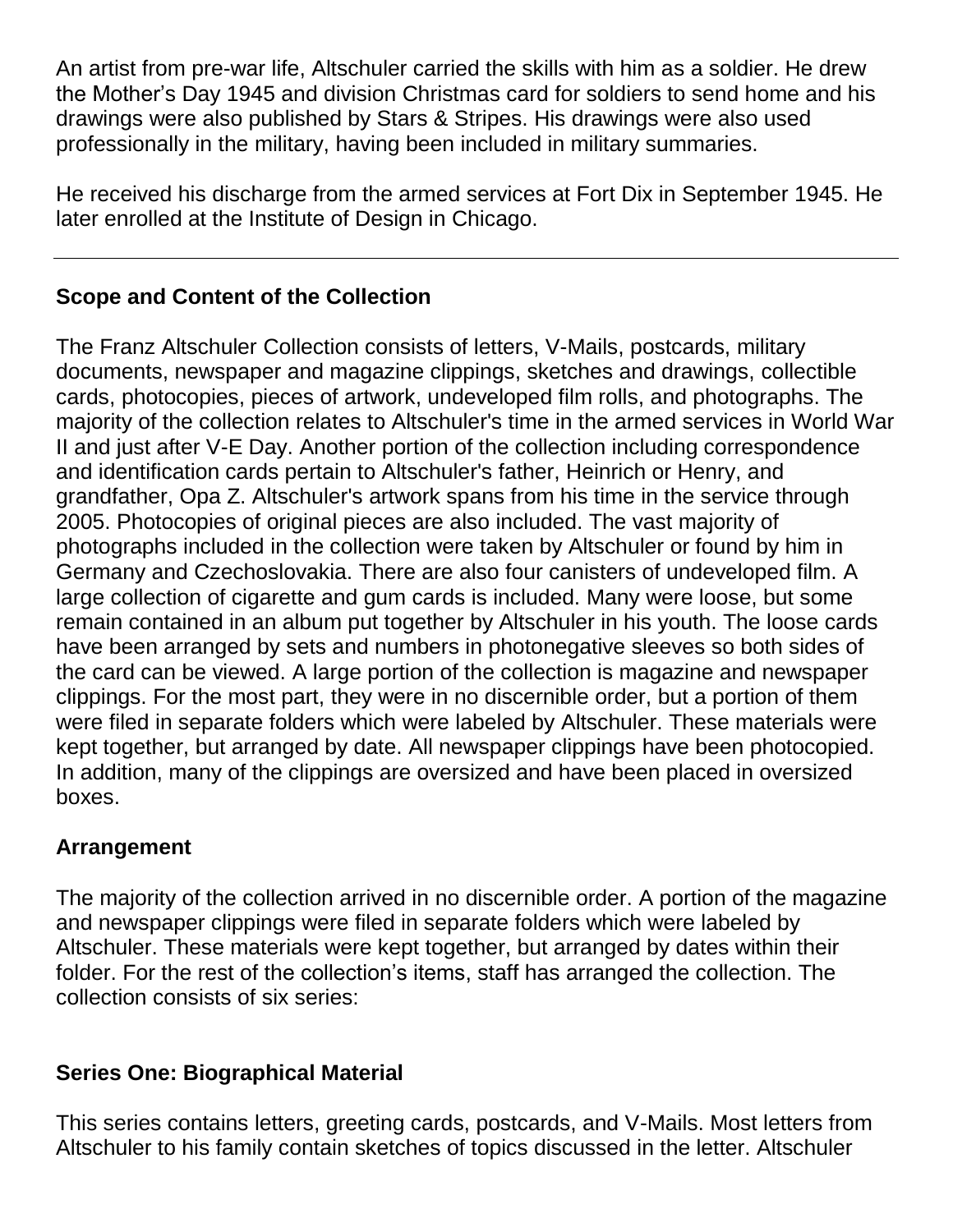An artist from pre-war life, Altschuler carried the skills with him as a soldier. He drew the Mother's Day 1945 and division Christmas card for soldiers to send home and his drawings were also published by Stars & Stripes. His drawings were also used professionally in the military, having been included in military summaries.

He received his discharge from the armed services at Fort Dix in September 1945. He later enrolled at the Institute of Design in Chicago.

---

## Scope and Content of the Collection

The Franz Altschuler Collection consists of letters, V-Mails, postcards, military documents, newspaper and magazine clippings, sketches and drawings, collectible cards, photocopies, pieces of artwork, undeveloped film rolls, and photographs. The majority of the collection relates to Altschuler's time in the armed services in World War II and just after V-E Day. Another portion of the collection including correspondence and identification cards pertain to Altschuler's father, Heinrich or Henry, and grandfather, Opa Z. Altschuler's artwork spans from his time in the service through 2005. Photocopies of original pieces are also included. The vast majority of photographs included in the collection were taken by Altschuler or found by him in Germany and Czechoslovakia. There are also four canisters of undeveloped film. A large collection of cigarette and gum cards is included. Many were loose, but some remain contained in an album put together by Altschuler in his youth. The loose cards have been arranged by sets and numbers in photonegative sleeves so both sides of the card can be viewed. A large portion of the collection is magazine and newspaper clippings. For the most part, they were in no discernible order, but a portion of them were filed in separate folders which were labeled by Altschuler. These materials were kept together, but arranged by date. All newspaper clippings have been photocopied. In addition, many of the clippings are oversized and have been placed in oversized boxes.

## Arrangement

The majority of the collection arrived in no discernible order. A portion of the magazine and newspaper clippings were filed in separate folders which were labeled by Altschuler. These materials were kept together, but arranged by dates within their folder. For the rest of the collection's items, staff has arranged the collection. The collection consists of six series:

### Series One: Biographical Material

This series contains letters, greeting cards, postcards, and V-Mails. Most letters from Altschuler to his family contain sketches of topics discussed in the letter. Altschuler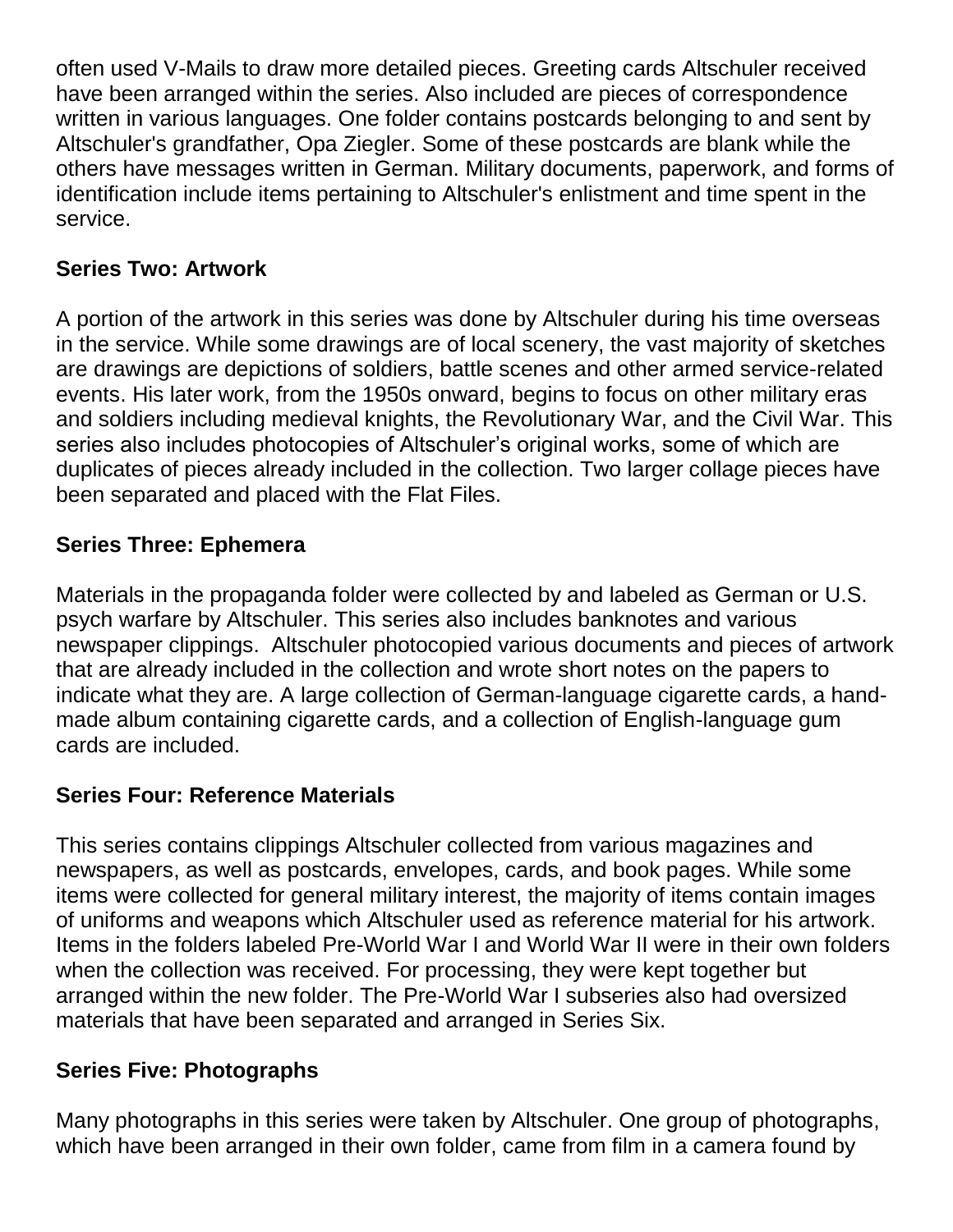often used V-Mails to draw more detailed pieces. Greeting cards Altschuler received have been arranged within the series. Also included are pieces of correspondence written in various languages. One folder contains postcards belonging to and sent by Altschuler's grandfather, Opa Ziegler. Some of these postcards are blank while the others have messages written in German. Military documents, paperwork, and forms of identification include items pertaining to Altschuler's enlistment and time spent in the service.

**Series Two: Artwork**

A portion of the artwork in this series was done by Altschuler during his time overseas in the service. While some drawings are of local scenery, the vast majority of sketches are drawings are depictions of soldiers, battle scenes and other armed service-related events. His later work, from the 1950s onward, begins to focus on other military eras and soldiers including medieval knights, the Revolutionary War, and the Civil War. This series also includes photocopies of Altschuler's original works, some of which are duplicates of pieces already included in the collection. Two larger collage pieces have been separated and placed with the Flat Files.

**Series Three: Ephemera**

Materials in the propaganda folder were collected by and labeled as German or U.S. psych warfare by Altschuler. This series also includes banknotes and various newspaper clippings. Altschuler photocopied various documents and pieces of artwork that are already included in the collection and wrote short notes on the papers to indicate what they are. A large collection of German-language cigarette cards, a hand-made album containing cigarette cards, and a collection of English-language gum cards are included.

**Series Four: Reference Materials**

This series contains clippings Altschuler collected from various magazines and newspapers, as well as postcards, envelopes, cards, and book pages. While some items were collected for general military interest, the majority of items contain images of uniforms and weapons which Altschuler used as reference material for his artwork. Items in the folders labeled Pre-World War I and World War II were in their own folders when the collection was received. For processing, they were kept together but arranged within the new folder. The Pre-World War I subseries also had oversized materials that have been separated and arranged in Series Six.

**Series Five: Photographs**

Many photographs in this series were taken by Altschuler. One group of photographs, which have been arranged in their own folder, came from film in a camera found by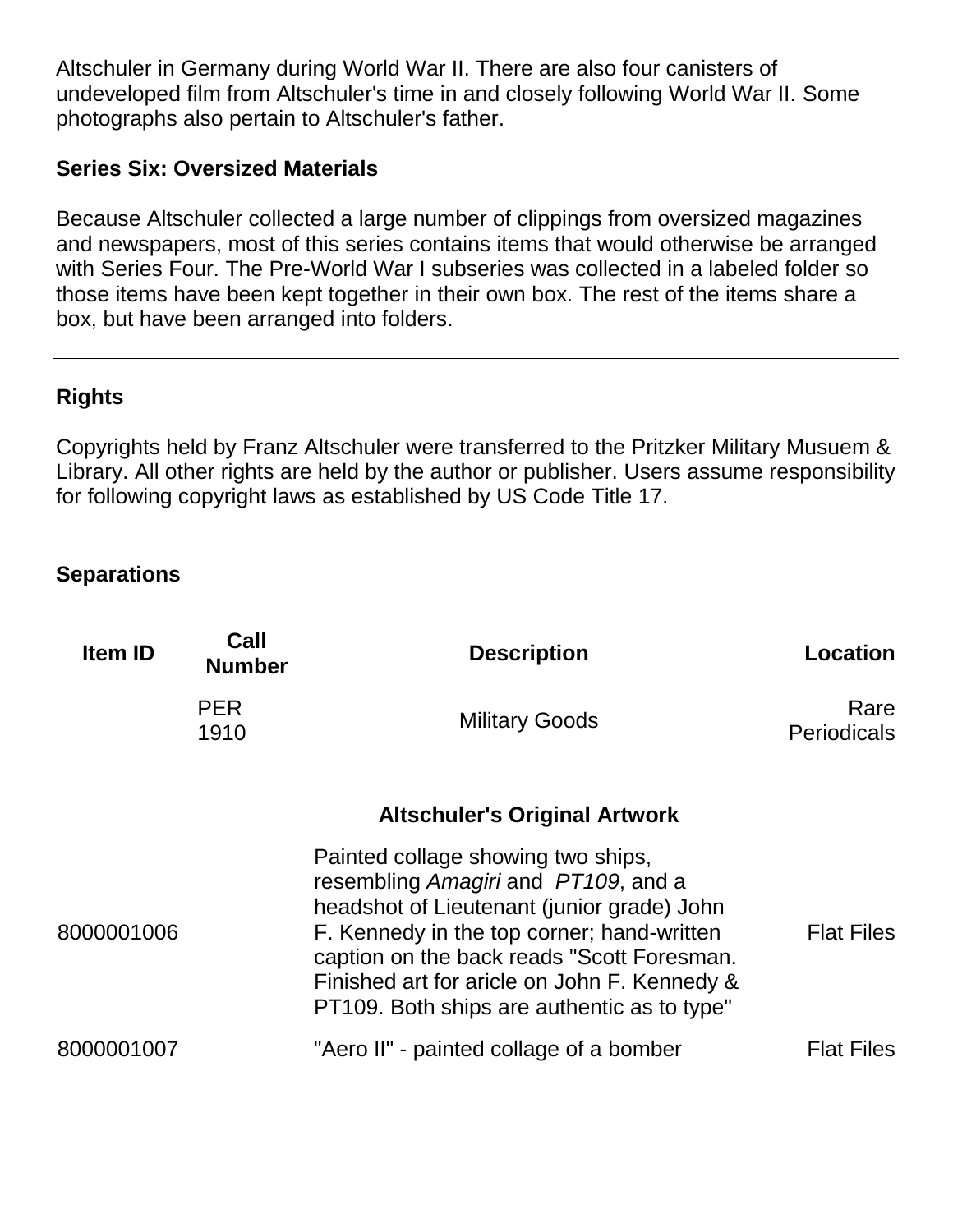Altschuler in Germany during World War II. There are also four canisters of undeveloped film from Altschuler's time in and closely following World War II. Some photographs also pertain to Altschuler's father.

### Series Six: Oversized Materials

Because Altschuler collected a large number of clippings from oversized magazines and newspapers, most of this series contains items that would otherwise be arranged with Series Four. The Pre-World War I subseries was collected in a labeled folder so those items have been kept together in their own box. The rest of the items share a box, but have been arranged into folders.

---

### Rights

Copyrights held by Franz Altschuler were transferred to the Pritzker Military Musuem & Library. All other rights are held by the author or publisher. Users assume responsibility for following copyright laws as established by US Code Title 17.

---

### Separations

| Item ID | Call Number | Description | Location |
|---|---|---|---|
| | PER 1910 | Military Goods | Rare Periodicals |
| | | **Altschuler's Original Artwork** | |
| 8000001006 | | Painted collage showing two ships, resembling *Amagiri* and *PT109*, and a headshot of Lieutenant (junior grade) John F. Kennedy in the top corner; hand-written caption on the back reads "Scott Foresman. Finished art for aricle on John F. Kennedy & PT109. Both ships are authentic as to type" | Flat Files |
| 8000001007 | | "Aero II" - painted collage of a bomber | Flat Files |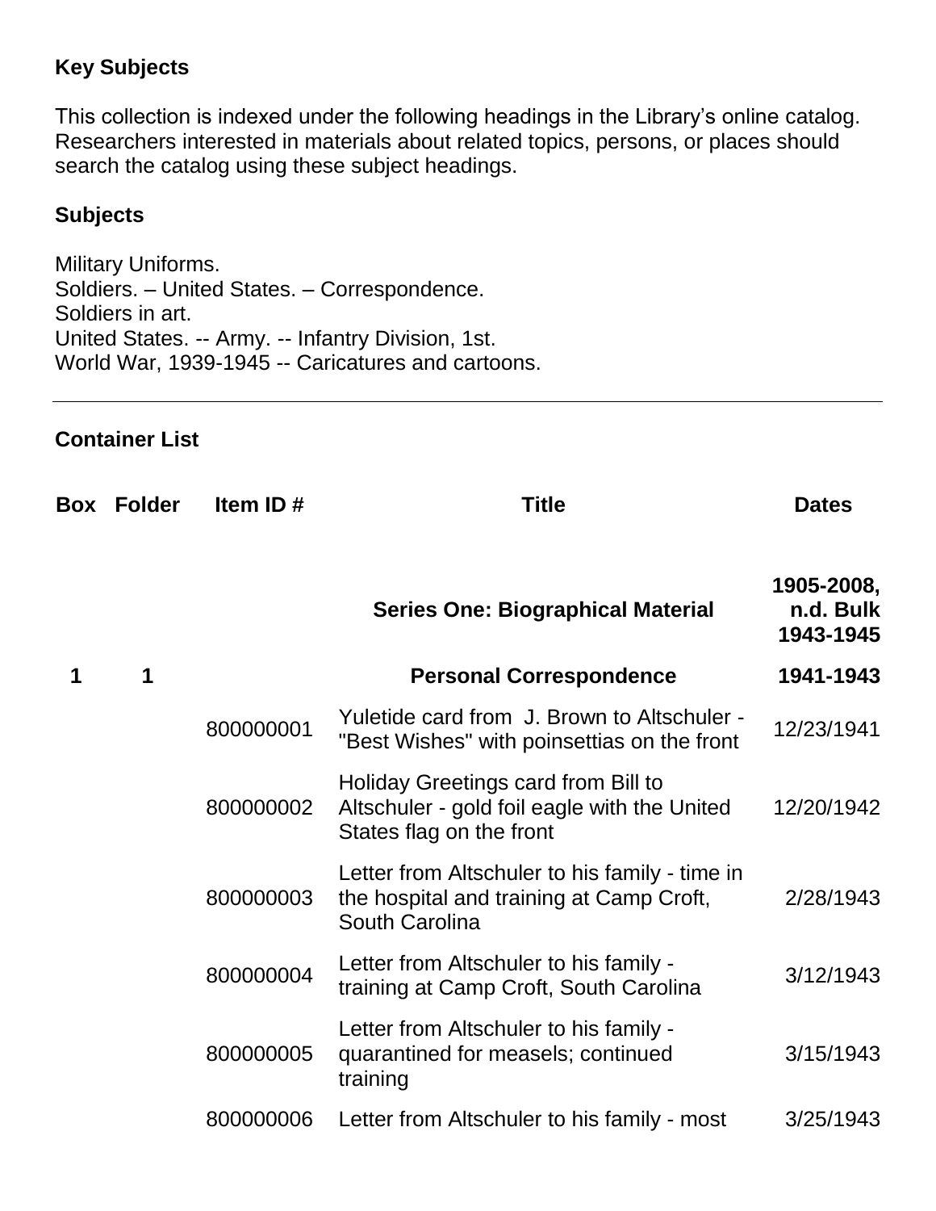## Key Subjects

This collection is indexed under the following headings in the Library's online catalog. Researchers interested in materials about related topics, persons, or places should search the catalog using these subject headings.

### Subjects

Military Uniforms.
Soldiers. – United States. – Correspondence.
Soldiers in art.
United States. -- Army. -- Infantry Division, 1st.
World War, 1939-1945 -- Caricatures and cartoons.

---

## Container List

| Box | Folder | Item ID # | Title | Dates |
|---|---|---|---|---|
| | | | **Series One: Biographical Material** | **1905-2008, n.d. Bulk 1943-1945** |
| **1** | **1** | | **Personal Correspondence** | **1941-1943** |
| | | 800000001 | Yuletide card from J. Brown to Altschuler - "Best Wishes" with poinsettias on the front | 12/23/1941 |
| | | 800000002 | Holiday Greetings card from Bill to Altschuler - gold foil eagle with the United States flag on the front | 12/20/1942 |
| | | 800000003 | Letter from Altschuler to his family - time in the hospital and training at Camp Croft, South Carolina | 2/28/1943 |
| | | 800000004 | Letter from Altschuler to his family - training at Camp Croft, South Carolina | 3/12/1943 |
| | | 800000005 | Letter from Altschuler to his family - quarantined for measels; continued training | 3/15/1943 |
| | | 800000006 | Letter from Altschuler to his family - most | 3/25/1943 |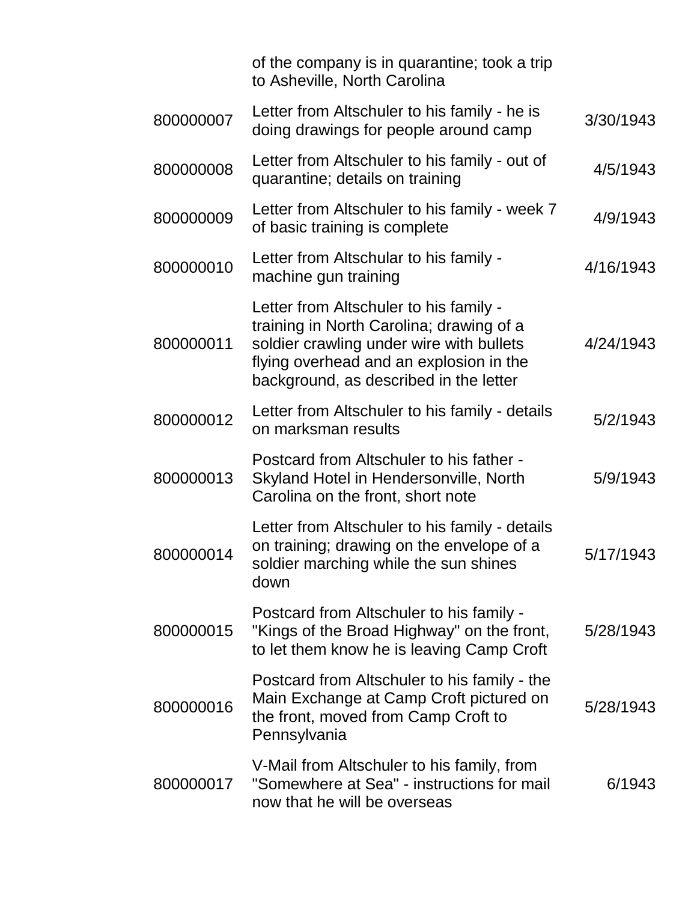| | | |
|---|---|---|
| | of the company is in quarantine; took a trip to Asheville, North Carolina | |
| 800000007 | Letter from Altschuler to his family - he is doing drawings for people around camp | 3/30/1943 |
| 800000008 | Letter from Altschuler to his family - out of quarantine; details on training | 4/5/1943 |
| 800000009 | Letter from Altschuler to his family - week 7 of basic training is complete | 4/9/1943 |
| 800000010 | Letter from Altschular to his family - machine gun training | 4/16/1943 |
| 800000011 | Letter from Altschuler to his family - training in North Carolina; drawing of a soldier crawling under wire with bullets flying overhead and an explosion in the background, as described in the letter | 4/24/1943 |
| 800000012 | Letter from Altschuler to his family - details on marksman results | 5/2/1943 |
| 800000013 | Postcard from Altschuler to his father - Skyland Hotel in Hendersonville, North Carolina on the front, short note | 5/9/1943 |
| 800000014 | Letter from Altschuler to his family - details on training; drawing on the envelope of a soldier marching while the sun shines down | 5/17/1943 |
| 800000015 | Postcard from Altschuler to his family - "Kings of the Broad Highway" on the front, to let them know he is leaving Camp Croft | 5/28/1943 |
| 800000016 | Postcard from Altschuler to his family - the Main Exchange at Camp Croft pictured on the front, moved from Camp Croft to Pennsylvania | 5/28/1943 |
| 800000017 | V-Mail from Altschuler to his family, from "Somewhere at Sea" - instructions for mail now that he will be overseas | 6/1943 |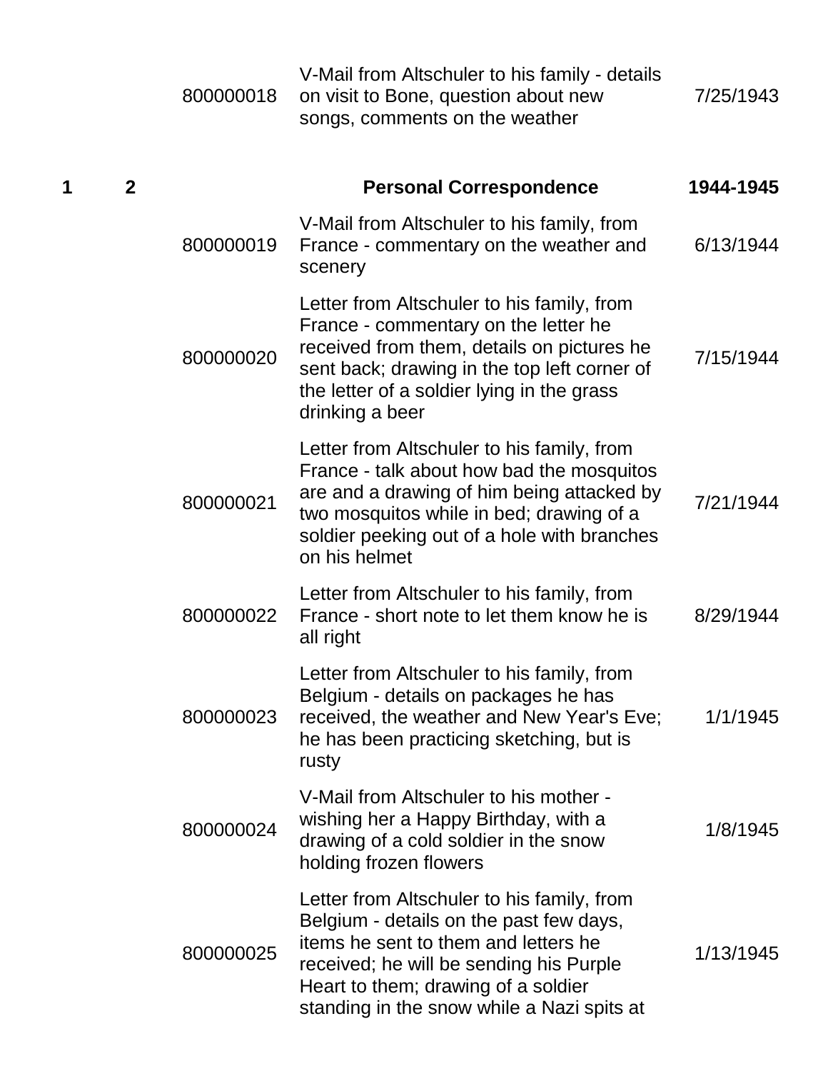| Box | Folder | Item ID | Description | Date |
|---|---|---|---|---|
| | | 800000018 | V-Mail from Altschuler to his family - details on visit to Bone, question about new songs, comments on the weather | 7/25/1943 |
| **1** | **2** | | **Personal Correspondence** | **1944-1945** |
| | | 800000019 | V-Mail from Altschuler to his family, from France - commentary on the weather and scenery | 6/13/1944 |
| | | 800000020 | Letter from Altschuler to his family, from France - commentary on the letter he received from them, details on pictures he sent back; drawing in the top left corner of the letter of a soldier lying in the grass drinking a beer | 7/15/1944 |
| | | 800000021 | Letter from Altschuler to his family, from France - talk about how bad the mosquitos are and a drawing of him being attacked by two mosquitos while in bed; drawing of a soldier peeking out of a hole with branches on his helmet | 7/21/1944 |
| | | 800000022 | Letter from Altschuler to his family, from France - short note to let them know he is all right | 8/29/1944 |
| | | 800000023 | Letter from Altschuler to his family, from Belgium - details on packages he has received, the weather and New Year's Eve; he has been practicing sketching, but is rusty | 1/1/1945 |
| | | 800000024 | V-Mail from Altschuler to his mother - wishing her a Happy Birthday, with a drawing of a cold soldier in the snow holding frozen flowers | 1/8/1945 |
| | | 800000025 | Letter from Altschuler to his family, from Belgium - details on the past few days, items he sent to them and letters he received; he will be sending his Purple Heart to them; drawing of a soldier standing in the snow while a Nazi spits at | 1/13/1945 |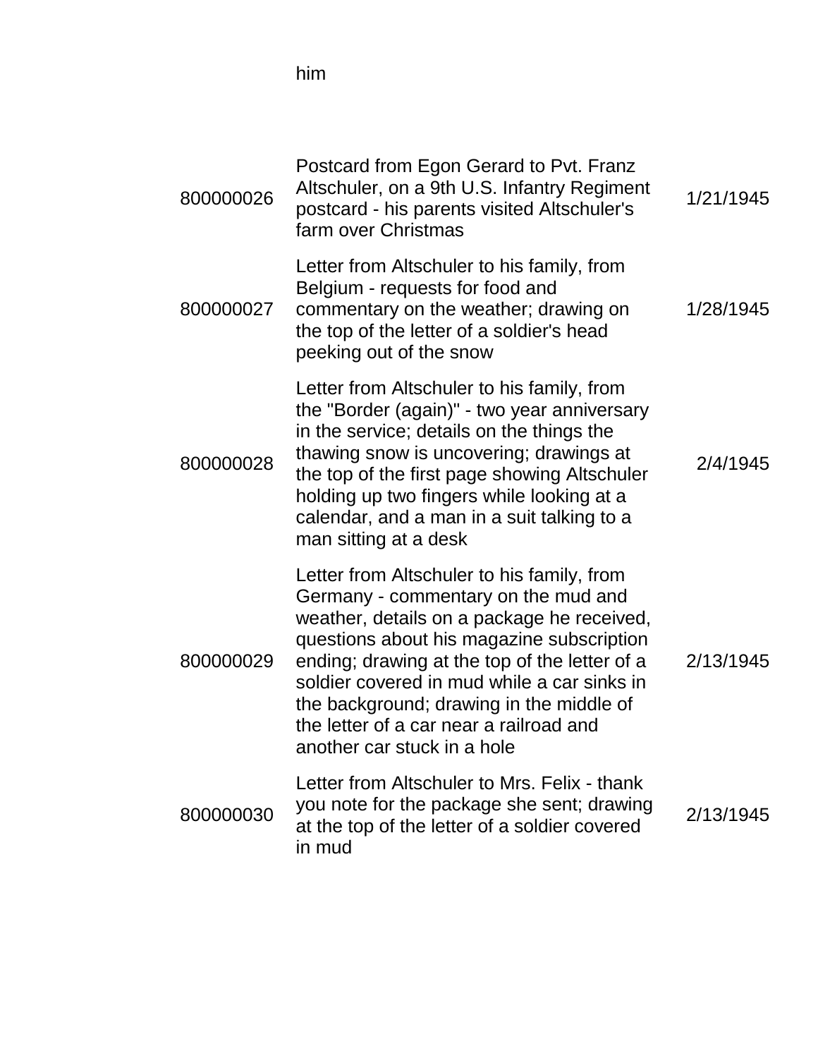| | him | |
|---|---|---|
| 800000026 | Postcard from Egon Gerard to Pvt. Franz Altschuler, on a 9th U.S. Infantry Regiment postcard - his parents visited Altschuler's farm over Christmas | 1/21/1945 |
| 800000027 | Letter from Altschuler to his family, from Belgium - requests for food and commentary on the weather; drawing on the top of the letter of a soldier's head peeking out of the snow | 1/28/1945 |
| 800000028 | Letter from Altschuler to his family, from the "Border (again)" - two year anniversary in the service; details on the things the thawing snow is uncovering; drawings at the top of the first page showing Altschuler holding up two fingers while looking at a calendar, and a man in a suit talking to a man sitting at a desk | 2/4/1945 |
| 800000029 | Letter from Altschuler to his family, from Germany - commentary on the mud and weather, details on a package he received, questions about his magazine subscription ending; drawing at the top of the letter of a soldier covered in mud while a car sinks in the background; drawing in the middle of the letter of a car near a railroad and another car stuck in a hole | 2/13/1945 |
| 800000030 | Letter from Altschuler to Mrs. Felix - thank you note for the package she sent; drawing at the top of the letter of a soldier covered in mud | 2/13/1945 |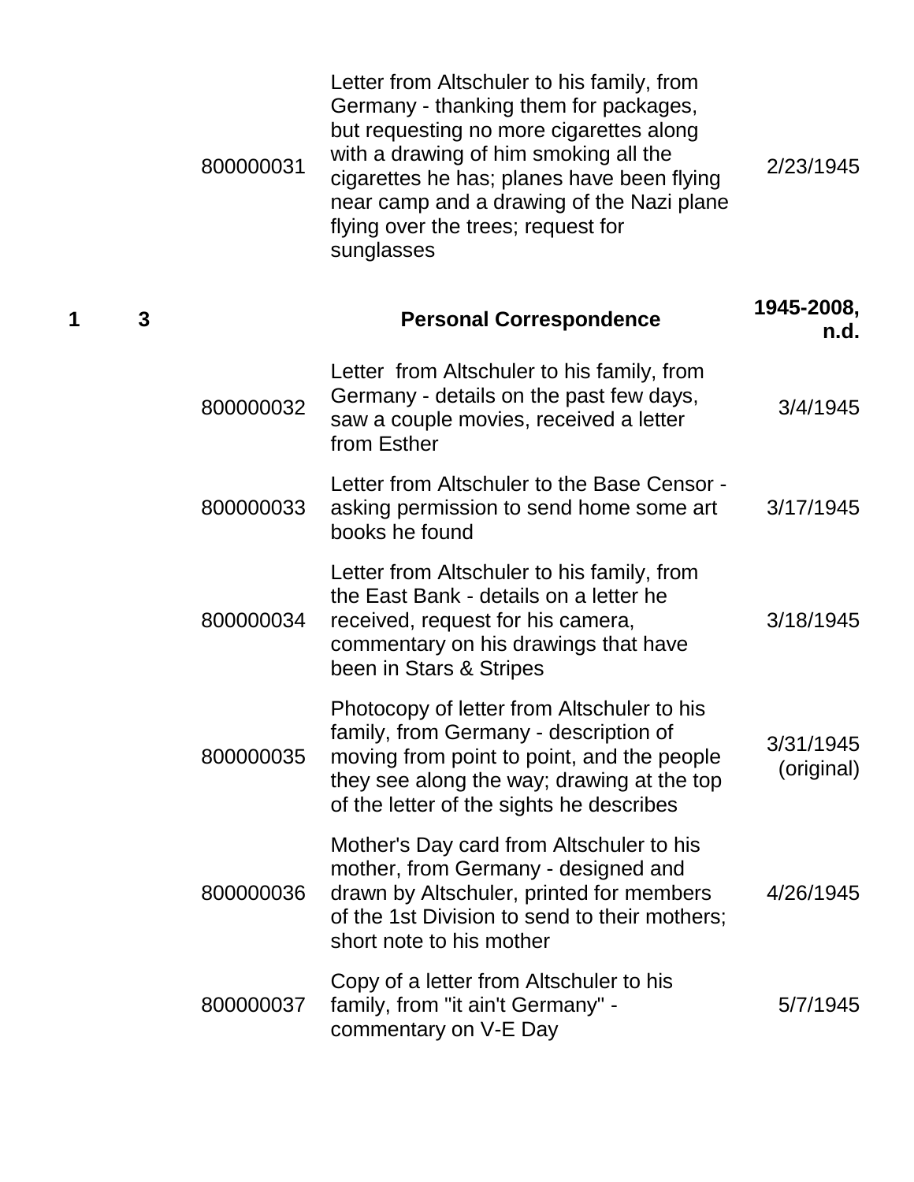| Box | Folder | Item ID | Description | Date |
| --- | --- | --- | --- | --- |
| | | 800000031 | Letter from Altschuler to his family, from Germany - thanking them for packages, but requesting no more cigarettes along with a drawing of him smoking all the cigarettes he has; planes have been flying near camp and a drawing of the Nazi plane flying over the trees; request for sunglasses | 2/23/1945 |
| **1** | **3** | | **Personal Correspondence** | **1945-2008, n.d.** |
| | | 800000032 | Letter from Altschuler to his family, from Germany - details on the past few days, saw a couple movies, received a letter from Esther | 3/4/1945 |
| | | 800000033 | Letter from Altschuler to the Base Censor - asking permission to send home some art books he found | 3/17/1945 |
| | | 800000034 | Letter from Altschuler to his family, from the East Bank - details on a letter he received, request for his camera, commentary on his drawings that have been in Stars & Stripes | 3/18/1945 |
| | | 800000035 | Photocopy of letter from Altschuler to his family, from Germany - description of moving from point to point, and the people they see along the way; drawing at the top of the letter of the sights he describes | 3/31/1945 (original) |
| | | 800000036 | Mother's Day card from Altschuler to his mother, from Germany - designed and drawn by Altschuler, printed for members of the 1st Division to send to their mothers; short note to his mother | 4/26/1945 |
| | | 800000037 | Copy of a letter from Altschuler to his family, from "it ain't Germany" - commentary on V-E Day | 5/7/1945 |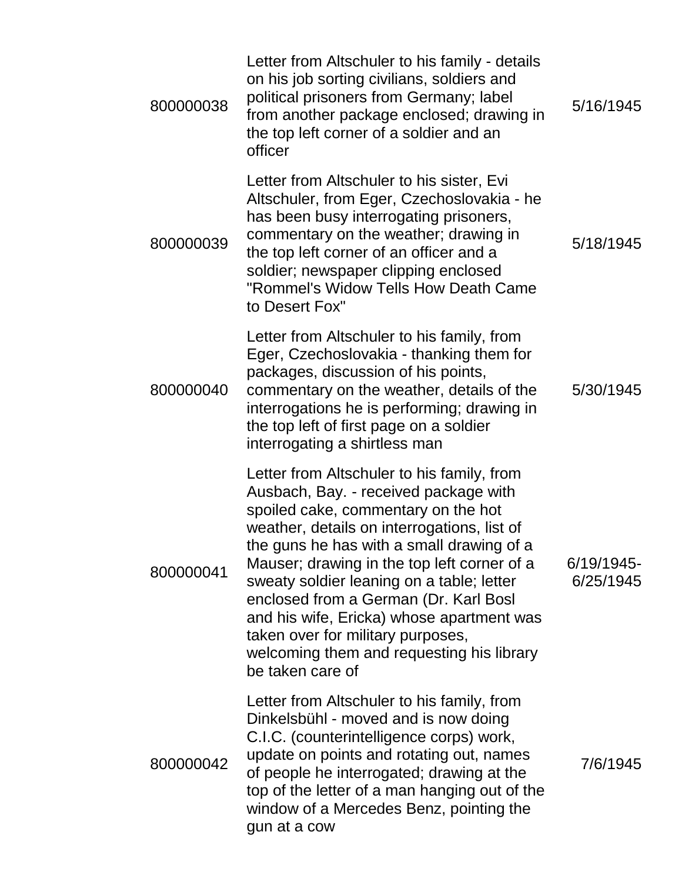| | | |
|---|---|---|
| 800000038 | Letter from Altschuler to his family - details on his job sorting civilians, soldiers and political prisoners from Germany; label from another package enclosed; drawing in the top left corner of a soldier and an officer | 5/16/1945 |
| 800000039 | Letter from Altschuler to his sister, Evi Altschuler, from Eger, Czechoslovakia - he has been busy interrogating prisoners, commentary on the weather; drawing in the top left corner of an officer and a soldier; newspaper clipping enclosed "Rommel's Widow Tells How Death Came to Desert Fox" | 5/18/1945 |
| 800000040 | Letter from Altschuler to his family, from Eger, Czechoslovakia - thanking them for packages, discussion of his points, commentary on the weather, details of the interrogations he is performing; drawing in the top left of first page on a soldier interrogating a shirtless man | 5/30/1945 |
| 800000041 | Letter from Altschuler to his family, from Ausbach, Bay. - received package with spoiled cake, commentary on the hot weather, details on interrogations, list of the guns he has with a small drawing of a Mauser; drawing in the top left corner of a sweaty soldier leaning on a table; letter enclosed from a German (Dr. Karl Bosl and his wife, Ericka) whose apartment was taken over for military purposes, welcoming them and requesting his library be taken care of | 6/19/1945-6/25/1945 |
| 800000042 | Letter from Altschuler to his family, from Dinkelsbühl - moved and is now doing C.I.C. (counterintelligence corps) work, update on points and rotating out, names of people he interrogated; drawing at the top of the letter of a man hanging out of the window of a Mercedes Benz, pointing the gun at a cow | 7/6/1945 |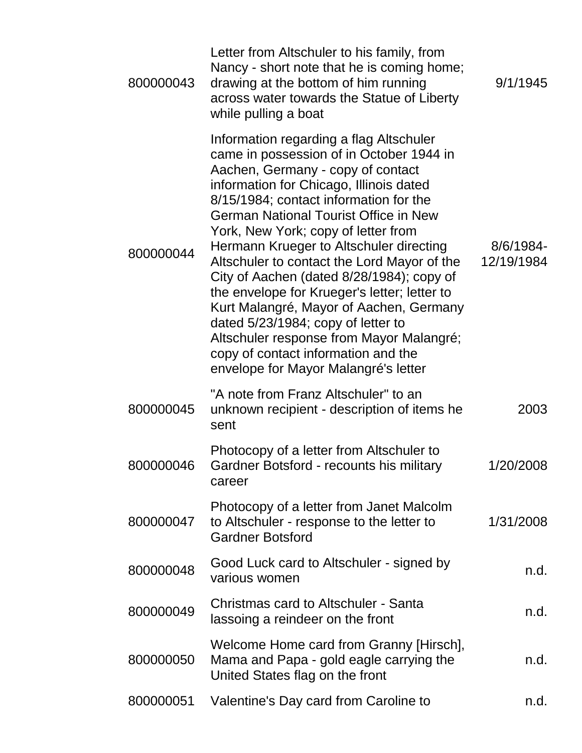| | | |
|---|---|---|
| 800000043 | Letter from Altschuler to his family, from Nancy - short note that he is coming home; drawing at the bottom of him running across water towards the Statue of Liberty while pulling a boat | 9/1/1945 |
| 800000044 | Information regarding a flag Altschuler came in possession of in October 1944 in Aachen, Germany - copy of contact information for Chicago, Illinois dated 8/15/1984; contact information for the German National Tourist Office in New York, New York; copy of letter from Hermann Krueger to Altschuler directing Altschuler to contact the Lord Mayor of the City of Aachen (dated 8/28/1984); copy of the envelope for Krueger's letter; letter to Kurt Malangré, Mayor of Aachen, Germany dated 5/23/1984; copy of letter to Altschuler response from Mayor Malangré; copy of contact information and the envelope for Mayor Malangré's letter | 8/6/1984-12/19/1984 |
| 800000045 | "A note from Franz Altschuler" to an unknown recipient - description of items he sent | 2003 |
| 800000046 | Photocopy of a letter from Altschuler to Gardner Botsford - recounts his military career | 1/20/2008 |
| 800000047 | Photocopy of a letter from Janet Malcolm to Altschuler - response to the letter to Gardner Botsford | 1/31/2008 |
| 800000048 | Good Luck card to Altschuler - signed by various women | n.d. |
| 800000049 | Christmas card to Altschuler - Santa lassoing a reindeer on the front | n.d. |
| 800000050 | Welcome Home card from Granny [Hirsch], Mama and Papa - gold eagle carrying the United States flag on the front | n.d. |
| 800000051 | Valentine's Day card from Caroline to | n.d. |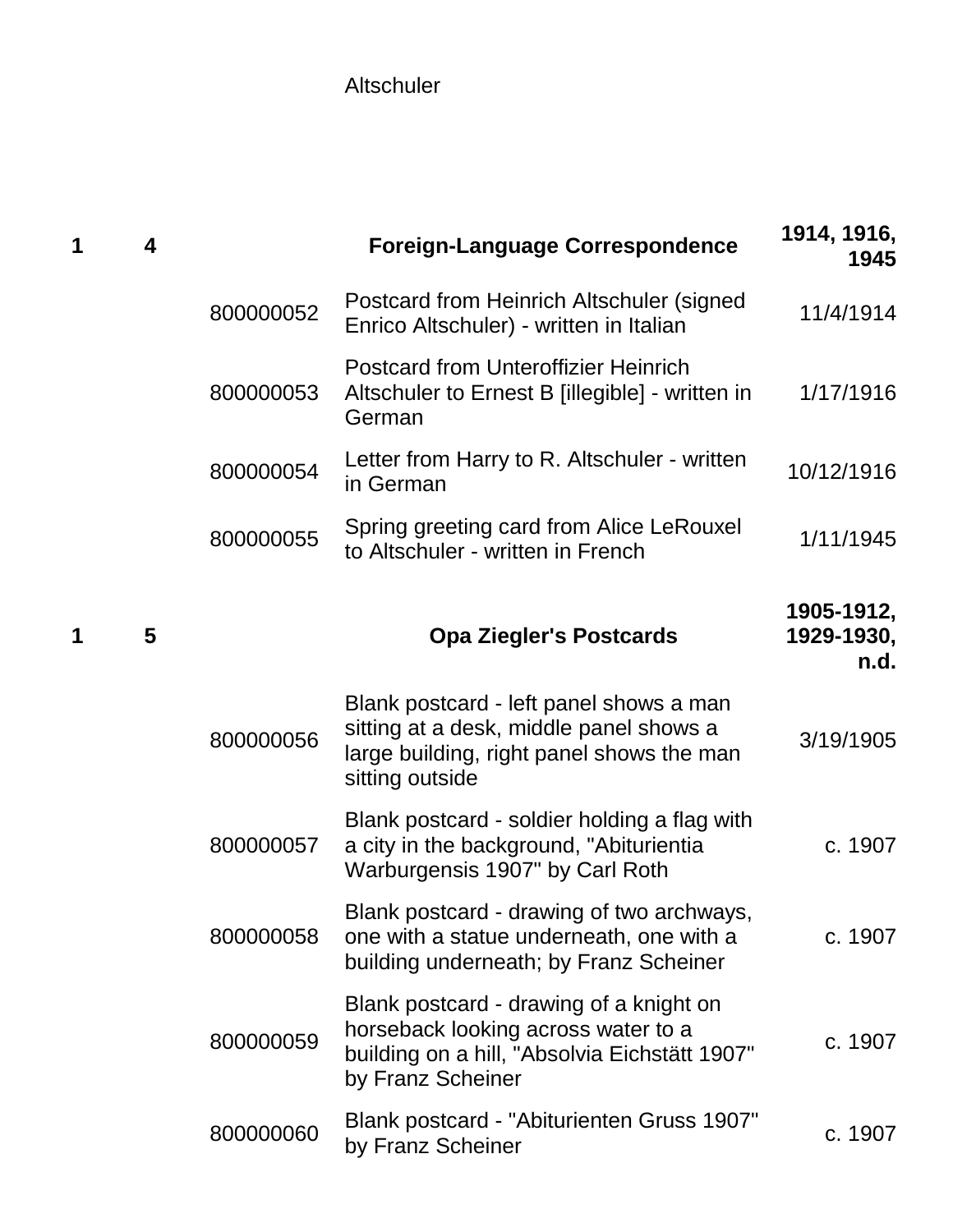| | | | | |
|---|---|---|---|---|
| 1 | 4 | | **Foreign-Language Correspondence** | **1914, 1916, 1945** |
| | | 800000052 | Postcard from Heinrich Altschuler (signed Enrico Altschuler) - written in Italian | 11/4/1914 |
| | | 800000053 | Postcard from Unteroffizier Heinrich Altschuler to Ernest B [illegible] - written in German | 1/17/1916 |
| | | 800000054 | Letter from Harry to R. Altschuler - written in German | 10/12/1916 |
| | | 800000055 | Spring greeting card from Alice LeRouxel to Altschuler - written in French | 1/11/1945 |
| 1 | 5 | | **Opa Ziegler's Postcards** | **1905-1912, 1929-1930, n.d.** |
| | | 800000056 | Blank postcard - left panel shows a man sitting at a desk, middle panel shows a large building, right panel shows the man sitting outside | 3/19/1905 |
| | | 800000057 | Blank postcard - soldier holding a flag with a city in the background, "Abiturientia Warburgensis 1907" by Carl Roth | c. 1907 |
| | | 800000058 | Blank postcard - drawing of two archways, one with a statue underneath, one with a building underneath; by Franz Scheiner | c. 1907 |
| | | 800000059 | Blank postcard - drawing of a knight on horseback looking across water to a building on a hill, "Absolvia Eichstätt 1907" by Franz Scheiner | c. 1907 |
| | | 800000060 | Blank postcard - "Abiturienten Gruss 1907" by Franz Scheiner | c. 1907 |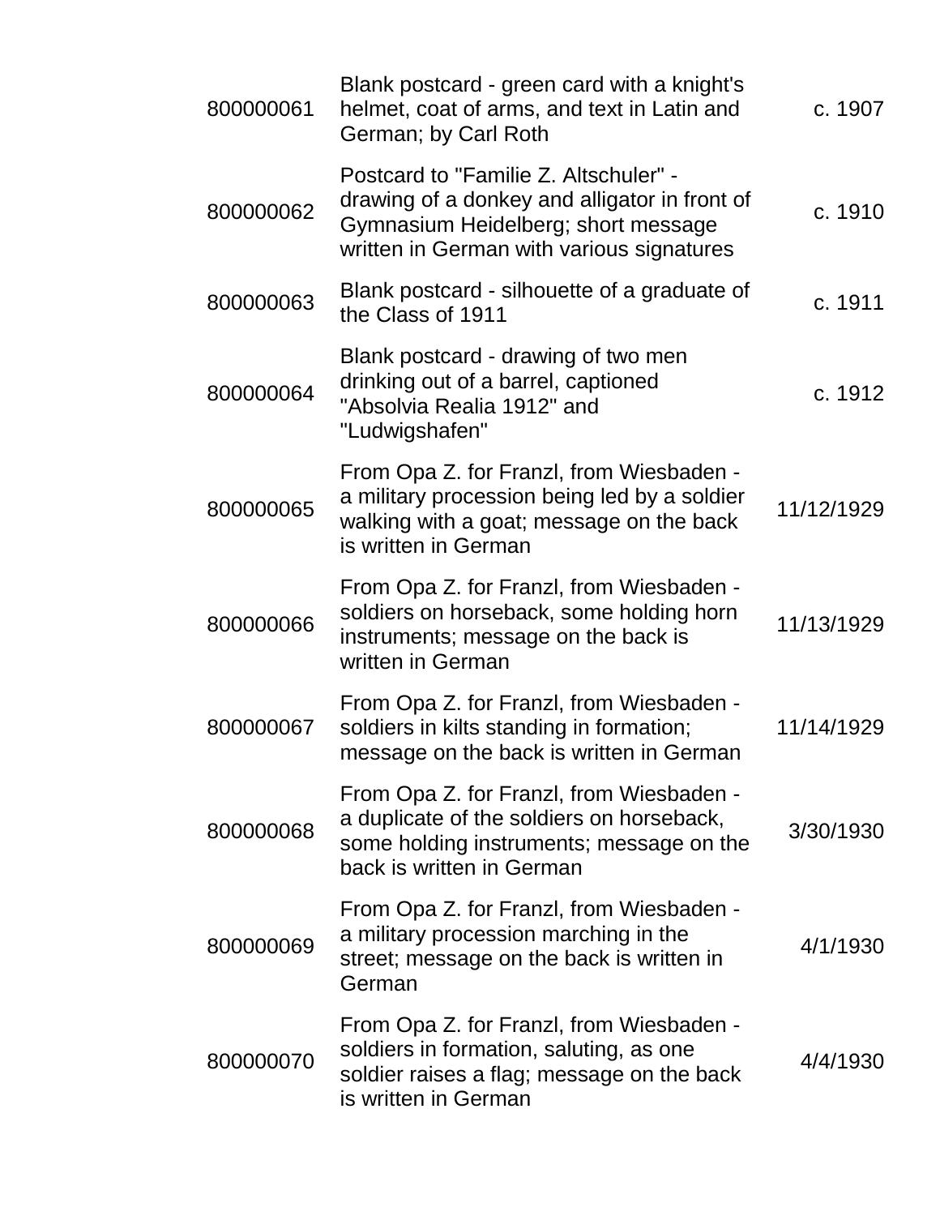| | | |
|---|---|---|
| 800000061 | Blank postcard - green card with a knight's helmet, coat of arms, and text in Latin and German; by Carl Roth | c. 1907 |
| 800000062 | Postcard to "Familie Z. Altschuler" - drawing of a donkey and alligator in front of Gymnasium Heidelberg; short message written in German with various signatures | c. 1910 |
| 800000063 | Blank postcard - silhouette of a graduate of the Class of 1911 | c. 1911 |
| 800000064 | Blank postcard - drawing of two men drinking out of a barrel, captioned "Absolvia Realia 1912" and "Ludwigshafen" | c. 1912 |
| 800000065 | From Opa Z. for Franzl, from Wiesbaden - a military procession being led by a soldier walking with a goat; message on the back is written in German | 11/12/1929 |
| 800000066 | From Opa Z. for Franzl, from Wiesbaden - soldiers on horseback, some holding horn instruments; message on the back is written in German | 11/13/1929 |
| 800000067 | From Opa Z. for Franzl, from Wiesbaden - soldiers in kilts standing in formation; message on the back is written in German | 11/14/1929 |
| 800000068 | From Opa Z. for Franzl, from Wiesbaden - a duplicate of the soldiers on horseback, some holding instruments; message on the back is written in German | 3/30/1930 |
| 800000069 | From Opa Z. for Franzl, from Wiesbaden - a military procession marching in the street; message on the back is written in German | 4/1/1930 |
| 800000070 | From Opa Z. for Franzl, from Wiesbaden - soldiers in formation, saluting, as one soldier raises a flag; message on the back is written in German | 4/4/1930 |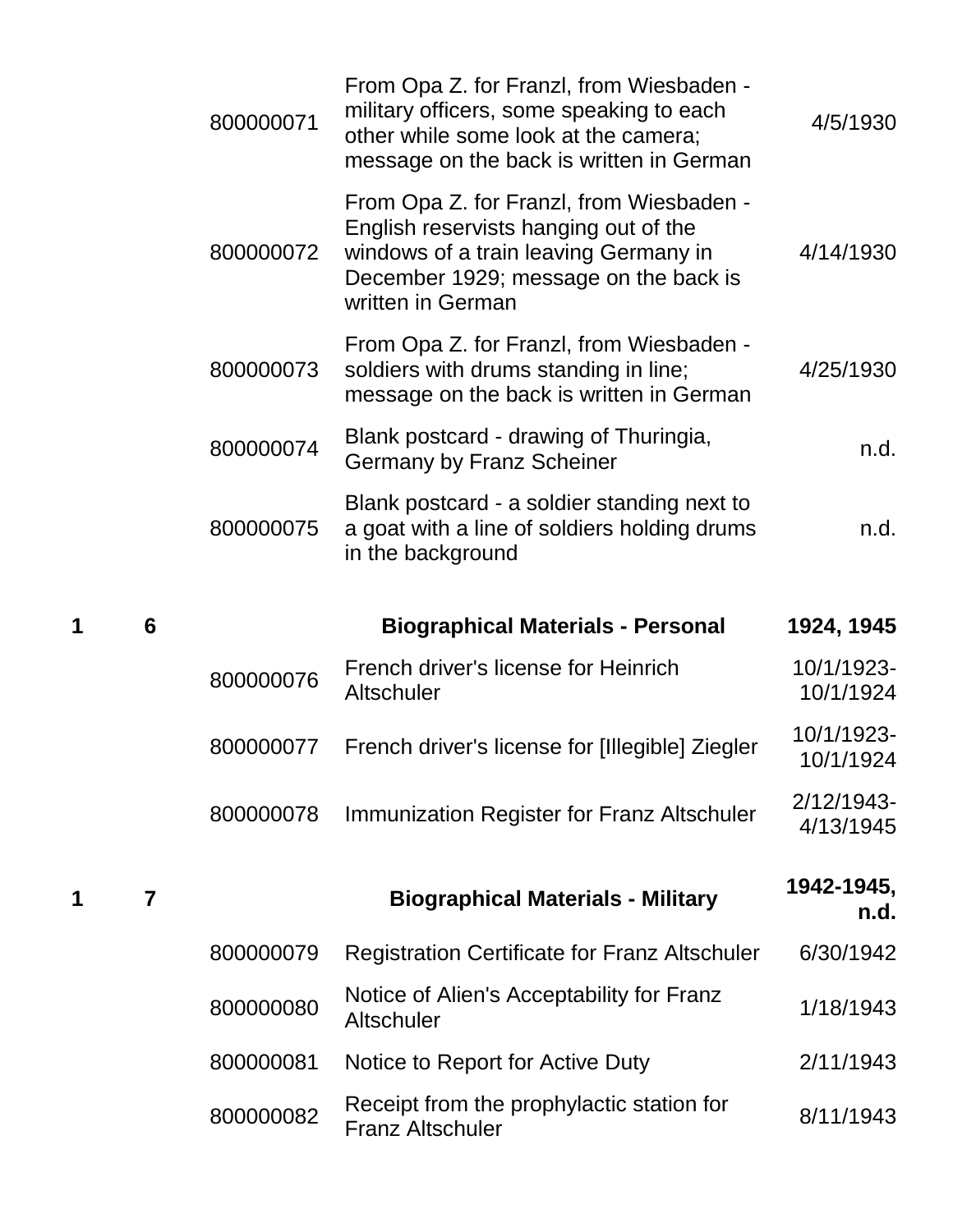| Box | Folder | Item ID | Description | Date |
|---|---|---|---|---|
| | | 800000071 | From Opa Z. for Franzl, from Wiesbaden - military officers, some speaking to each other while some look at the camera; message on the back is written in German | 4/5/1930 |
| | | 800000072 | From Opa Z. for Franzl, from Wiesbaden - English reservists hanging out of the windows of a train leaving Germany in December 1929; message on the back is written in German | 4/14/1930 |
| | | 800000073 | From Opa Z. for Franzl, from Wiesbaden - soldiers with drums standing in line; message on the back is written in German | 4/25/1930 |
| | | 800000074 | Blank postcard - drawing of Thuringia, Germany by Franz Scheiner | n.d. |
| | | 800000075 | Blank postcard - a soldier standing next to a goat with a line of soldiers holding drums in the background | n.d. |
| **1** | **6** | | **Biographical Materials - Personal** | **1924, 1945** |
| | | 800000076 | French driver's license for Heinrich Altschuler | 10/1/1923-10/1/1924 |
| | | 800000077 | French driver's license for [Illegible] Ziegler | 10/1/1923-10/1/1924 |
| | | 800000078 | Immunization Register for Franz Altschuler | 2/12/1943-4/13/1945 |
| **1** | **7** | | **Biographical Materials - Military** | **1942-1945, n.d.** |
| | | 800000079 | Registration Certificate for Franz Altschuler | 6/30/1942 |
| | | 800000080 | Notice of Alien's Acceptability for Franz Altschuler | 1/18/1943 |
| | | 800000081 | Notice to Report for Active Duty | 2/11/1943 |
| | | 800000082 | Receipt from the prophylactic station for Franz Altschuler | 8/11/1943 |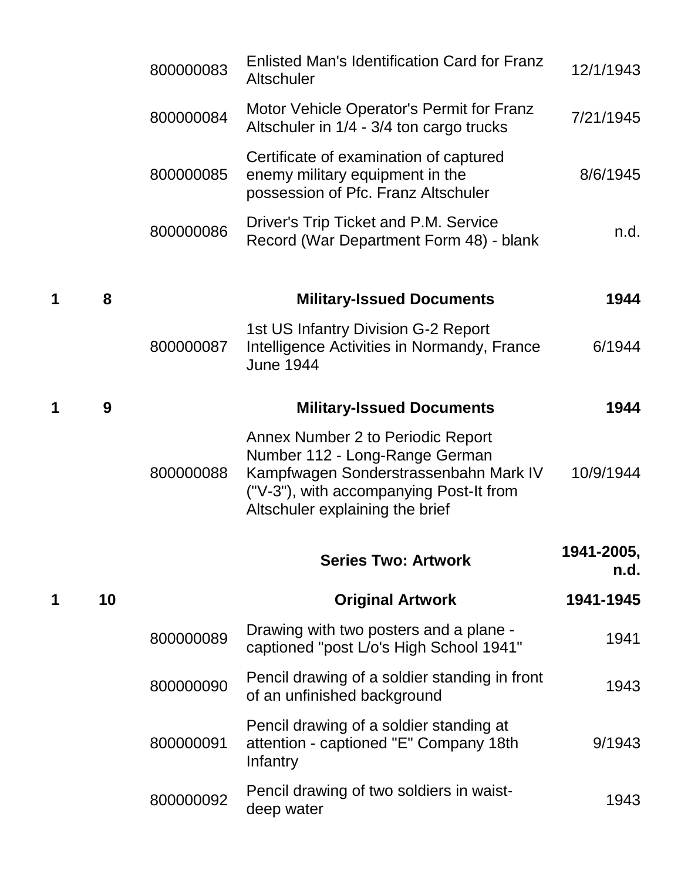| Box | Folder | Item ID | Title | Date |
|---|---|---|---|---|
| | | 800000083 | Enlisted Man's Identification Card for Franz Altschuler | 12/1/1943 |
| | | 800000084 | Motor Vehicle Operator's Permit for Franz Altschuler in 1/4 - 3/4 ton cargo trucks | 7/21/1945 |
| | | 800000085 | Certificate of examination of captured enemy military equipment in the possession of Pfc. Franz Altschuler | 8/6/1945 |
| | | 800000086 | Driver's Trip Ticket and P.M. Service Record (War Department Form 48) - blank | n.d. |
| **1** | **8** | | **Military-Issued Documents** | **1944** |
| | | 800000087 | 1st US Infantry Division G-2 Report Intelligence Activities in Normandy, France June 1944 | 6/1944 |
| **1** | **9** | | **Military-Issued Documents** | **1944** |
| | | 800000088 | Annex Number 2 to Periodic Report Number 112 - Long-Range German Kampfwagen Sonderstrassenbahn Mark IV ("V-3"), with accompanying Post-It from Altschuler explaining the brief | 10/9/1944 |
| | | | **Series Two: Artwork** | **1941-2005, n.d.** |
| **1** | **10** | | **Original Artwork** | **1941-1945** |
| | | 800000089 | Drawing with two posters and a plane - captioned "post L/o's High School 1941" | 1941 |
| | | 800000090 | Pencil drawing of a soldier standing in front of an unfinished background | 1943 |
| | | 800000091 | Pencil drawing of a soldier standing at attention - captioned "E" Company 18th Infantry | 9/1943 |
| | | 800000092 | Pencil drawing of two soldiers in waist-deep water | 1943 |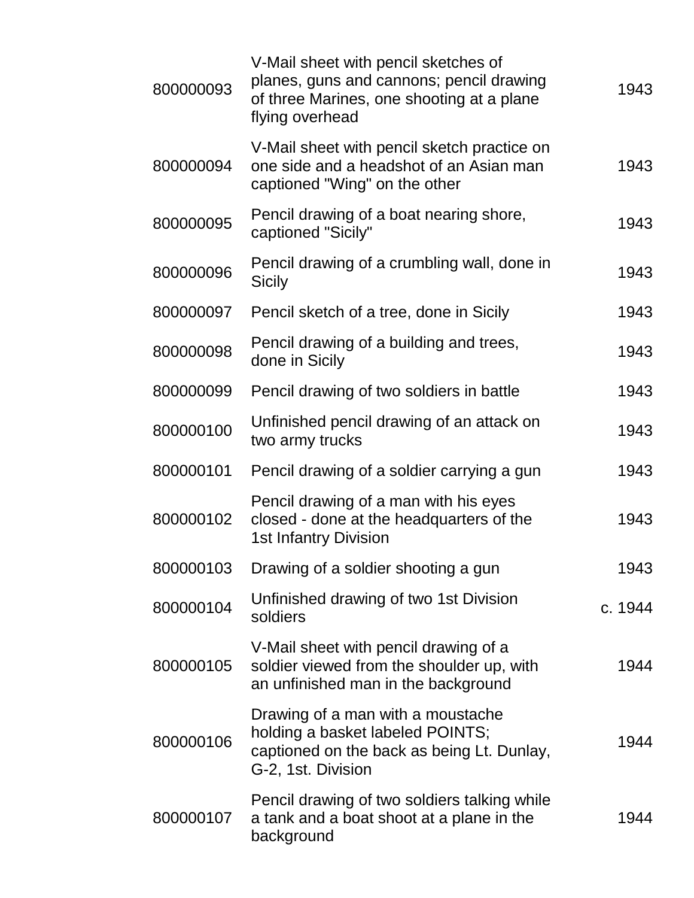| | | |
|---|---|---|
| 800000093 | V-Mail sheet with pencil sketches of planes, guns and cannons; pencil drawing of three Marines, one shooting at a plane flying overhead | 1943 |
| 800000094 | V-Mail sheet with pencil sketch practice on one side and a headshot of an Asian man captioned "Wing" on the other | 1943 |
| 800000095 | Pencil drawing of a boat nearing shore, captioned "Sicily" | 1943 |
| 800000096 | Pencil drawing of a crumbling wall, done in Sicily | 1943 |
| 800000097 | Pencil sketch of a tree, done in Sicily | 1943 |
| 800000098 | Pencil drawing of a building and trees, done in Sicily | 1943 |
| 800000099 | Pencil drawing of two soldiers in battle | 1943 |
| 800000100 | Unfinished pencil drawing of an attack on two army trucks | 1943 |
| 800000101 | Pencil drawing of a soldier carrying a gun | 1943 |
| 800000102 | Pencil drawing of a man with his eyes closed - done at the headquarters of the 1st Infantry Division | 1943 |
| 800000103 | Drawing of a soldier shooting a gun | 1943 |
| 800000104 | Unfinished drawing of two 1st Division soldiers | c. 1944 |
| 800000105 | V-Mail sheet with pencil drawing of a soldier viewed from the shoulder up, with an unfinished man in the background | 1944 |
| 800000106 | Drawing of a man with a moustache holding a basket labeled POINTS; captioned on the back as being Lt. Dunlay, G-2, 1st. Division | 1944 |
| 800000107 | Pencil drawing of two soldiers talking while a tank and a boat shoot at a plane in the background | 1944 |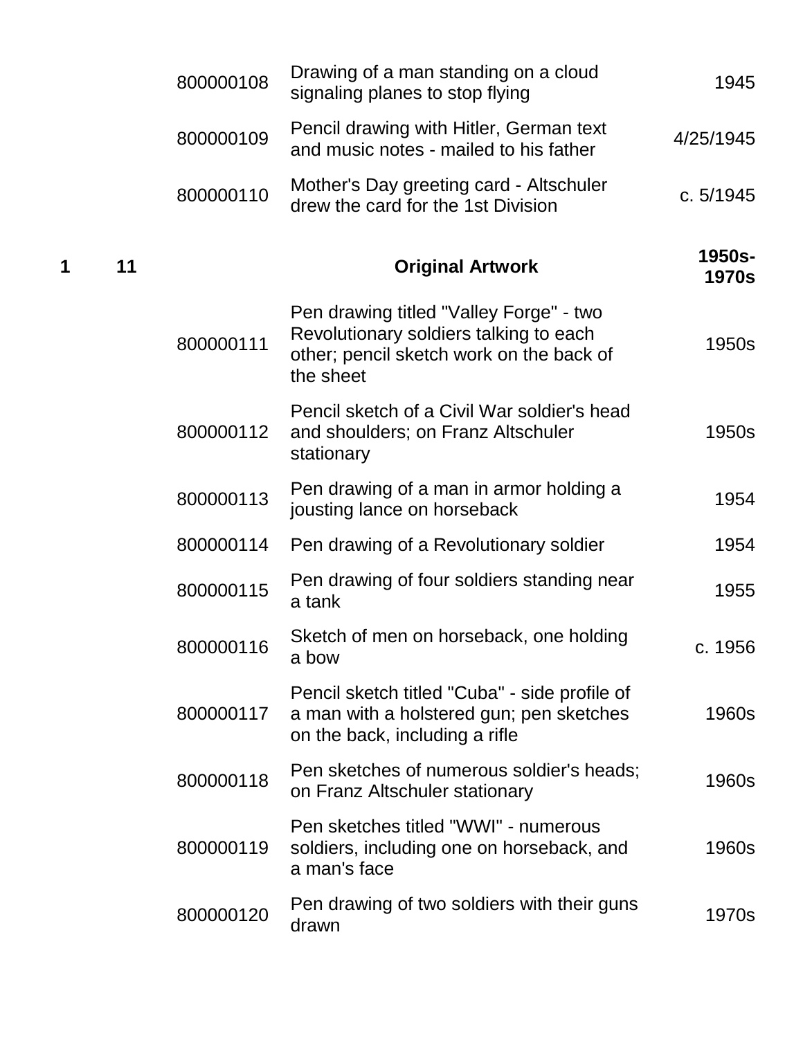| | | | | |
|---|---|---|---|---|
| | | 800000108 | Drawing of a man standing on a cloud signaling planes to stop flying | 1945 |
| | | 800000109 | Pencil drawing with Hitler, German text and music notes - mailed to his father | 4/25/1945 |
| | | 800000110 | Mother's Day greeting card - Altschuler drew the card for the 1st Division | c. 5/1945 |
| **1** | **11** | | **Original Artwork** | **1950s-1970s** |
| | | 800000111 | Pen drawing titled "Valley Forge" - two Revolutionary soldiers talking to each other; pencil sketch work on the back of the sheet | 1950s |
| | | 800000112 | Pencil sketch of a Civil War soldier's head and shoulders; on Franz Altschuler stationary | 1950s |
| | | 800000113 | Pen drawing of a man in armor holding a jousting lance on horseback | 1954 |
| | | 800000114 | Pen drawing of a Revolutionary soldier | 1954 |
| | | 800000115 | Pen drawing of four soldiers standing near a tank | 1955 |
| | | 800000116 | Sketch of men on horseback, one holding a bow | c. 1956 |
| | | 800000117 | Pencil sketch titled "Cuba" - side profile of a man with a holstered gun; pen sketches on the back, including a rifle | 1960s |
| | | 800000118 | Pen sketches of numerous soldier's heads; on Franz Altschuler stationary | 1960s |
| | | 800000119 | Pen sketches titled "WWI" - numerous soldiers, including one on horseback, and a man's face | 1960s |
| | | 800000120 | Pen drawing of two soldiers with their guns drawn | 1970s |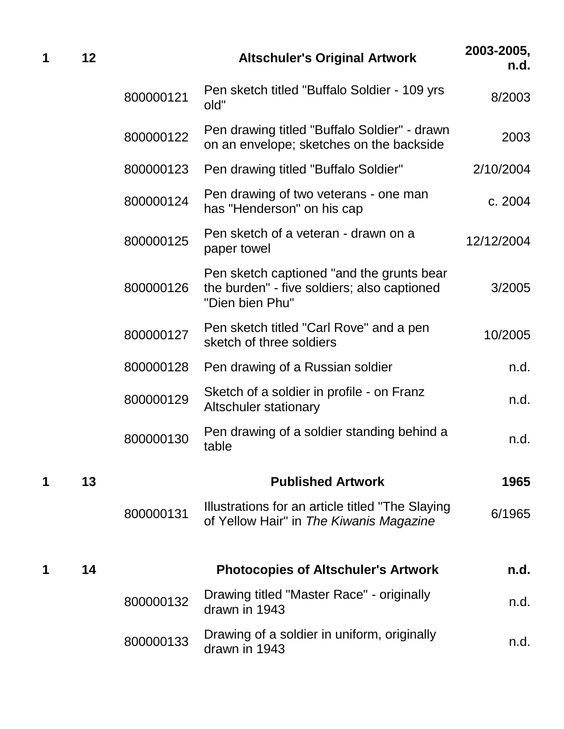| Box | Folder | Item | Description | Date |
|---|---|---|---|---|
| 1 | 12 | | **Altschuler's Original Artwork** | **2003-2005, n.d.** |
| | | 800000121 | Pen sketch titled "Buffalo Soldier - 109 yrs old" | 8/2003 |
| | | 800000122 | Pen drawing titled "Buffalo Soldier" - drawn on an envelope; sketches on the backside | 2003 |
| | | 800000123 | Pen drawing titled "Buffalo Soldier" | 2/10/2004 |
| | | 800000124 | Pen drawing of two veterans - one man has "Henderson" on his cap | c. 2004 |
| | | 800000125 | Pen sketch of a veteran - drawn on a paper towel | 12/12/2004 |
| | | 800000126 | Pen sketch captioned "and the grunts bear the burden" - five soldiers; also captioned "Dien bien Phu" | 3/2005 |
| | | 800000127 | Pen sketch titled "Carl Rove" and a pen sketch of three soldiers | 10/2005 |
| | | 800000128 | Pen drawing of a Russian soldier | n.d. |
| | | 800000129 | Sketch of a soldier in profile - on Franz Altschuler stationary | n.d. |
| | | 800000130 | Pen drawing of a soldier standing behind a table | n.d. |
| 1 | 13 | | **Published Artwork** | **1965** |
| | | 800000131 | Illustrations for an article titled "The Slaying of Yellow Hair" in *The Kiwanis Magazine* | 6/1965 |
| 1 | 14 | | **Photocopies of Altschuler's Artwork** | **n.d.** |
| | | 800000132 | Drawing titled "Master Race" - originally drawn in 1943 | n.d. |
| | | 800000133 | Drawing of a soldier in uniform, originally drawn in 1943 | n.d. |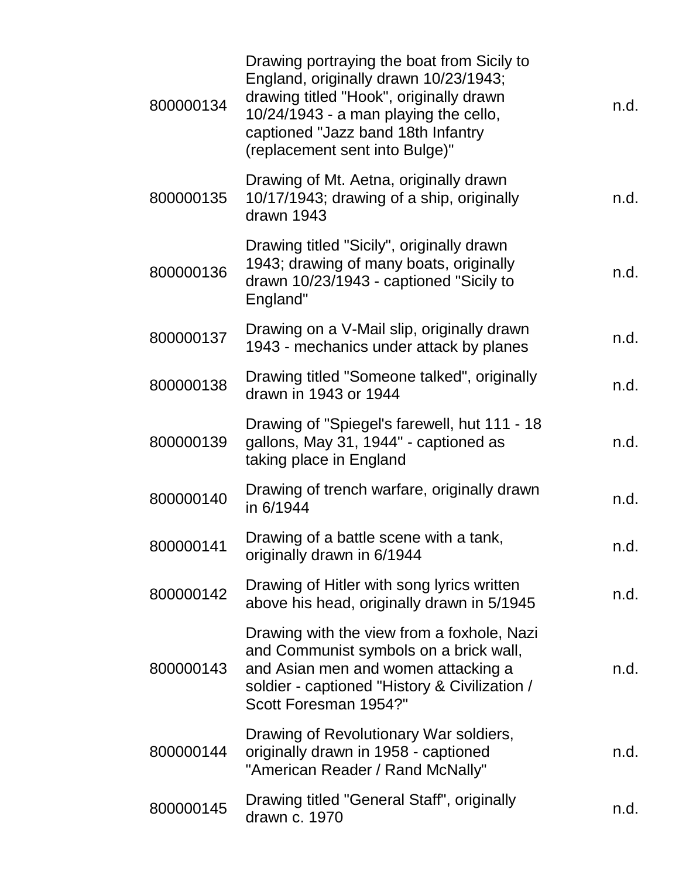| | | |
|---|---|---|
| 800000134 | Drawing portraying the boat from Sicily to England, originally drawn 10/23/1943; drawing titled "Hook", originally drawn 10/24/1943 - a man playing the cello, captioned "Jazz band 18th Infantry (replacement sent into Bulge)" | n.d. |
| 800000135 | Drawing of Mt. Aetna, originally drawn 10/17/1943; drawing of a ship, originally drawn 1943 | n.d. |
| 800000136 | Drawing titled "Sicily", originally drawn 1943; drawing of many boats, originally drawn 10/23/1943 - captioned "Sicily to England" | n.d. |
| 800000137 | Drawing on a V-Mail slip, originally drawn 1943 - mechanics under attack by planes | n.d. |
| 800000138 | Drawing titled "Someone talked", originally drawn in 1943 or 1944 | n.d. |
| 800000139 | Drawing of "Spiegel's farewell, hut 111 - 18 gallons, May 31, 1944" - captioned as taking place in England | n.d. |
| 800000140 | Drawing of trench warfare, originally drawn in 6/1944 | n.d. |
| 800000141 | Drawing of a battle scene with a tank, originally drawn in 6/1944 | n.d. |
| 800000142 | Drawing of Hitler with song lyrics written above his head, originally drawn in 5/1945 | n.d. |
| 800000143 | Drawing with the view from a foxhole, Nazi and Communist symbols on a brick wall, and Asian men and women attacking a soldier - captioned "History & Civilization / Scott Foresman 1954?" | n.d. |
| 800000144 | Drawing of Revolutionary War soldiers, originally drawn in 1958 - captioned "American Reader / Rand McNally" | n.d. |
| 800000145 | Drawing titled "General Staff", originally drawn c. 1970 | n.d. |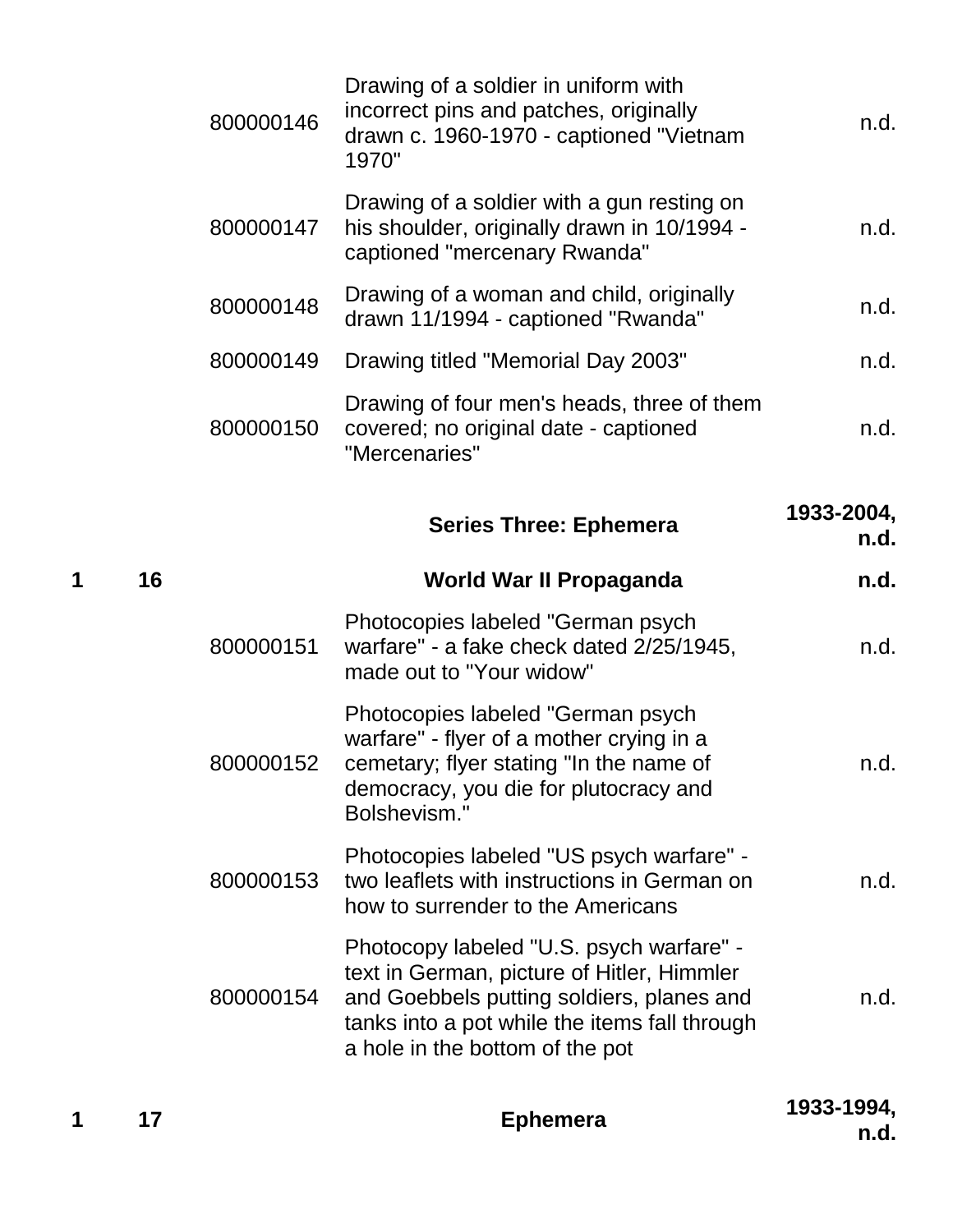| Box | Folder | Item | Description | Date |
|---|---|---|---|---|
| | | 800000146 | Drawing of a soldier in uniform with incorrect pins and patches, originally drawn c. 1960-1970 - captioned "Vietnam 1970" | n.d. |
| | | 800000147 | Drawing of a soldier with a gun resting on his shoulder, originally drawn in 10/1994 - captioned "mercenary Rwanda" | n.d. |
| | | 800000148 | Drawing of a woman and child, originally drawn 11/1994 - captioned "Rwanda" | n.d. |
| | | 800000149 | Drawing titled "Memorial Day 2003" | n.d. |
| | | 800000150 | Drawing of four men's heads, three of them covered; no original date - captioned "Mercenaries" | n.d. |
| | | | **Series Three: Ephemera** | **1933-2004, n.d.** |
| **1** | **16** | | **World War II Propaganda** | **n.d.** |
| | | 800000151 | Photocopies labeled "German psych warfare" - a fake check dated 2/25/1945, made out to "Your widow" | n.d. |
| | | 800000152 | Photocopies labeled "German psych warfare" - flyer of a mother crying in a cemetary; flyer stating "In the name of democracy, you die for plutocracy and Bolshevism." | n.d. |
| | | 800000153 | Photocopies labeled "US psych warfare" - two leaflets with instructions in German on how to surrender to the Americans | n.d. |
| | | 800000154 | Photocopy labeled "U.S. psych warfare" - text in German, picture of Hitler, Himmler and Goebbels putting soldiers, planes and tanks into a pot while the items fall through a hole in the bottom of the pot | n.d. |
| **1** | **17** | | **Ephemera** | **1933-1994, n.d.** |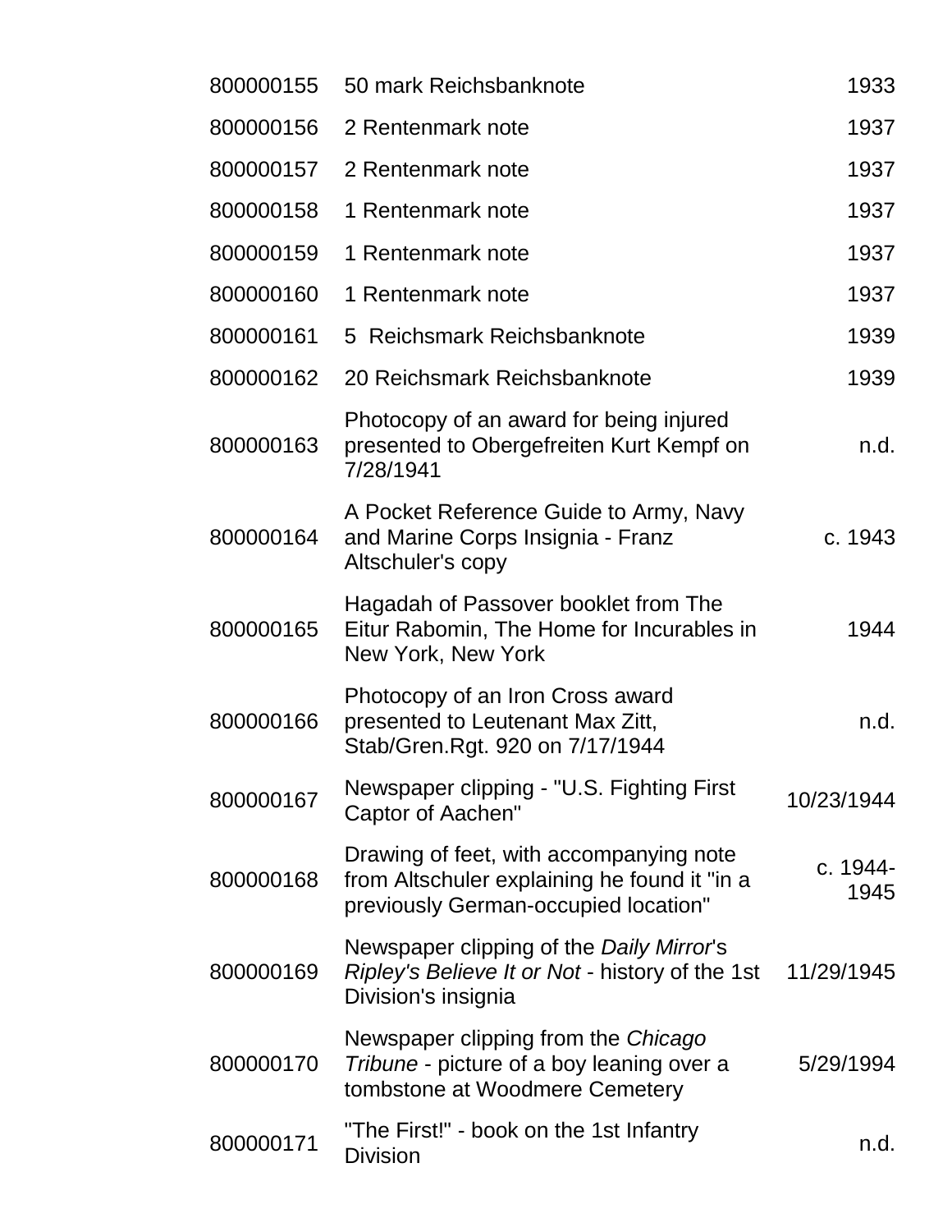| | | |
|---|---|---|
| 800000155 | 50 mark Reichsbanknote | 1933 |
| 800000156 | 2 Rentenmark note | 1937 |
| 800000157 | 2 Rentenmark note | 1937 |
| 800000158 | 1 Rentenmark note | 1937 |
| 800000159 | 1 Rentenmark note | 1937 |
| 800000160 | 1 Rentenmark note | 1937 |
| 800000161 | 5  Reichsmark Reichsbanknote | 1939 |
| 800000162 | 20 Reichsmark Reichsbanknote | 1939 |
| 800000163 | Photocopy of an award for being injured presented to Obergefreiten Kurt Kempf on 7/28/1941 | n.d. |
| 800000164 | A Pocket Reference Guide to Army, Navy and Marine Corps Insignia - Franz Altschuler's copy | c. 1943 |
| 800000165 | Hagadah of Passover booklet from The Eitur Rabomin, The Home for Incurables in New York, New York | 1944 |
| 800000166 | Photocopy of an Iron Cross award presented to Leutenant Max Zitt, Stab/Gren.Rgt. 920 on 7/17/1944 | n.d. |
| 800000167 | Newspaper clipping - "U.S. Fighting First Captor of Aachen" | 10/23/1944 |
| 800000168 | Drawing of feet, with accompanying note from Altschuler explaining he found it "in a previously German-occupied location" | c. 1944-1945 |
| 800000169 | Newspaper clipping of the *Daily Mirror*'s *Ripley's Believe It or Not* - history of the 1st Division's insignia | 11/29/1945 |
| 800000170 | Newspaper clipping from the *Chicago Tribune* - picture of a boy leaning over a tombstone at Woodmere Cemetery | 5/29/1994 |
| 800000171 | "The First!" - book on the 1st Infantry Division | n.d. |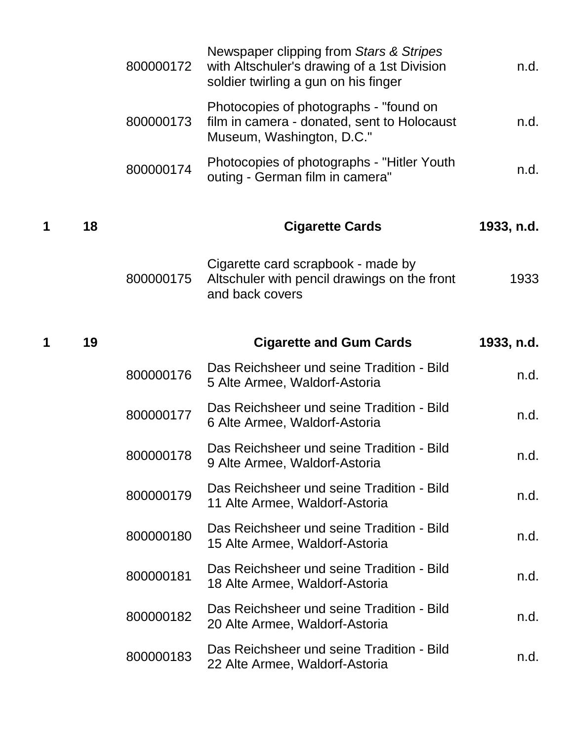| Box | Folder | Item ID | Description | Date |
|---|---|---|---|---|
| | | 800000172 | Newspaper clipping from *Stars & Stripes* with Altschuler's drawing of a 1st Division soldier twirling a gun on his finger | n.d. |
| | | 800000173 | Photocopies of photographs - "found on film in camera - donated, sent to Holocaust Museum, Washington, D.C." | n.d. |
| | | 800000174 | Photocopies of photographs - "Hitler Youth outing - German film in camera" | n.d. |
| **1** | **18** | | **Cigarette Cards** | **1933, n.d.** |
| | | 800000175 | Cigarette card scrapbook - made by Altschuler with pencil drawings on the front and back covers | 1933 |
| **1** | **19** | | **Cigarette and Gum Cards** | **1933, n.d.** |
| | | 800000176 | Das Reichsheer und seine Tradition - Bild 5 Alte Armee, Waldorf-Astoria | n.d. |
| | | 800000177 | Das Reichsheer und seine Tradition - Bild 6 Alte Armee, Waldorf-Astoria | n.d. |
| | | 800000178 | Das Reichsheer und seine Tradition - Bild 9 Alte Armee, Waldorf-Astoria | n.d. |
| | | 800000179 | Das Reichsheer und seine Tradition - Bild 11 Alte Armee, Waldorf-Astoria | n.d. |
| | | 800000180 | Das Reichsheer und seine Tradition - Bild 15 Alte Armee, Waldorf-Astoria | n.d. |
| | | 800000181 | Das Reichsheer und seine Tradition - Bild 18 Alte Armee, Waldorf-Astoria | n.d. |
| | | 800000182 | Das Reichsheer und seine Tradition - Bild 20 Alte Armee, Waldorf-Astoria | n.d. |
| | | 800000183 | Das Reichsheer und seine Tradition - Bild 22 Alte Armee, Waldorf-Astoria | n.d. |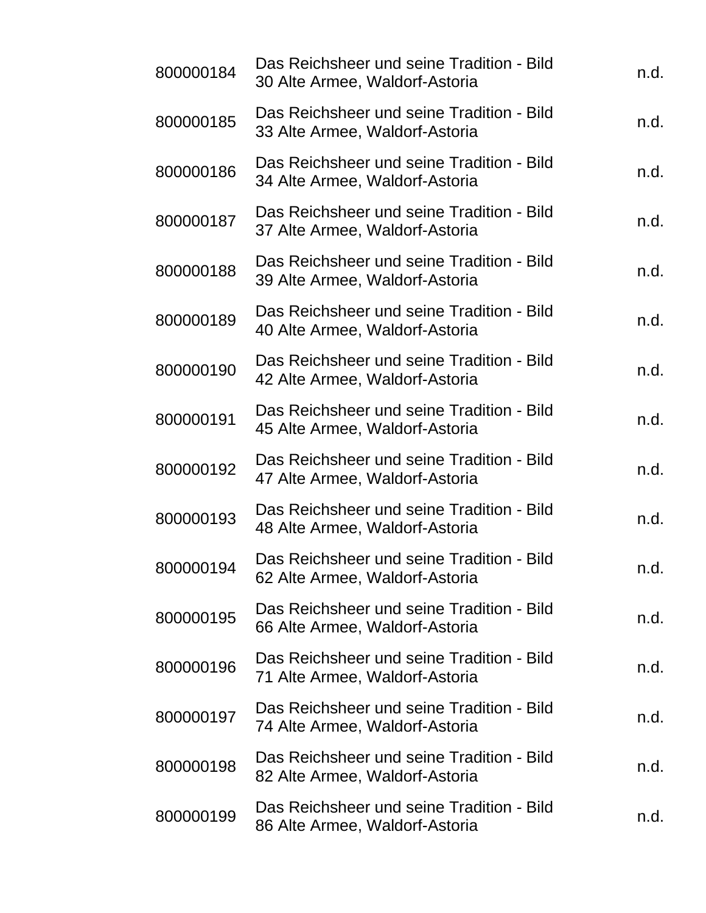| | | |
|---|---|---|
| 800000184 | Das Reichsheer und seine Tradition - Bild 30 Alte Armee, Waldorf-Astoria | n.d. |
| 800000185 | Das Reichsheer und seine Tradition - Bild 33 Alte Armee, Waldorf-Astoria | n.d. |
| 800000186 | Das Reichsheer und seine Tradition - Bild 34 Alte Armee, Waldorf-Astoria | n.d. |
| 800000187 | Das Reichsheer und seine Tradition - Bild 37 Alte Armee, Waldorf-Astoria | n.d. |
| 800000188 | Das Reichsheer und seine Tradition - Bild 39 Alte Armee, Waldorf-Astoria | n.d. |
| 800000189 | Das Reichsheer und seine Tradition - Bild 40 Alte Armee, Waldorf-Astoria | n.d. |
| 800000190 | Das Reichsheer und seine Tradition - Bild 42 Alte Armee, Waldorf-Astoria | n.d. |
| 800000191 | Das Reichsheer und seine Tradition - Bild 45 Alte Armee, Waldorf-Astoria | n.d. |
| 800000192 | Das Reichsheer und seine Tradition - Bild 47 Alte Armee, Waldorf-Astoria | n.d. |
| 800000193 | Das Reichsheer und seine Tradition - Bild 48 Alte Armee, Waldorf-Astoria | n.d. |
| 800000194 | Das Reichsheer und seine Tradition - Bild 62 Alte Armee, Waldorf-Astoria | n.d. |
| 800000195 | Das Reichsheer und seine Tradition - Bild 66 Alte Armee, Waldorf-Astoria | n.d. |
| 800000196 | Das Reichsheer und seine Tradition - Bild 71 Alte Armee, Waldorf-Astoria | n.d. |
| 800000197 | Das Reichsheer und seine Tradition - Bild 74 Alte Armee, Waldorf-Astoria | n.d. |
| 800000198 | Das Reichsheer und seine Tradition - Bild 82 Alte Armee, Waldorf-Astoria | n.d. |
| 800000199 | Das Reichsheer und seine Tradition - Bild 86 Alte Armee, Waldorf-Astoria | n.d. |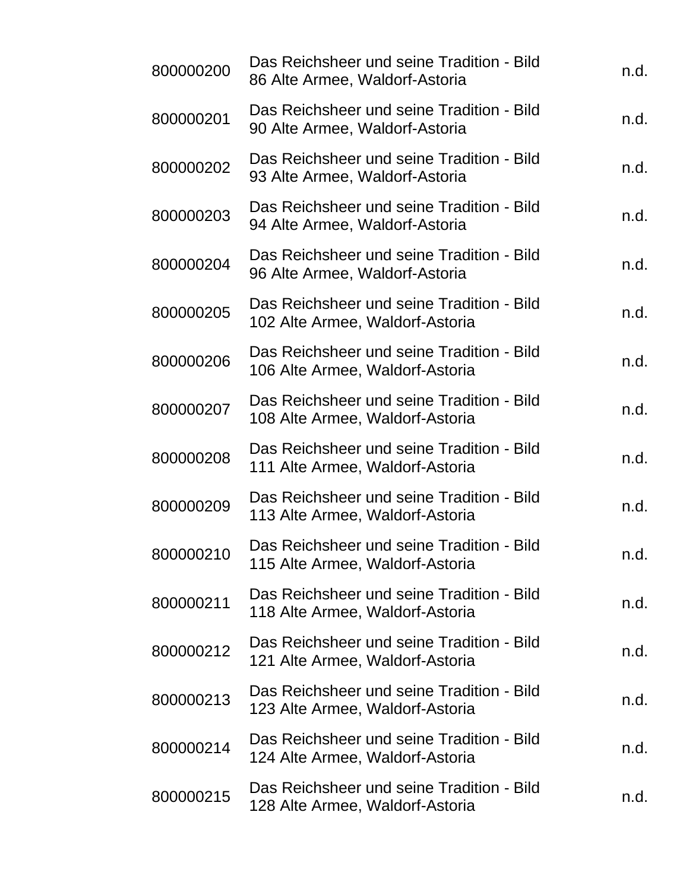| | | |
|---|---|---|
| 800000200 | Das Reichsheer und seine Tradition - Bild 86 Alte Armee, Waldorf-Astoria | n.d. |
| 800000201 | Das Reichsheer und seine Tradition - Bild 90 Alte Armee, Waldorf-Astoria | n.d. |
| 800000202 | Das Reichsheer und seine Tradition - Bild 93 Alte Armee, Waldorf-Astoria | n.d. |
| 800000203 | Das Reichsheer und seine Tradition - Bild 94 Alte Armee, Waldorf-Astoria | n.d. |
| 800000204 | Das Reichsheer und seine Tradition - Bild 96 Alte Armee, Waldorf-Astoria | n.d. |
| 800000205 | Das Reichsheer und seine Tradition - Bild 102 Alte Armee, Waldorf-Astoria | n.d. |
| 800000206 | Das Reichsheer und seine Tradition - Bild 106 Alte Armee, Waldorf-Astoria | n.d. |
| 800000207 | Das Reichsheer und seine Tradition - Bild 108 Alte Armee, Waldorf-Astoria | n.d. |
| 800000208 | Das Reichsheer und seine Tradition - Bild 111 Alte Armee, Waldorf-Astoria | n.d. |
| 800000209 | Das Reichsheer und seine Tradition - Bild 113 Alte Armee, Waldorf-Astoria | n.d. |
| 800000210 | Das Reichsheer und seine Tradition - Bild 115 Alte Armee, Waldorf-Astoria | n.d. |
| 800000211 | Das Reichsheer und seine Tradition - Bild 118 Alte Armee, Waldorf-Astoria | n.d. |
| 800000212 | Das Reichsheer und seine Tradition - Bild 121 Alte Armee, Waldorf-Astoria | n.d. |
| 800000213 | Das Reichsheer und seine Tradition - Bild 123 Alte Armee, Waldorf-Astoria | n.d. |
| 800000214 | Das Reichsheer und seine Tradition - Bild 124 Alte Armee, Waldorf-Astoria | n.d. |
| 800000215 | Das Reichsheer und seine Tradition - Bild 128 Alte Armee, Waldorf-Astoria | n.d. |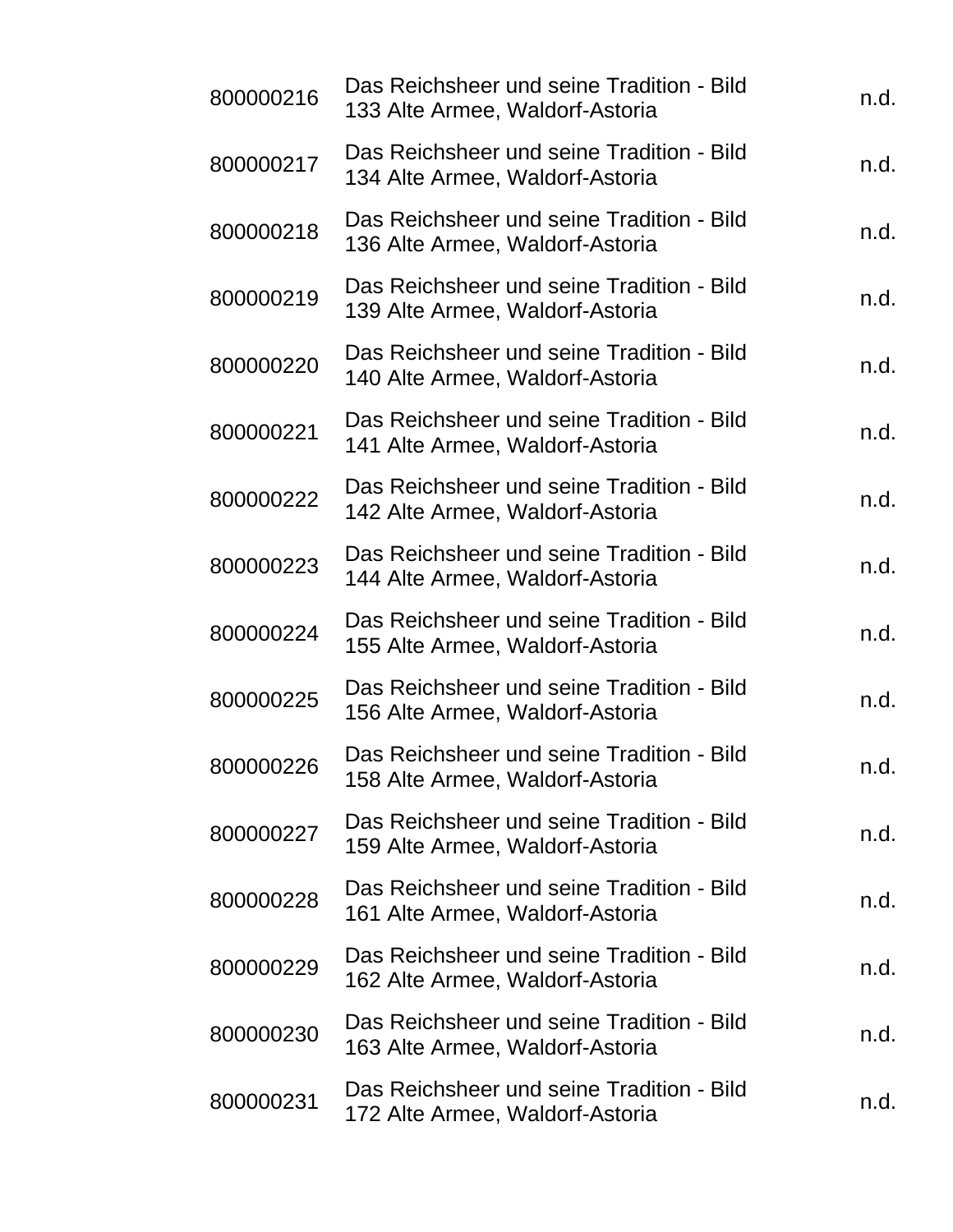| | | |
|---|---|---|
| 800000216 | Das Reichsheer und seine Tradition - Bild 133 Alte Armee, Waldorf-Astoria | n.d. |
| 800000217 | Das Reichsheer und seine Tradition - Bild 134 Alte Armee, Waldorf-Astoria | n.d. |
| 800000218 | Das Reichsheer und seine Tradition - Bild 136 Alte Armee, Waldorf-Astoria | n.d. |
| 800000219 | Das Reichsheer und seine Tradition - Bild 139 Alte Armee, Waldorf-Astoria | n.d. |
| 800000220 | Das Reichsheer und seine Tradition - Bild 140 Alte Armee, Waldorf-Astoria | n.d. |
| 800000221 | Das Reichsheer und seine Tradition - Bild 141 Alte Armee, Waldorf-Astoria | n.d. |
| 800000222 | Das Reichsheer und seine Tradition - Bild 142 Alte Armee, Waldorf-Astoria | n.d. |
| 800000223 | Das Reichsheer und seine Tradition - Bild 144 Alte Armee, Waldorf-Astoria | n.d. |
| 800000224 | Das Reichsheer und seine Tradition - Bild 155 Alte Armee, Waldorf-Astoria | n.d. |
| 800000225 | Das Reichsheer und seine Tradition - Bild 156 Alte Armee, Waldorf-Astoria | n.d. |
| 800000226 | Das Reichsheer und seine Tradition - Bild 158 Alte Armee, Waldorf-Astoria | n.d. |
| 800000227 | Das Reichsheer und seine Tradition - Bild 159 Alte Armee, Waldorf-Astoria | n.d. |
| 800000228 | Das Reichsheer und seine Tradition - Bild 161 Alte Armee, Waldorf-Astoria | n.d. |
| 800000229 | Das Reichsheer und seine Tradition - Bild 162 Alte Armee, Waldorf-Astoria | n.d. |
| 800000230 | Das Reichsheer und seine Tradition - Bild 163 Alte Armee, Waldorf-Astoria | n.d. |
| 800000231 | Das Reichsheer und seine Tradition - Bild 172 Alte Armee, Waldorf-Astoria | n.d. |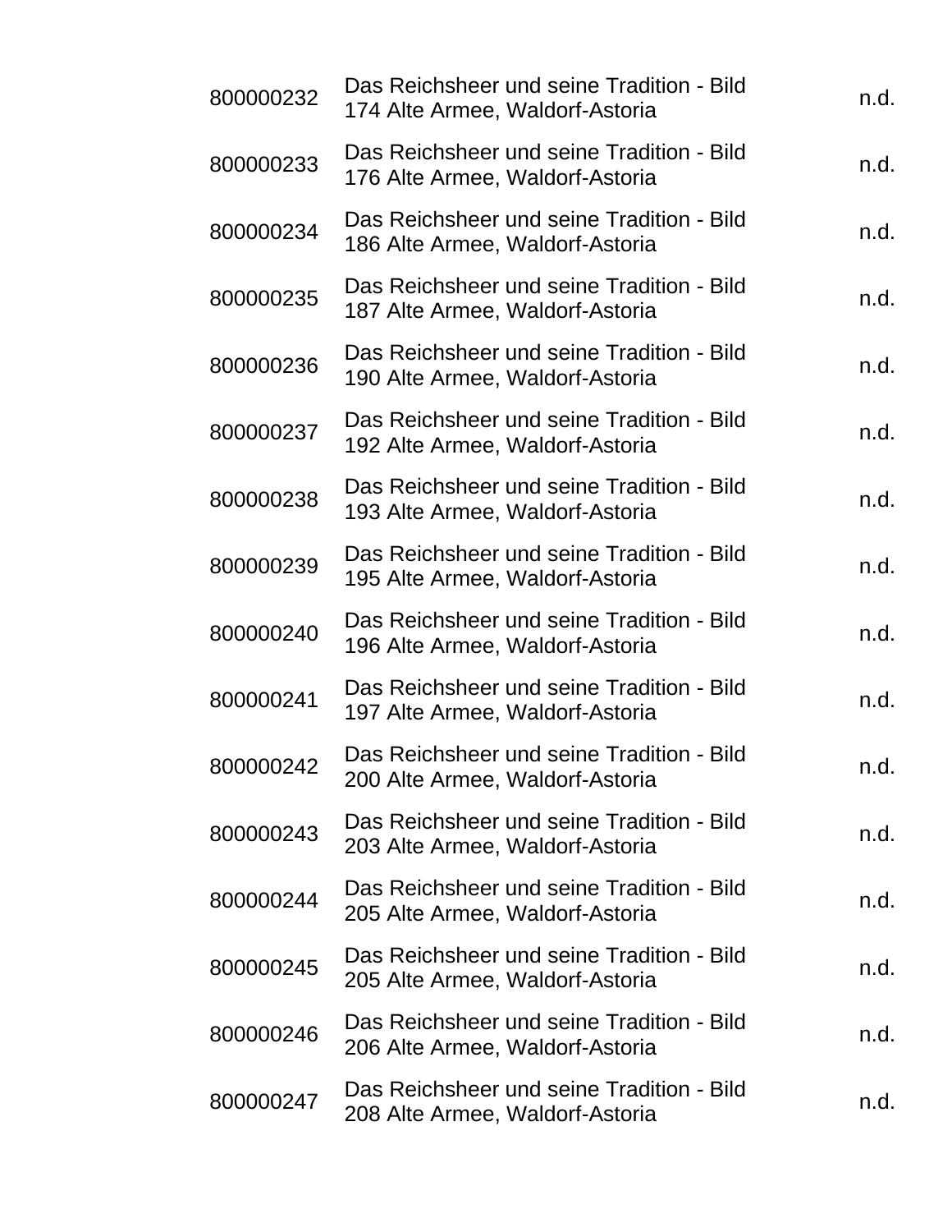| | | |
|---|---|---|
| 800000232 | Das Reichsheer und seine Tradition - Bild 174 Alte Armee, Waldorf-Astoria | n.d. |
| 800000233 | Das Reichsheer und seine Tradition - Bild 176 Alte Armee, Waldorf-Astoria | n.d. |
| 800000234 | Das Reichsheer und seine Tradition - Bild 186 Alte Armee, Waldorf-Astoria | n.d. |
| 800000235 | Das Reichsheer und seine Tradition - Bild 187 Alte Armee, Waldorf-Astoria | n.d. |
| 800000236 | Das Reichsheer und seine Tradition - Bild 190 Alte Armee, Waldorf-Astoria | n.d. |
| 800000237 | Das Reichsheer und seine Tradition - Bild 192 Alte Armee, Waldorf-Astoria | n.d. |
| 800000238 | Das Reichsheer und seine Tradition - Bild 193 Alte Armee, Waldorf-Astoria | n.d. |
| 800000239 | Das Reichsheer und seine Tradition - Bild 195 Alte Armee, Waldorf-Astoria | n.d. |
| 800000240 | Das Reichsheer und seine Tradition - Bild 196 Alte Armee, Waldorf-Astoria | n.d. |
| 800000241 | Das Reichsheer und seine Tradition - Bild 197 Alte Armee, Waldorf-Astoria | n.d. |
| 800000242 | Das Reichsheer und seine Tradition - Bild 200 Alte Armee, Waldorf-Astoria | n.d. |
| 800000243 | Das Reichsheer und seine Tradition - Bild 203 Alte Armee, Waldorf-Astoria | n.d. |
| 800000244 | Das Reichsheer und seine Tradition - Bild 205 Alte Armee, Waldorf-Astoria | n.d. |
| 800000245 | Das Reichsheer und seine Tradition - Bild 205 Alte Armee, Waldorf-Astoria | n.d. |
| 800000246 | Das Reichsheer und seine Tradition - Bild 206 Alte Armee, Waldorf-Astoria | n.d. |
| 800000247 | Das Reichsheer und seine Tradition - Bild 208 Alte Armee, Waldorf-Astoria | n.d. |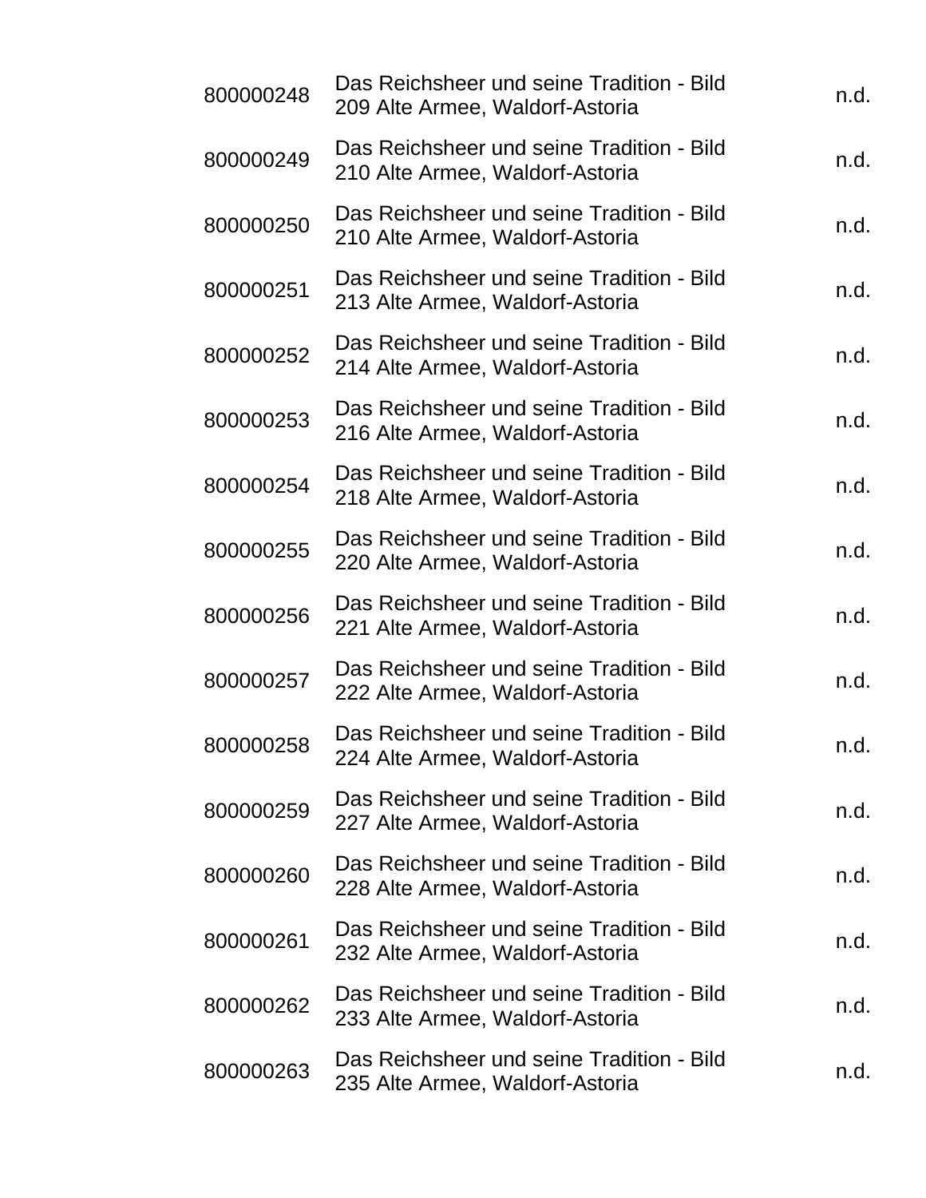| | | |
|---|---|---|
| 800000248 | Das Reichsheer und seine Tradition - Bild 209 Alte Armee, Waldorf-Astoria | n.d. |
| 800000249 | Das Reichsheer und seine Tradition - Bild 210 Alte Armee, Waldorf-Astoria | n.d. |
| 800000250 | Das Reichsheer und seine Tradition - Bild 210 Alte Armee, Waldorf-Astoria | n.d. |
| 800000251 | Das Reichsheer und seine Tradition - Bild 213 Alte Armee, Waldorf-Astoria | n.d. |
| 800000252 | Das Reichsheer und seine Tradition - Bild 214 Alte Armee, Waldorf-Astoria | n.d. |
| 800000253 | Das Reichsheer und seine Tradition - Bild 216 Alte Armee, Waldorf-Astoria | n.d. |
| 800000254 | Das Reichsheer und seine Tradition - Bild 218 Alte Armee, Waldorf-Astoria | n.d. |
| 800000255 | Das Reichsheer und seine Tradition - Bild 220 Alte Armee, Waldorf-Astoria | n.d. |
| 800000256 | Das Reichsheer und seine Tradition - Bild 221 Alte Armee, Waldorf-Astoria | n.d. |
| 800000257 | Das Reichsheer und seine Tradition - Bild 222 Alte Armee, Waldorf-Astoria | n.d. |
| 800000258 | Das Reichsheer und seine Tradition - Bild 224 Alte Armee, Waldorf-Astoria | n.d. |
| 800000259 | Das Reichsheer und seine Tradition - Bild 227 Alte Armee, Waldorf-Astoria | n.d. |
| 800000260 | Das Reichsheer und seine Tradition - Bild 228 Alte Armee, Waldorf-Astoria | n.d. |
| 800000261 | Das Reichsheer und seine Tradition - Bild 232 Alte Armee, Waldorf-Astoria | n.d. |
| 800000262 | Das Reichsheer und seine Tradition - Bild 233 Alte Armee, Waldorf-Astoria | n.d. |
| 800000263 | Das Reichsheer und seine Tradition - Bild 235 Alte Armee, Waldorf-Astoria | n.d. |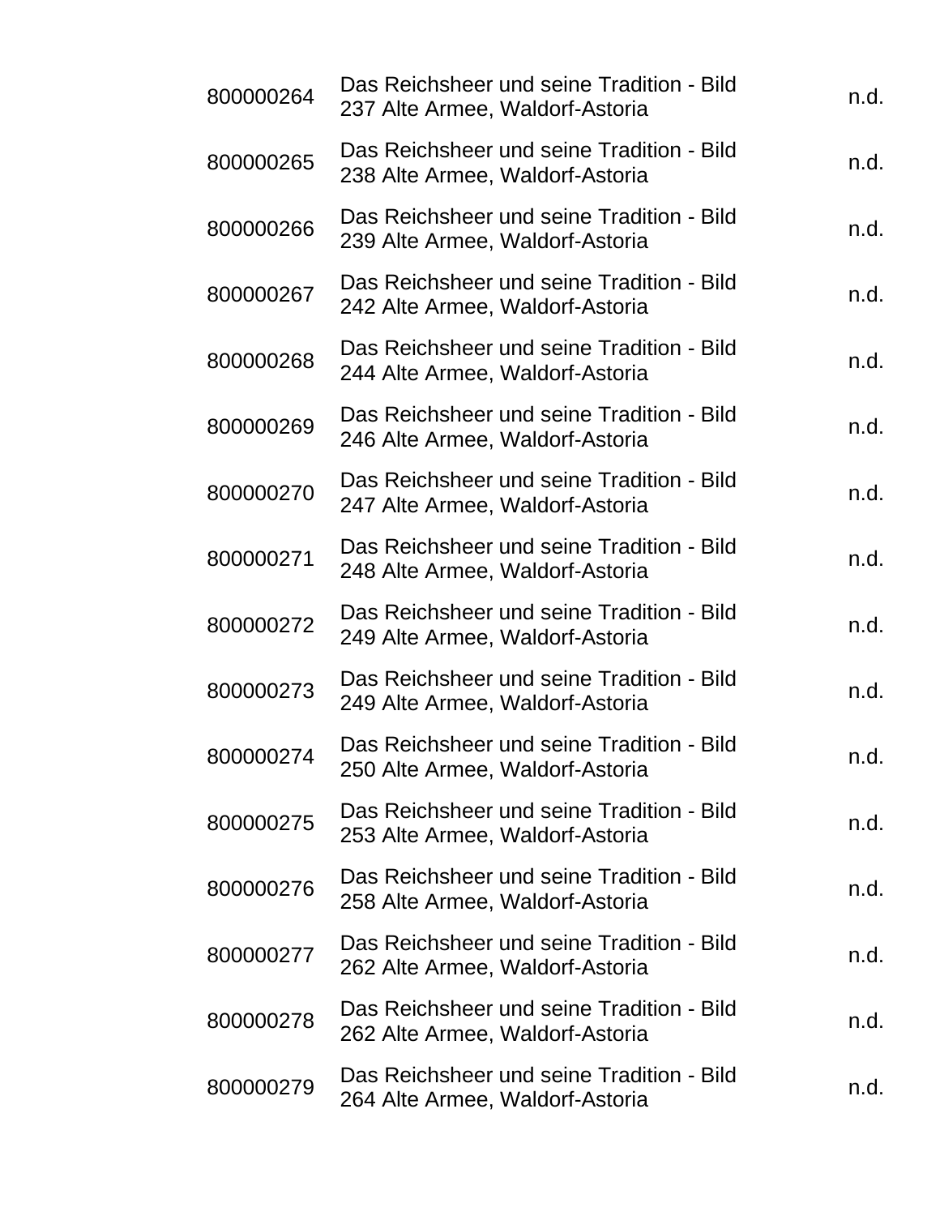| | | |
|---|---|---|
| 800000264 | Das Reichsheer und seine Tradition - Bild 237 Alte Armee, Waldorf-Astoria | n.d. |
| 800000265 | Das Reichsheer und seine Tradition - Bild 238 Alte Armee, Waldorf-Astoria | n.d. |
| 800000266 | Das Reichsheer und seine Tradition - Bild 239 Alte Armee, Waldorf-Astoria | n.d. |
| 800000267 | Das Reichsheer und seine Tradition - Bild 242 Alte Armee, Waldorf-Astoria | n.d. |
| 800000268 | Das Reichsheer und seine Tradition - Bild 244 Alte Armee, Waldorf-Astoria | n.d. |
| 800000269 | Das Reichsheer und seine Tradition - Bild 246 Alte Armee, Waldorf-Astoria | n.d. |
| 800000270 | Das Reichsheer und seine Tradition - Bild 247 Alte Armee, Waldorf-Astoria | n.d. |
| 800000271 | Das Reichsheer und seine Tradition - Bild 248 Alte Armee, Waldorf-Astoria | n.d. |
| 800000272 | Das Reichsheer und seine Tradition - Bild 249 Alte Armee, Waldorf-Astoria | n.d. |
| 800000273 | Das Reichsheer und seine Tradition - Bild 249 Alte Armee, Waldorf-Astoria | n.d. |
| 800000274 | Das Reichsheer und seine Tradition - Bild 250 Alte Armee, Waldorf-Astoria | n.d. |
| 800000275 | Das Reichsheer und seine Tradition - Bild 253 Alte Armee, Waldorf-Astoria | n.d. |
| 800000276 | Das Reichsheer und seine Tradition - Bild 258 Alte Armee, Waldorf-Astoria | n.d. |
| 800000277 | Das Reichsheer und seine Tradition - Bild 262 Alte Armee, Waldorf-Astoria | n.d. |
| 800000278 | Das Reichsheer und seine Tradition - Bild 262 Alte Armee, Waldorf-Astoria | n.d. |
| 800000279 | Das Reichsheer und seine Tradition - Bild 264 Alte Armee, Waldorf-Astoria | n.d. |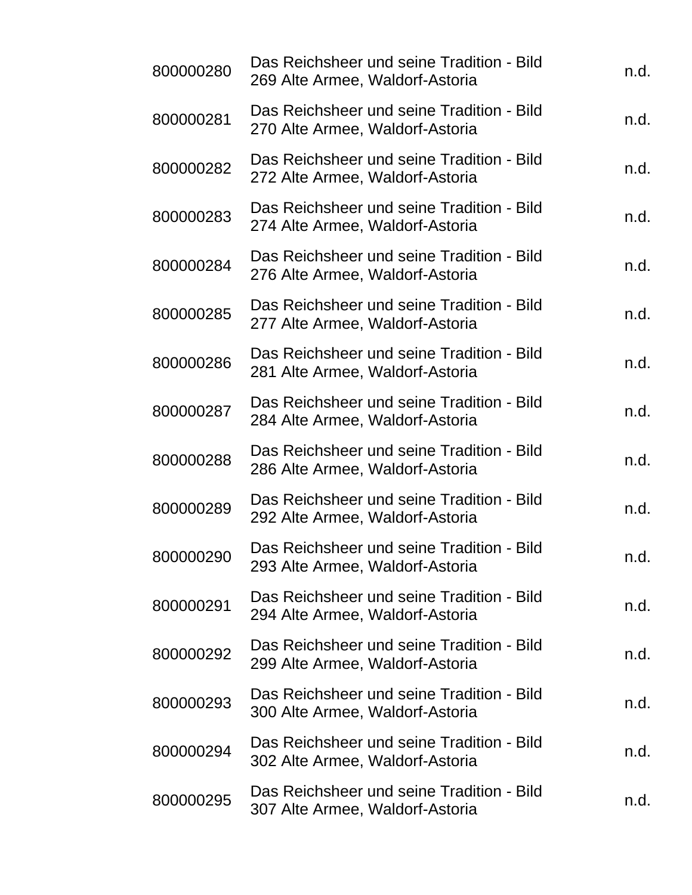| | | |
|---|---|---|
| 800000280 | Das Reichsheer und seine Tradition - Bild 269 Alte Armee, Waldorf-Astoria | n.d. |
| 800000281 | Das Reichsheer und seine Tradition - Bild 270 Alte Armee, Waldorf-Astoria | n.d. |
| 800000282 | Das Reichsheer und seine Tradition - Bild 272 Alte Armee, Waldorf-Astoria | n.d. |
| 800000283 | Das Reichsheer und seine Tradition - Bild 274 Alte Armee, Waldorf-Astoria | n.d. |
| 800000284 | Das Reichsheer und seine Tradition - Bild 276 Alte Armee, Waldorf-Astoria | n.d. |
| 800000285 | Das Reichsheer und seine Tradition - Bild 277 Alte Armee, Waldorf-Astoria | n.d. |
| 800000286 | Das Reichsheer und seine Tradition - Bild 281 Alte Armee, Waldorf-Astoria | n.d. |
| 800000287 | Das Reichsheer und seine Tradition - Bild 284 Alte Armee, Waldorf-Astoria | n.d. |
| 800000288 | Das Reichsheer und seine Tradition - Bild 286 Alte Armee, Waldorf-Astoria | n.d. |
| 800000289 | Das Reichsheer und seine Tradition - Bild 292 Alte Armee, Waldorf-Astoria | n.d. |
| 800000290 | Das Reichsheer und seine Tradition - Bild 293 Alte Armee, Waldorf-Astoria | n.d. |
| 800000291 | Das Reichsheer und seine Tradition - Bild 294 Alte Armee, Waldorf-Astoria | n.d. |
| 800000292 | Das Reichsheer und seine Tradition - Bild 299 Alte Armee, Waldorf-Astoria | n.d. |
| 800000293 | Das Reichsheer und seine Tradition - Bild 300 Alte Armee, Waldorf-Astoria | n.d. |
| 800000294 | Das Reichsheer und seine Tradition - Bild 302 Alte Armee, Waldorf-Astoria | n.d. |
| 800000295 | Das Reichsheer und seine Tradition - Bild 307 Alte Armee, Waldorf-Astoria | n.d. |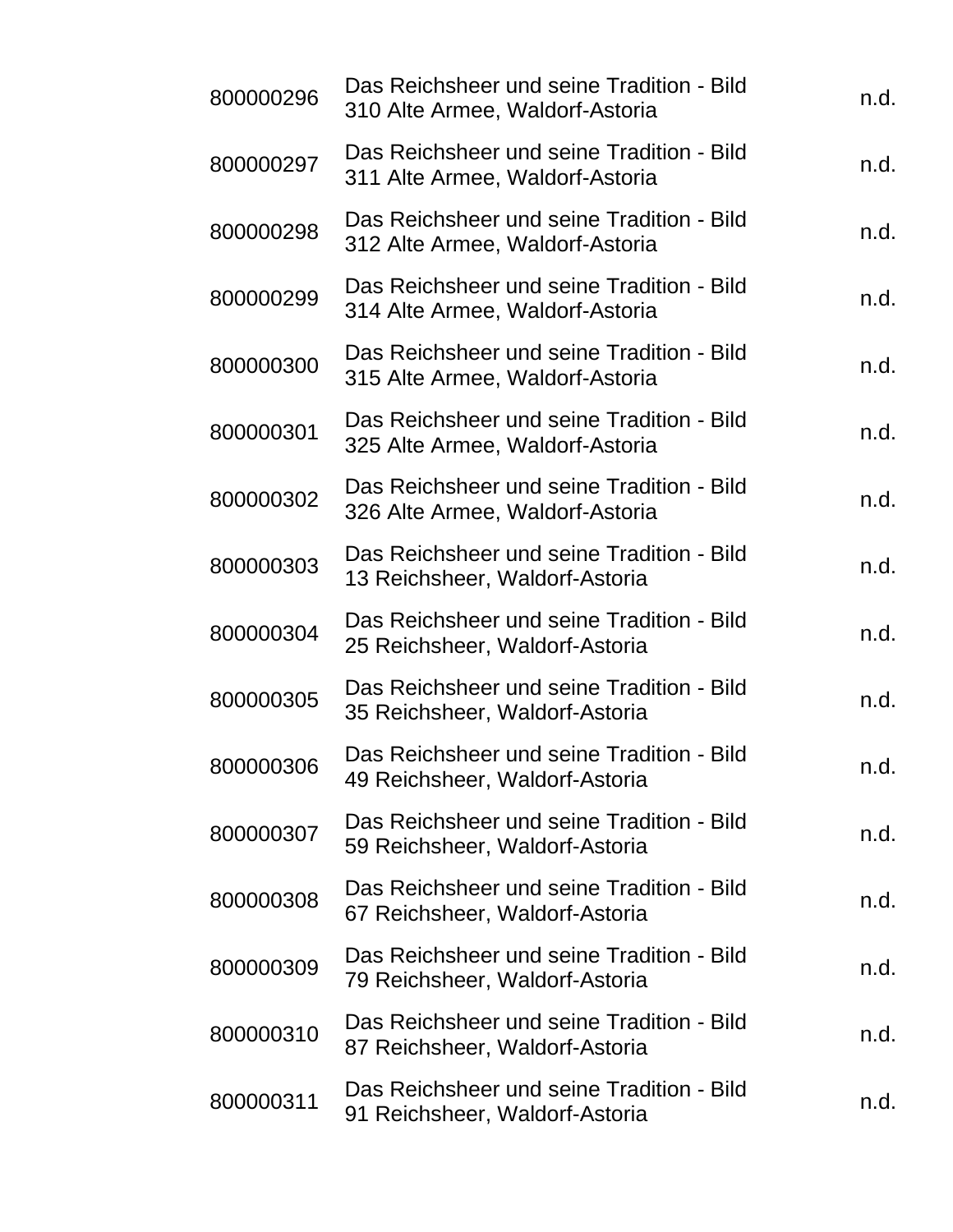| | | |
|---|---|---|
| 800000296 | Das Reichsheer und seine Tradition - Bild 310 Alte Armee, Waldorf-Astoria | n.d. |
| 800000297 | Das Reichsheer und seine Tradition - Bild 311 Alte Armee, Waldorf-Astoria | n.d. |
| 800000298 | Das Reichsheer und seine Tradition - Bild 312 Alte Armee, Waldorf-Astoria | n.d. |
| 800000299 | Das Reichsheer und seine Tradition - Bild 314 Alte Armee, Waldorf-Astoria | n.d. |
| 800000300 | Das Reichsheer und seine Tradition - Bild 315 Alte Armee, Waldorf-Astoria | n.d. |
| 800000301 | Das Reichsheer und seine Tradition - Bild 325 Alte Armee, Waldorf-Astoria | n.d. |
| 800000302 | Das Reichsheer und seine Tradition - Bild 326 Alte Armee, Waldorf-Astoria | n.d. |
| 800000303 | Das Reichsheer und seine Tradition - Bild 13 Reichsheer, Waldorf-Astoria | n.d. |
| 800000304 | Das Reichsheer und seine Tradition - Bild 25 Reichsheer, Waldorf-Astoria | n.d. |
| 800000305 | Das Reichsheer und seine Tradition - Bild 35 Reichsheer, Waldorf-Astoria | n.d. |
| 800000306 | Das Reichsheer und seine Tradition - Bild 49 Reichsheer, Waldorf-Astoria | n.d. |
| 800000307 | Das Reichsheer und seine Tradition - Bild 59 Reichsheer, Waldorf-Astoria | n.d. |
| 800000308 | Das Reichsheer und seine Tradition - Bild 67 Reichsheer, Waldorf-Astoria | n.d. |
| 800000309 | Das Reichsheer und seine Tradition - Bild 79 Reichsheer, Waldorf-Astoria | n.d. |
| 800000310 | Das Reichsheer und seine Tradition - Bild 87 Reichsheer, Waldorf-Astoria | n.d. |
| 800000311 | Das Reichsheer und seine Tradition - Bild 91 Reichsheer, Waldorf-Astoria | n.d. |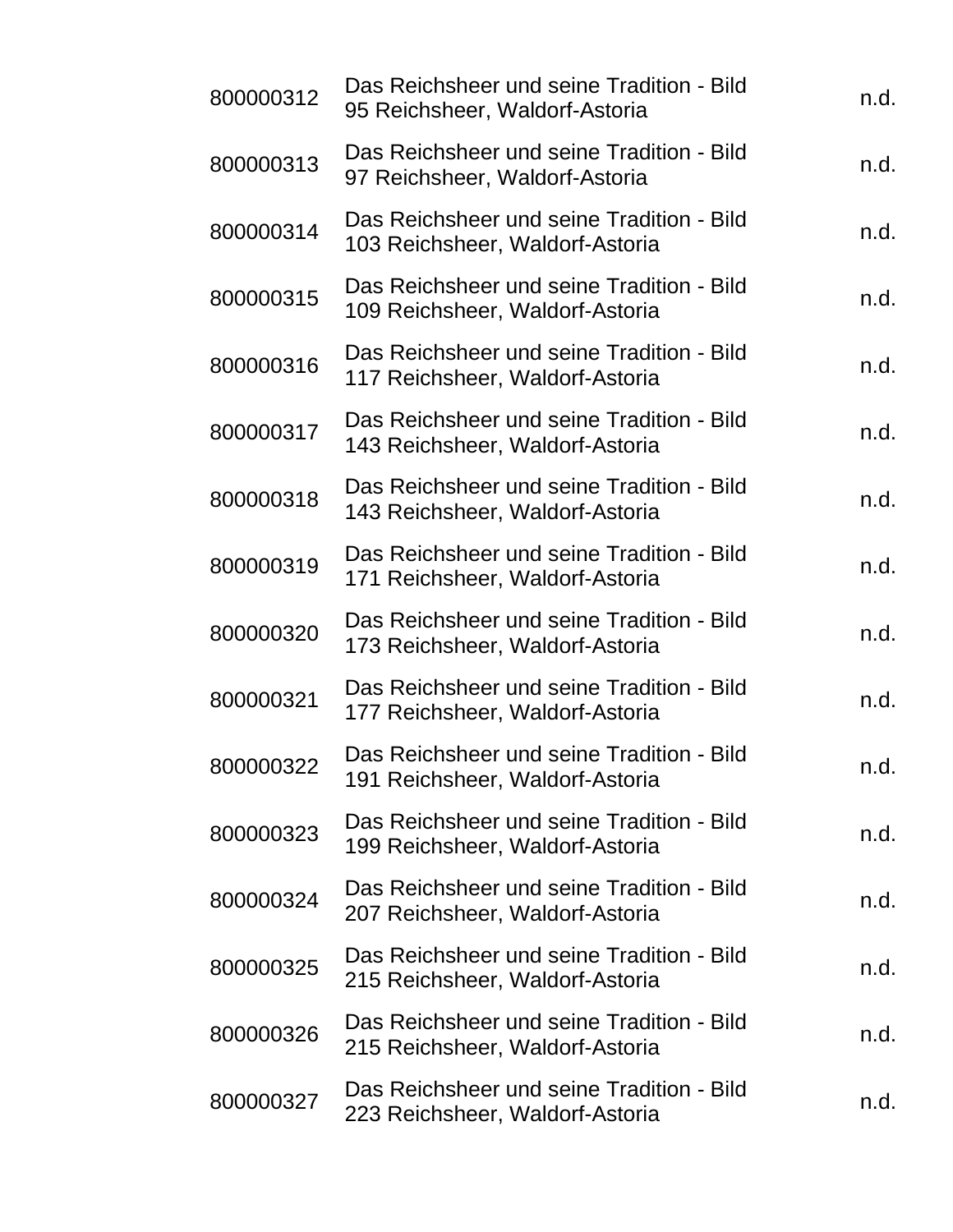| | | |
|---|---|---|
| 800000312 | Das Reichsheer und seine Tradition - Bild 95 Reichsheer, Waldorf-Astoria | n.d. |
| 800000313 | Das Reichsheer und seine Tradition - Bild 97 Reichsheer, Waldorf-Astoria | n.d. |
| 800000314 | Das Reichsheer und seine Tradition - Bild 103 Reichsheer, Waldorf-Astoria | n.d. |
| 800000315 | Das Reichsheer und seine Tradition - Bild 109 Reichsheer, Waldorf-Astoria | n.d. |
| 800000316 | Das Reichsheer und seine Tradition - Bild 117 Reichsheer, Waldorf-Astoria | n.d. |
| 800000317 | Das Reichsheer und seine Tradition - Bild 143 Reichsheer, Waldorf-Astoria | n.d. |
| 800000318 | Das Reichsheer und seine Tradition - Bild 143 Reichsheer, Waldorf-Astoria | n.d. |
| 800000319 | Das Reichsheer und seine Tradition - Bild 171 Reichsheer, Waldorf-Astoria | n.d. |
| 800000320 | Das Reichsheer und seine Tradition - Bild 173 Reichsheer, Waldorf-Astoria | n.d. |
| 800000321 | Das Reichsheer und seine Tradition - Bild 177 Reichsheer, Waldorf-Astoria | n.d. |
| 800000322 | Das Reichsheer und seine Tradition - Bild 191 Reichsheer, Waldorf-Astoria | n.d. |
| 800000323 | Das Reichsheer und seine Tradition - Bild 199 Reichsheer, Waldorf-Astoria | n.d. |
| 800000324 | Das Reichsheer und seine Tradition - Bild 207 Reichsheer, Waldorf-Astoria | n.d. |
| 800000325 | Das Reichsheer und seine Tradition - Bild 215 Reichsheer, Waldorf-Astoria | n.d. |
| 800000326 | Das Reichsheer und seine Tradition - Bild 215 Reichsheer, Waldorf-Astoria | n.d. |
| 800000327 | Das Reichsheer und seine Tradition - Bild 223 Reichsheer, Waldorf-Astoria | n.d. |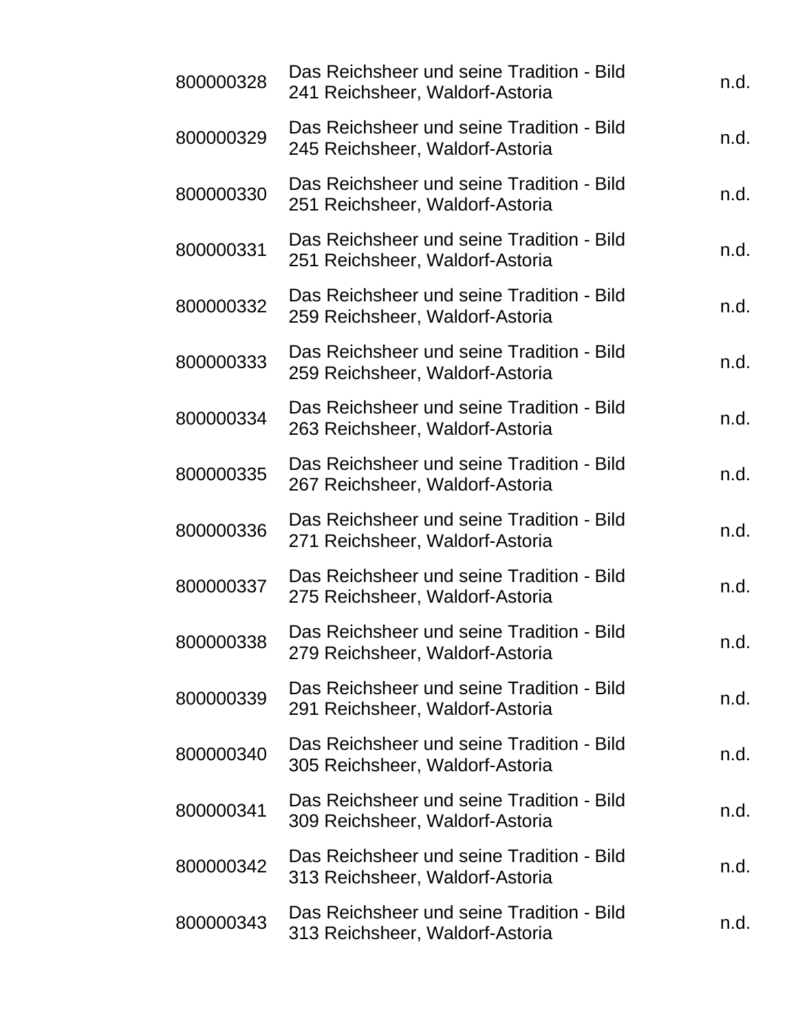| | | |
|---|---|---|
| 800000328 | Das Reichsheer und seine Tradition - Bild 241 Reichsheer, Waldorf-Astoria | n.d. |
| 800000329 | Das Reichsheer und seine Tradition - Bild 245 Reichsheer, Waldorf-Astoria | n.d. |
| 800000330 | Das Reichsheer und seine Tradition - Bild 251 Reichsheer, Waldorf-Astoria | n.d. |
| 800000331 | Das Reichsheer und seine Tradition - Bild 251 Reichsheer, Waldorf-Astoria | n.d. |
| 800000332 | Das Reichsheer und seine Tradition - Bild 259 Reichsheer, Waldorf-Astoria | n.d. |
| 800000333 | Das Reichsheer und seine Tradition - Bild 259 Reichsheer, Waldorf-Astoria | n.d. |
| 800000334 | Das Reichsheer und seine Tradition - Bild 263 Reichsheer, Waldorf-Astoria | n.d. |
| 800000335 | Das Reichsheer und seine Tradition - Bild 267 Reichsheer, Waldorf-Astoria | n.d. |
| 800000336 | Das Reichsheer und seine Tradition - Bild 271 Reichsheer, Waldorf-Astoria | n.d. |
| 800000337 | Das Reichsheer und seine Tradition - Bild 275 Reichsheer, Waldorf-Astoria | n.d. |
| 800000338 | Das Reichsheer und seine Tradition - Bild 279 Reichsheer, Waldorf-Astoria | n.d. |
| 800000339 | Das Reichsheer und seine Tradition - Bild 291 Reichsheer, Waldorf-Astoria | n.d. |
| 800000340 | Das Reichsheer und seine Tradition - Bild 305 Reichsheer, Waldorf-Astoria | n.d. |
| 800000341 | Das Reichsheer und seine Tradition - Bild 309 Reichsheer, Waldorf-Astoria | n.d. |
| 800000342 | Das Reichsheer und seine Tradition - Bild 313 Reichsheer, Waldorf-Astoria | n.d. |
| 800000343 | Das Reichsheer und seine Tradition - Bild 313 Reichsheer, Waldorf-Astoria | n.d. |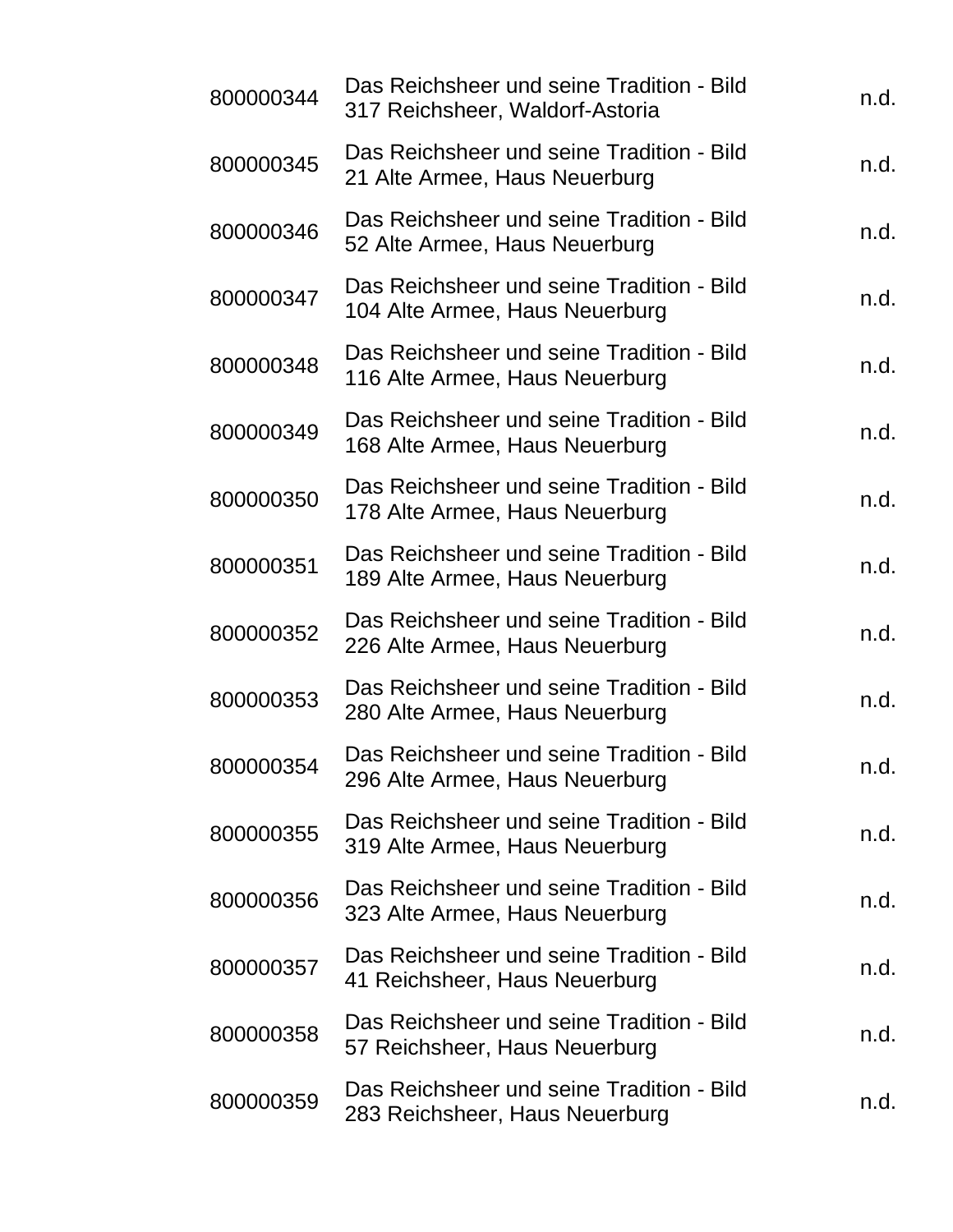| | | |
|---|---|---|
| 800000344 | Das Reichsheer und seine Tradition - Bild 317 Reichsheer, Waldorf-Astoria | n.d. |
| 800000345 | Das Reichsheer und seine Tradition - Bild 21 Alte Armee, Haus Neuerburg | n.d. |
| 800000346 | Das Reichsheer und seine Tradition - Bild 52 Alte Armee, Haus Neuerburg | n.d. |
| 800000347 | Das Reichsheer und seine Tradition - Bild 104 Alte Armee, Haus Neuerburg | n.d. |
| 800000348 | Das Reichsheer und seine Tradition - Bild 116 Alte Armee, Haus Neuerburg | n.d. |
| 800000349 | Das Reichsheer und seine Tradition - Bild 168 Alte Armee, Haus Neuerburg | n.d. |
| 800000350 | Das Reichsheer und seine Tradition - Bild 178 Alte Armee, Haus Neuerburg | n.d. |
| 800000351 | Das Reichsheer und seine Tradition - Bild 189 Alte Armee, Haus Neuerburg | n.d. |
| 800000352 | Das Reichsheer und seine Tradition - Bild 226 Alte Armee, Haus Neuerburg | n.d. |
| 800000353 | Das Reichsheer und seine Tradition - Bild 280 Alte Armee, Haus Neuerburg | n.d. |
| 800000354 | Das Reichsheer und seine Tradition - Bild 296 Alte Armee, Haus Neuerburg | n.d. |
| 800000355 | Das Reichsheer und seine Tradition - Bild 319 Alte Armee, Haus Neuerburg | n.d. |
| 800000356 | Das Reichsheer und seine Tradition - Bild 323 Alte Armee, Haus Neuerburg | n.d. |
| 800000357 | Das Reichsheer und seine Tradition - Bild 41 Reichsheer, Haus Neuerburg | n.d. |
| 800000358 | Das Reichsheer und seine Tradition - Bild 57 Reichsheer, Haus Neuerburg | n.d. |
| 800000359 | Das Reichsheer und seine Tradition - Bild 283 Reichsheer, Haus Neuerburg | n.d. |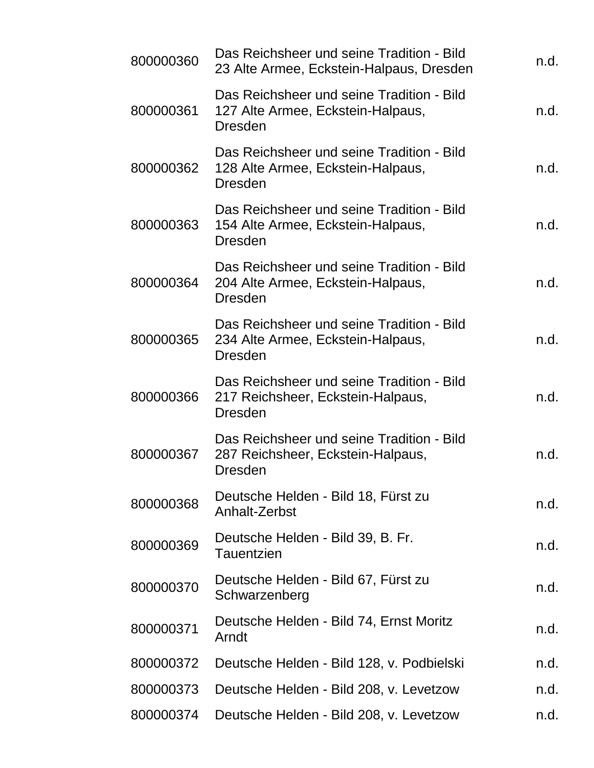| | | |
|---|---|---|
| 800000360 | Das Reichsheer und seine Tradition - Bild 23 Alte Armee, Eckstein-Halpaus, Dresden | n.d. |
| 800000361 | Das Reichsheer und seine Tradition - Bild 127 Alte Armee, Eckstein-Halpaus, Dresden | n.d. |
| 800000362 | Das Reichsheer und seine Tradition - Bild 128 Alte Armee, Eckstein-Halpaus, Dresden | n.d. |
| 800000363 | Das Reichsheer und seine Tradition - Bild 154 Alte Armee, Eckstein-Halpaus, Dresden | n.d. |
| 800000364 | Das Reichsheer und seine Tradition - Bild 204 Alte Armee, Eckstein-Halpaus, Dresden | n.d. |
| 800000365 | Das Reichsheer und seine Tradition - Bild 234 Alte Armee, Eckstein-Halpaus, Dresden | n.d. |
| 800000366 | Das Reichsheer und seine Tradition - Bild 217 Reichsheer, Eckstein-Halpaus, Dresden | n.d. |
| 800000367 | Das Reichsheer und seine Tradition - Bild 287 Reichsheer, Eckstein-Halpaus, Dresden | n.d. |
| 800000368 | Deutsche Helden - Bild 18, Fürst zu Anhalt-Zerbst | n.d. |
| 800000369 | Deutsche Helden - Bild 39, B. Fr. Tauentzien | n.d. |
| 800000370 | Deutsche Helden - Bild 67, Fürst zu Schwarzenberg | n.d. |
| 800000371 | Deutsche Helden - Bild 74, Ernst Moritz Arndt | n.d. |
| 800000372 | Deutsche Helden - Bild 128, v. Podbielski | n.d. |
| 800000373 | Deutsche Helden - Bild 208, v. Levetzow | n.d. |
| 800000374 | Deutsche Helden - Bild 208, v. Levetzow | n.d. |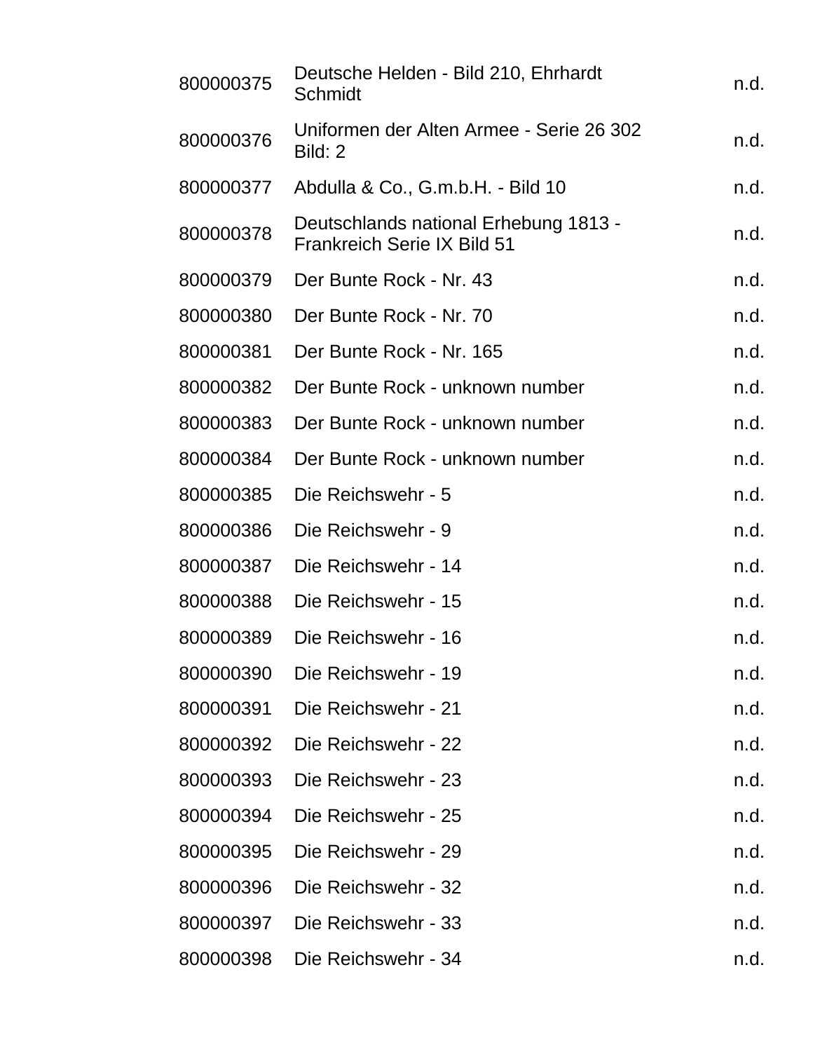| | | |
|---|---|---|
| 800000375 | Deutsche Helden - Bild 210, Ehrhardt Schmidt | n.d. |
| 800000376 | Uniformen der Alten Armee - Serie 26 302 Bild: 2 | n.d. |
| 800000377 | Abdulla & Co., G.m.b.H. - Bild 10 | n.d. |
| 800000378 | Deutschlands national Erhebung 1813 - Frankreich Serie IX Bild 51 | n.d. |
| 800000379 | Der Bunte Rock - Nr. 43 | n.d. |
| 800000380 | Der Bunte Rock - Nr. 70 | n.d. |
| 800000381 | Der Bunte Rock - Nr. 165 | n.d. |
| 800000382 | Der Bunte Rock - unknown number | n.d. |
| 800000383 | Der Bunte Rock - unknown number | n.d. |
| 800000384 | Der Bunte Rock - unknown number | n.d. |
| 800000385 | Die Reichswehr - 5 | n.d. |
| 800000386 | Die Reichswehr - 9 | n.d. |
| 800000387 | Die Reichswehr - 14 | n.d. |
| 800000388 | Die Reichswehr - 15 | n.d. |
| 800000389 | Die Reichswehr - 16 | n.d. |
| 800000390 | Die Reichswehr - 19 | n.d. |
| 800000391 | Die Reichswehr - 21 | n.d. |
| 800000392 | Die Reichswehr - 22 | n.d. |
| 800000393 | Die Reichswehr - 23 | n.d. |
| 800000394 | Die Reichswehr - 25 | n.d. |
| 800000395 | Die Reichswehr - 29 | n.d. |
| 800000396 | Die Reichswehr - 32 | n.d. |
| 800000397 | Die Reichswehr - 33 | n.d. |
| 800000398 | Die Reichswehr - 34 | n.d. |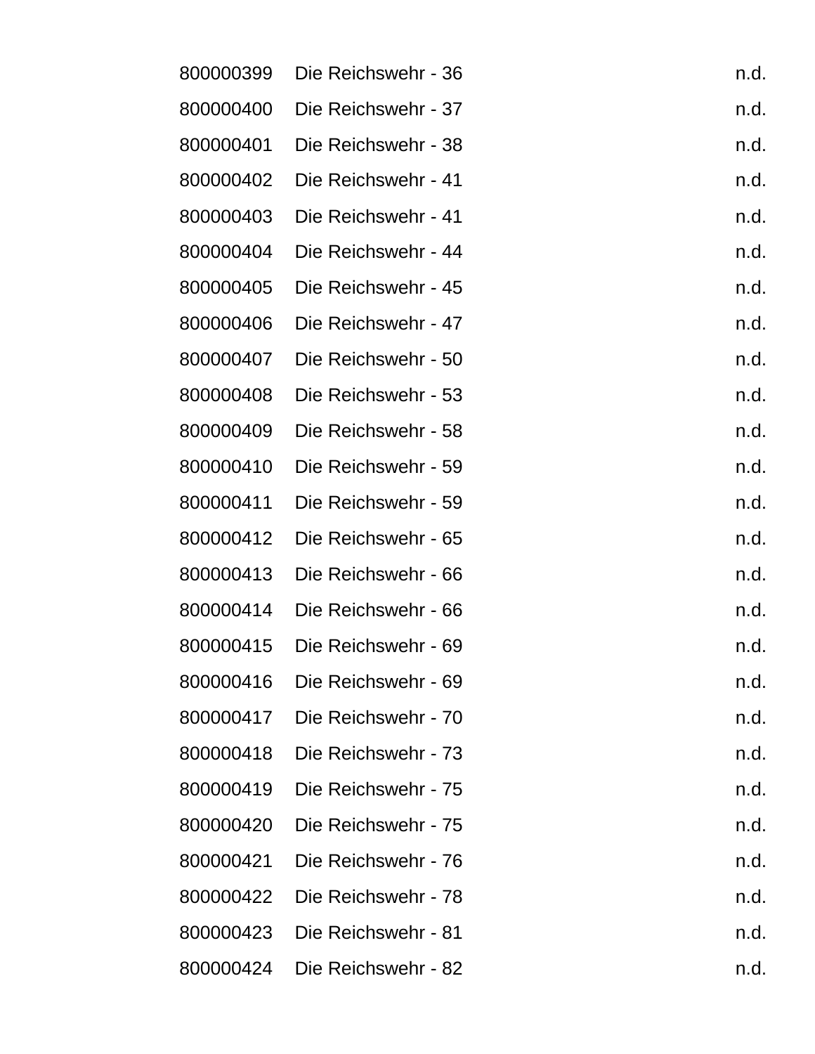| | | |
|---|---|---|
| 800000399 | Die Reichswehr - 36 | n.d. |
| 800000400 | Die Reichswehr - 37 | n.d. |
| 800000401 | Die Reichswehr - 38 | n.d. |
| 800000402 | Die Reichswehr - 41 | n.d. |
| 800000403 | Die Reichswehr - 41 | n.d. |
| 800000404 | Die Reichswehr - 44 | n.d. |
| 800000405 | Die Reichswehr - 45 | n.d. |
| 800000406 | Die Reichswehr - 47 | n.d. |
| 800000407 | Die Reichswehr - 50 | n.d. |
| 800000408 | Die Reichswehr - 53 | n.d. |
| 800000409 | Die Reichswehr - 58 | n.d. |
| 800000410 | Die Reichswehr - 59 | n.d. |
| 800000411 | Die Reichswehr - 59 | n.d. |
| 800000412 | Die Reichswehr - 65 | n.d. |
| 800000413 | Die Reichswehr - 66 | n.d. |
| 800000414 | Die Reichswehr - 66 | n.d. |
| 800000415 | Die Reichswehr - 69 | n.d. |
| 800000416 | Die Reichswehr - 69 | n.d. |
| 800000417 | Die Reichswehr - 70 | n.d. |
| 800000418 | Die Reichswehr - 73 | n.d. |
| 800000419 | Die Reichswehr - 75 | n.d. |
| 800000420 | Die Reichswehr - 75 | n.d. |
| 800000421 | Die Reichswehr - 76 | n.d. |
| 800000422 | Die Reichswehr - 78 | n.d. |
| 800000423 | Die Reichswehr - 81 | n.d. |
| 800000424 | Die Reichswehr - 82 | n.d. |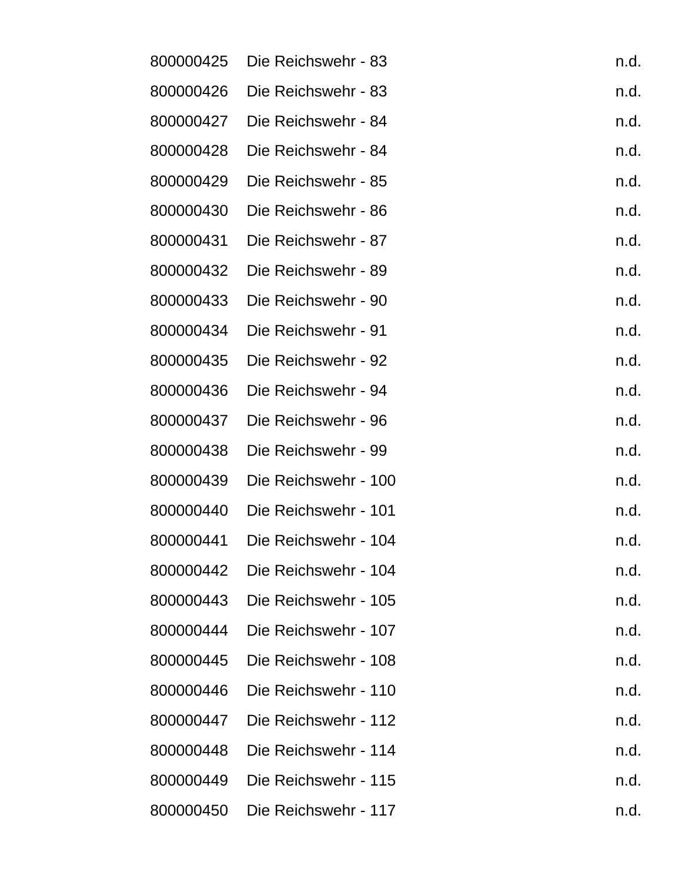| | | |
|---|---|---|
| 800000425 | Die Reichswehr - 83 | n.d. |
| 800000426 | Die Reichswehr - 83 | n.d. |
| 800000427 | Die Reichswehr - 84 | n.d. |
| 800000428 | Die Reichswehr - 84 | n.d. |
| 800000429 | Die Reichswehr - 85 | n.d. |
| 800000430 | Die Reichswehr - 86 | n.d. |
| 800000431 | Die Reichswehr - 87 | n.d. |
| 800000432 | Die Reichswehr - 89 | n.d. |
| 800000433 | Die Reichswehr - 90 | n.d. |
| 800000434 | Die Reichswehr - 91 | n.d. |
| 800000435 | Die Reichswehr - 92 | n.d. |
| 800000436 | Die Reichswehr - 94 | n.d. |
| 800000437 | Die Reichswehr - 96 | n.d. |
| 800000438 | Die Reichswehr - 99 | n.d. |
| 800000439 | Die Reichswehr - 100 | n.d. |
| 800000440 | Die Reichswehr - 101 | n.d. |
| 800000441 | Die Reichswehr - 104 | n.d. |
| 800000442 | Die Reichswehr - 104 | n.d. |
| 800000443 | Die Reichswehr - 105 | n.d. |
| 800000444 | Die Reichswehr - 107 | n.d. |
| 800000445 | Die Reichswehr - 108 | n.d. |
| 800000446 | Die Reichswehr - 110 | n.d. |
| 800000447 | Die Reichswehr - 112 | n.d. |
| 800000448 | Die Reichswehr - 114 | n.d. |
| 800000449 | Die Reichswehr - 115 | n.d. |
| 800000450 | Die Reichswehr - 117 | n.d. |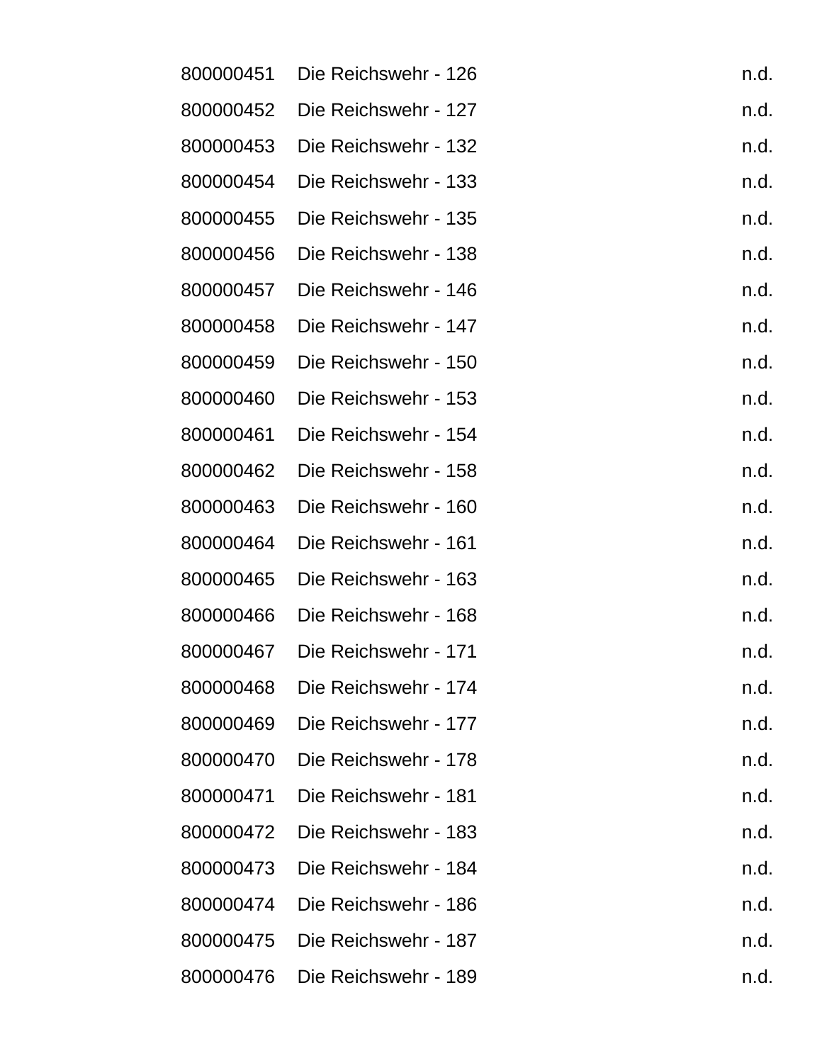| | | |
|---|---|---|
| 800000451 | Die Reichswehr - 126 | n.d. |
| 800000452 | Die Reichswehr - 127 | n.d. |
| 800000453 | Die Reichswehr - 132 | n.d. |
| 800000454 | Die Reichswehr - 133 | n.d. |
| 800000455 | Die Reichswehr - 135 | n.d. |
| 800000456 | Die Reichswehr - 138 | n.d. |
| 800000457 | Die Reichswehr - 146 | n.d. |
| 800000458 | Die Reichswehr - 147 | n.d. |
| 800000459 | Die Reichswehr - 150 | n.d. |
| 800000460 | Die Reichswehr - 153 | n.d. |
| 800000461 | Die Reichswehr - 154 | n.d. |
| 800000462 | Die Reichswehr - 158 | n.d. |
| 800000463 | Die Reichswehr - 160 | n.d. |
| 800000464 | Die Reichswehr - 161 | n.d. |
| 800000465 | Die Reichswehr - 163 | n.d. |
| 800000466 | Die Reichswehr - 168 | n.d. |
| 800000467 | Die Reichswehr - 171 | n.d. |
| 800000468 | Die Reichswehr - 174 | n.d. |
| 800000469 | Die Reichswehr - 177 | n.d. |
| 800000470 | Die Reichswehr - 178 | n.d. |
| 800000471 | Die Reichswehr - 181 | n.d. |
| 800000472 | Die Reichswehr - 183 | n.d. |
| 800000473 | Die Reichswehr - 184 | n.d. |
| 800000474 | Die Reichswehr - 186 | n.d. |
| 800000475 | Die Reichswehr - 187 | n.d. |
| 800000476 | Die Reichswehr - 189 | n.d. |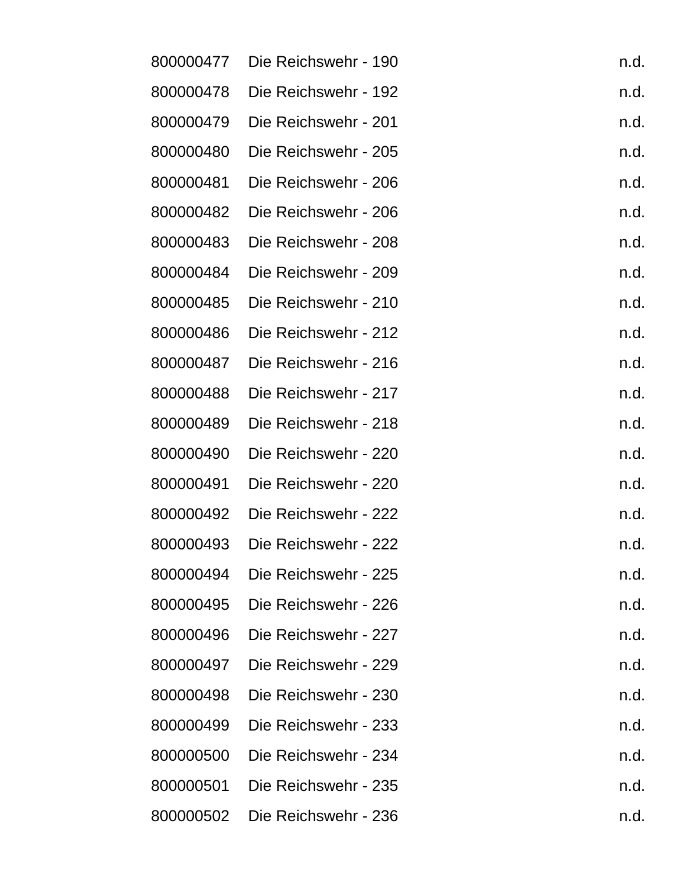| | | |
|---|---|---|
| 800000477 | Die Reichswehr - 190 | n.d. |
| 800000478 | Die Reichswehr - 192 | n.d. |
| 800000479 | Die Reichswehr - 201 | n.d. |
| 800000480 | Die Reichswehr - 205 | n.d. |
| 800000481 | Die Reichswehr - 206 | n.d. |
| 800000482 | Die Reichswehr - 206 | n.d. |
| 800000483 | Die Reichswehr - 208 | n.d. |
| 800000484 | Die Reichswehr - 209 | n.d. |
| 800000485 | Die Reichswehr - 210 | n.d. |
| 800000486 | Die Reichswehr - 212 | n.d. |
| 800000487 | Die Reichswehr - 216 | n.d. |
| 800000488 | Die Reichswehr - 217 | n.d. |
| 800000489 | Die Reichswehr - 218 | n.d. |
| 800000490 | Die Reichswehr - 220 | n.d. |
| 800000491 | Die Reichswehr - 220 | n.d. |
| 800000492 | Die Reichswehr - 222 | n.d. |
| 800000493 | Die Reichswehr - 222 | n.d. |
| 800000494 | Die Reichswehr - 225 | n.d. |
| 800000495 | Die Reichswehr - 226 | n.d. |
| 800000496 | Die Reichswehr - 227 | n.d. |
| 800000497 | Die Reichswehr - 229 | n.d. |
| 800000498 | Die Reichswehr - 230 | n.d. |
| 800000499 | Die Reichswehr - 233 | n.d. |
| 800000500 | Die Reichswehr - 234 | n.d. |
| 800000501 | Die Reichswehr - 235 | n.d. |
| 800000502 | Die Reichswehr - 236 | n.d. |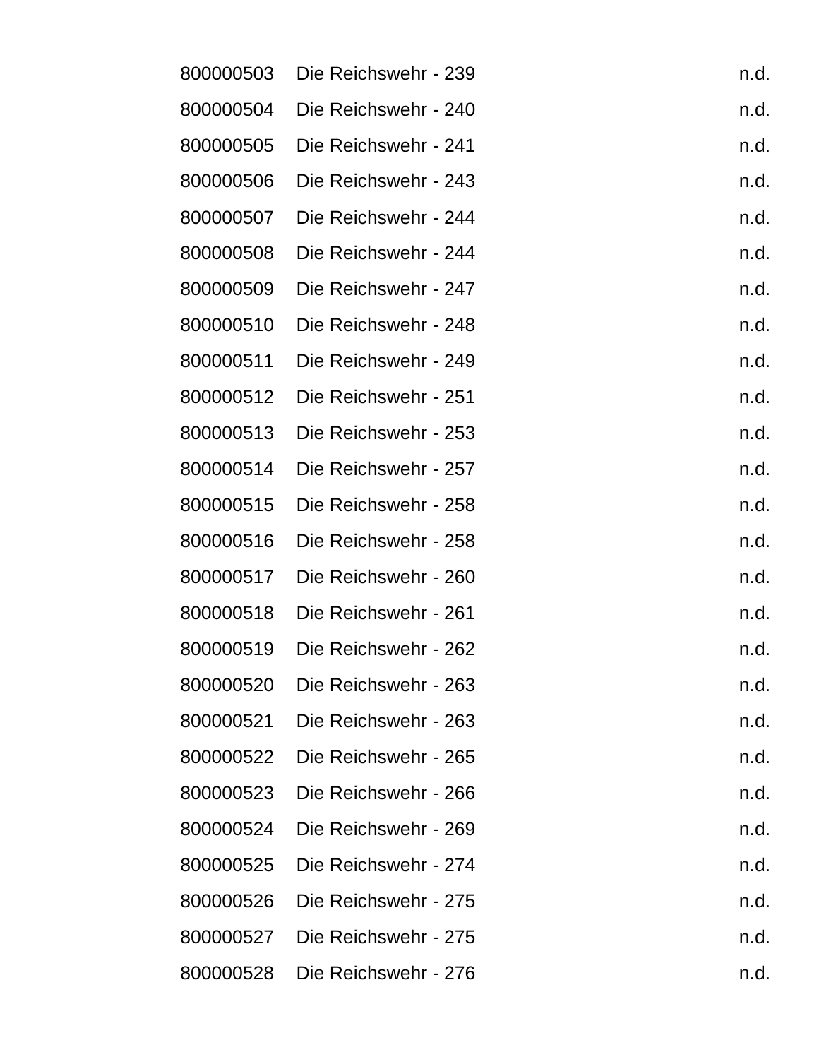| | | |
|---|---|---|
| 800000503 | Die Reichswehr - 239 | n.d. |
| 800000504 | Die Reichswehr - 240 | n.d. |
| 800000505 | Die Reichswehr - 241 | n.d. |
| 800000506 | Die Reichswehr - 243 | n.d. |
| 800000507 | Die Reichswehr - 244 | n.d. |
| 800000508 | Die Reichswehr - 244 | n.d. |
| 800000509 | Die Reichswehr - 247 | n.d. |
| 800000510 | Die Reichswehr - 248 | n.d. |
| 800000511 | Die Reichswehr - 249 | n.d. |
| 800000512 | Die Reichswehr - 251 | n.d. |
| 800000513 | Die Reichswehr - 253 | n.d. |
| 800000514 | Die Reichswehr - 257 | n.d. |
| 800000515 | Die Reichswehr - 258 | n.d. |
| 800000516 | Die Reichswehr - 258 | n.d. |
| 800000517 | Die Reichswehr - 260 | n.d. |
| 800000518 | Die Reichswehr - 261 | n.d. |
| 800000519 | Die Reichswehr - 262 | n.d. |
| 800000520 | Die Reichswehr - 263 | n.d. |
| 800000521 | Die Reichswehr - 263 | n.d. |
| 800000522 | Die Reichswehr - 265 | n.d. |
| 800000523 | Die Reichswehr - 266 | n.d. |
| 800000524 | Die Reichswehr - 269 | n.d. |
| 800000525 | Die Reichswehr - 274 | n.d. |
| 800000526 | Die Reichswehr - 275 | n.d. |
| 800000527 | Die Reichswehr - 275 | n.d. |
| 800000528 | Die Reichswehr - 276 | n.d. |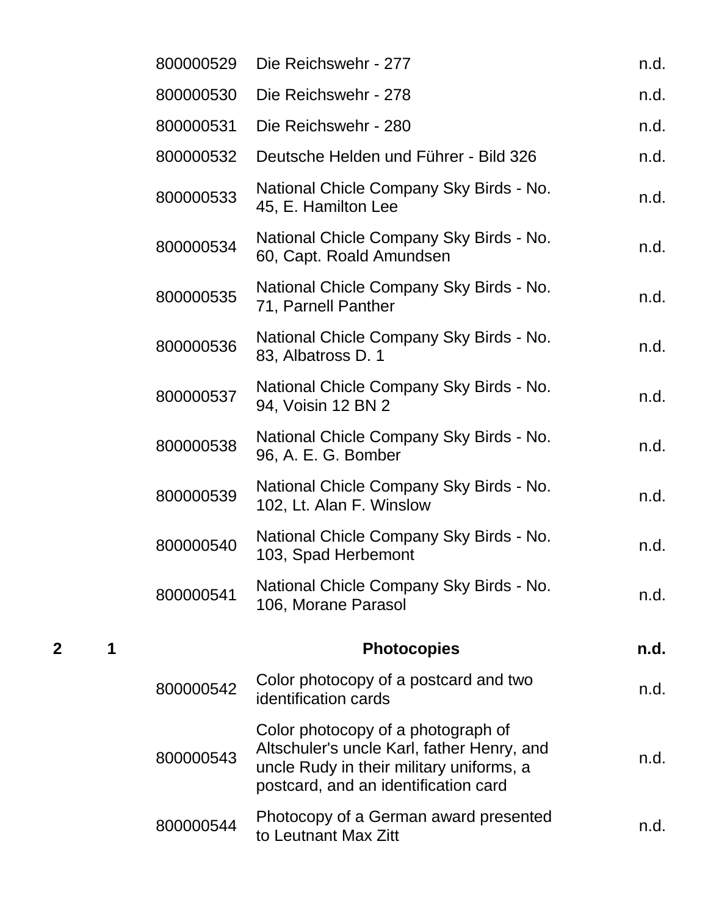| | | | | |
|---|---|---|---|---|
| | | 800000529 | Die Reichswehr - 277 | n.d. |
| | | 800000530 | Die Reichswehr - 278 | n.d. |
| | | 800000531 | Die Reichswehr - 280 | n.d. |
| | | 800000532 | Deutsche Helden und Führer - Bild 326 | n.d. |
| | | 800000533 | National Chicle Company Sky Birds - No. 45, E. Hamilton Lee | n.d. |
| | | 800000534 | National Chicle Company Sky Birds - No. 60, Capt. Roald Amundsen | n.d. |
| | | 800000535 | National Chicle Company Sky Birds - No. 71, Parnell Panther | n.d. |
| | | 800000536 | National Chicle Company Sky Birds - No. 83, Albatross D. 1 | n.d. |
| | | 800000537 | National Chicle Company Sky Birds - No. 94, Voisin 12 BN 2 | n.d. |
| | | 800000538 | National Chicle Company Sky Birds - No. 96, A. E. G. Bomber | n.d. |
| | | 800000539 | National Chicle Company Sky Birds - No. 102, Lt. Alan F. Winslow | n.d. |
| | | 800000540 | National Chicle Company Sky Birds - No. 103, Spad Herbemont | n.d. |
| | | 800000541 | National Chicle Company Sky Birds - No. 106, Morane Parasol | n.d. |
| **2** | **1** | | **Photocopies** | **n.d.** |
| | | 800000542 | Color photocopy of a postcard and two identification cards | n.d. |
| | | 800000543 | Color photocopy of a photograph of Altschuler's uncle Karl, father Henry, and uncle Rudy in their military uniforms, a postcard, and an identification card | n.d. |
| | | 800000544 | Photocopy of a German award presented to Leutnant Max Zitt | n.d. |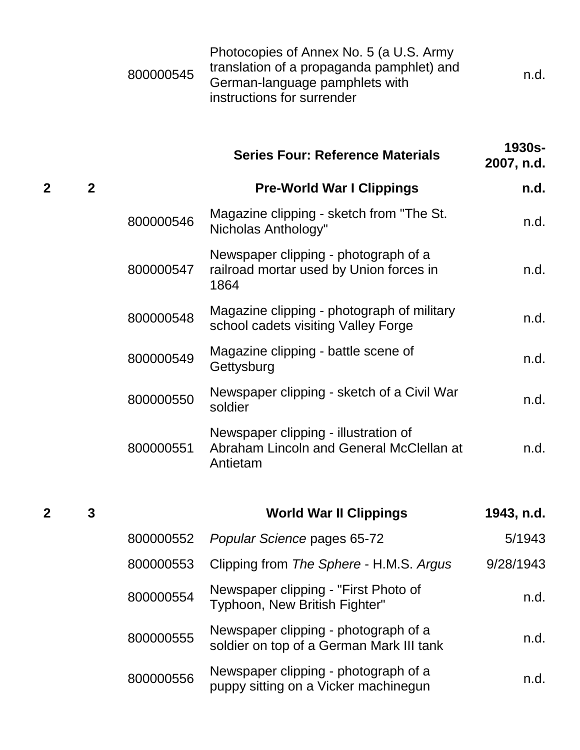| Box | Folder | Item | Description | Date |
|---|---|---|---|---|
| | | 800000545 | Photocopies of Annex No. 5 (a U.S. Army translation of a propaganda pamphlet) and German-language pamphlets with instructions for surrender | n.d. |
| | | | **Series Four: Reference Materials** | **1930s-2007, n.d.** |
| **2** | **2** | | **Pre-World War I Clippings** | **n.d.** |
| | | 800000546 | Magazine clipping - sketch from "The St. Nicholas Anthology" | n.d. |
| | | 800000547 | Newspaper clipping - photograph of a railroad mortar used by Union forces in 1864 | n.d. |
| | | 800000548 | Magazine clipping - photograph of military school cadets visiting Valley Forge | n.d. |
| | | 800000549 | Magazine clipping - battle scene of Gettysburg | n.d. |
| | | 800000550 | Newspaper clipping - sketch of a Civil War soldier | n.d. |
| | | 800000551 | Newspaper clipping - illustration of Abraham Lincoln and General McClellan at Antietam | n.d. |
| **2** | **3** | | **World War II Clippings** | **1943, n.d.** |
| | | 800000552 | *Popular Science* pages 65-72 | 5/1943 |
| | | 800000553 | Clipping from *The Sphere* - H.M.S. *Argus* | 9/28/1943 |
| | | 800000554 | Newspaper clipping - "First Photo of Typhoon, New British Fighter" | n.d. |
| | | 800000555 | Newspaper clipping - photograph of a soldier on top of a German Mark III tank | n.d. |
| | | 800000556 | Newspaper clipping - photograph of a puppy sitting on a Vicker machinegun | n.d. |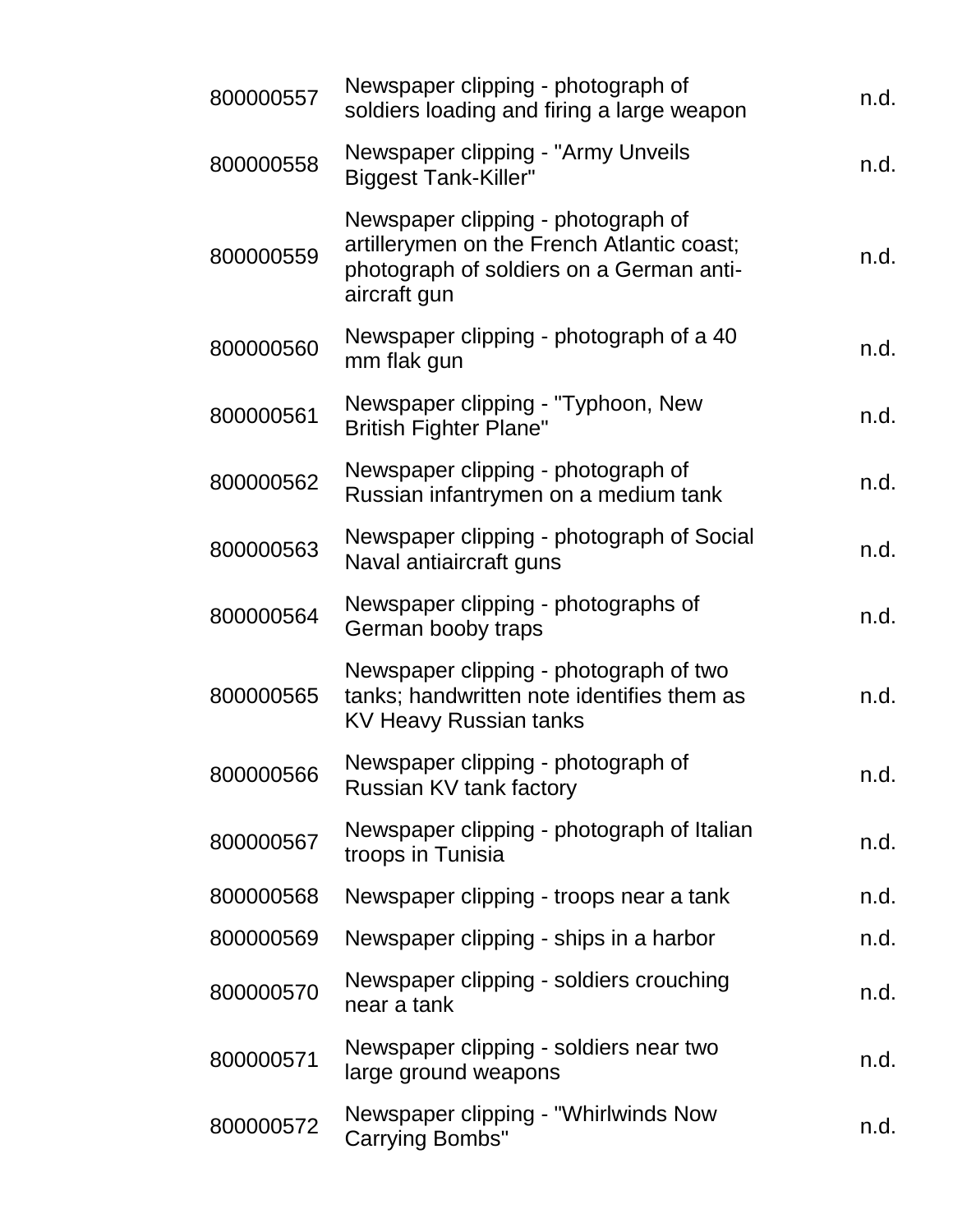| | | |
|---|---|---|
| 800000557 | Newspaper clipping - photograph of soldiers loading and firing a large weapon | n.d. |
| 800000558 | Newspaper clipping - "Army Unveils Biggest Tank-Killer" | n.d. |
| 800000559 | Newspaper clipping - photograph of artillerymen on the French Atlantic coast; photograph of soldiers on a German anti-aircraft gun | n.d. |
| 800000560 | Newspaper clipping - photograph of a 40 mm flak gun | n.d. |
| 800000561 | Newspaper clipping - "Typhoon, New British Fighter Plane" | n.d. |
| 800000562 | Newspaper clipping - photograph of Russian infantrymen on a medium tank | n.d. |
| 800000563 | Newspaper clipping - photograph of Social Naval antiaircraft guns | n.d. |
| 800000564 | Newspaper clipping - photographs of German booby traps | n.d. |
| 800000565 | Newspaper clipping - photograph of two tanks; handwritten note identifies them as KV Heavy Russian tanks | n.d. |
| 800000566 | Newspaper clipping - photograph of Russian KV tank factory | n.d. |
| 800000567 | Newspaper clipping - photograph of Italian troops in Tunisia | n.d. |
| 800000568 | Newspaper clipping - troops near a tank | n.d. |
| 800000569 | Newspaper clipping - ships in a harbor | n.d. |
| 800000570 | Newspaper clipping - soldiers crouching near a tank | n.d. |
| 800000571 | Newspaper clipping - soldiers near two large ground weapons | n.d. |
| 800000572 | Newspaper clipping - "Whirlwinds Now Carrying Bombs" | n.d. |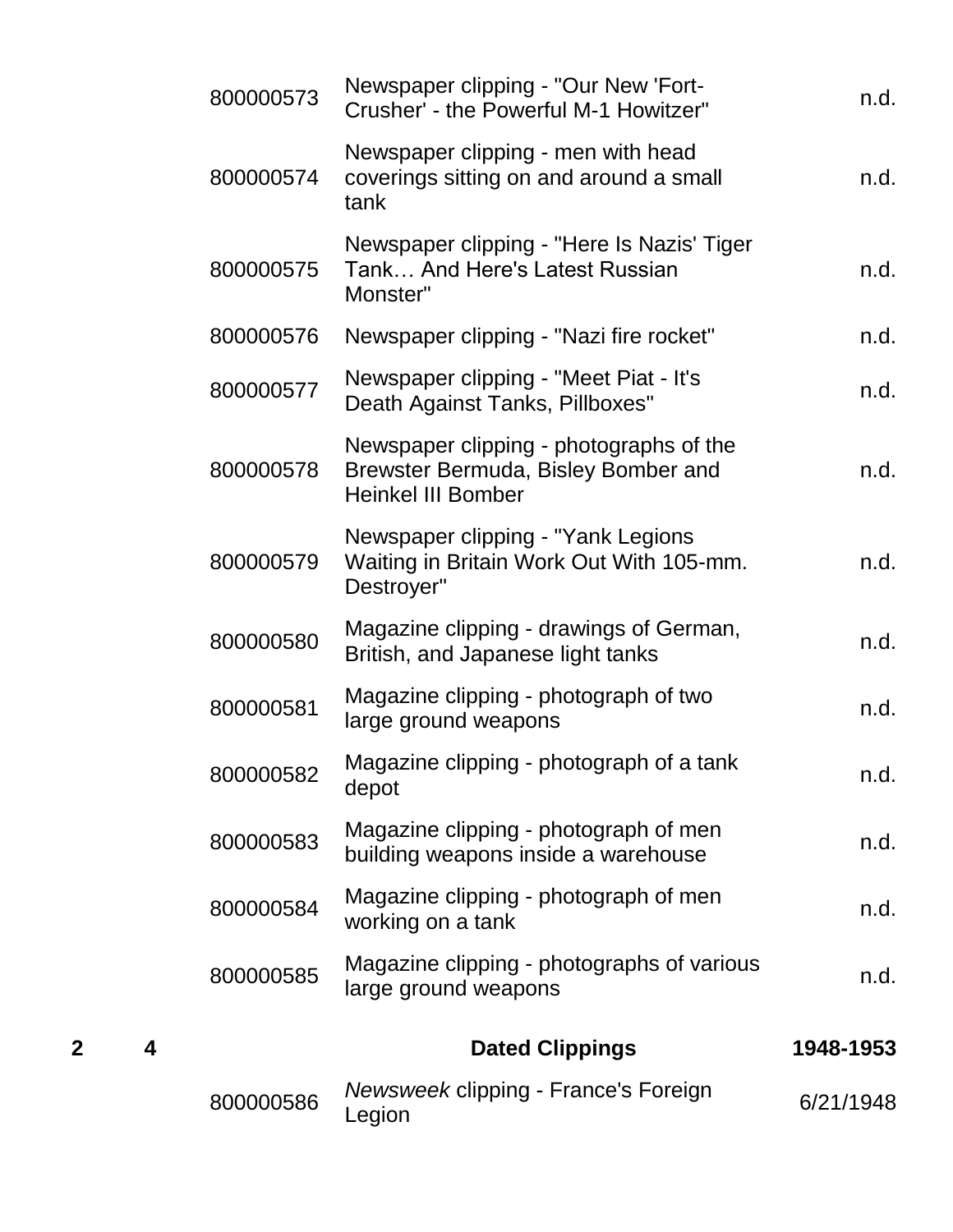| | | | | |
|---|---|---|---|---|
| | | 800000573 | Newspaper clipping - "Our New 'Fort-Crusher' - the Powerful M-1 Howitzer" | n.d. |
| | | 800000574 | Newspaper clipping - men with head coverings sitting on and around a small tank | n.d. |
| | | 800000575 | Newspaper clipping - "Here Is Nazis' Tiger Tank… And Here's Latest Russian Monster" | n.d. |
| | | 800000576 | Newspaper clipping - "Nazi fire rocket" | n.d. |
| | | 800000577 | Newspaper clipping - "Meet Piat - It's Death Against Tanks, Pillboxes" | n.d. |
| | | 800000578 | Newspaper clipping - photographs of the Brewster Bermuda, Bisley Bomber and Heinkel III Bomber | n.d. |
| | | 800000579 | Newspaper clipping - "Yank Legions Waiting in Britain Work Out With 105-mm. Destroyer" | n.d. |
| | | 800000580 | Magazine clipping - drawings of German, British, and Japanese light tanks | n.d. |
| | | 800000581 | Magazine clipping - photograph of two large ground weapons | n.d. |
| | | 800000582 | Magazine clipping - photograph of a tank depot | n.d. |
| | | 800000583 | Magazine clipping - photograph of men building weapons inside a warehouse | n.d. |
| | | 800000584 | Magazine clipping - photograph of men working on a tank | n.d. |
| | | 800000585 | Magazine clipping - photographs of various large ground weapons | n.d. |
| **2** | **4** | | **Dated Clippings** | **1948-1953** |
| | | 800000586 | *Newsweek* clipping - France's Foreign Legion | 6/21/1948 |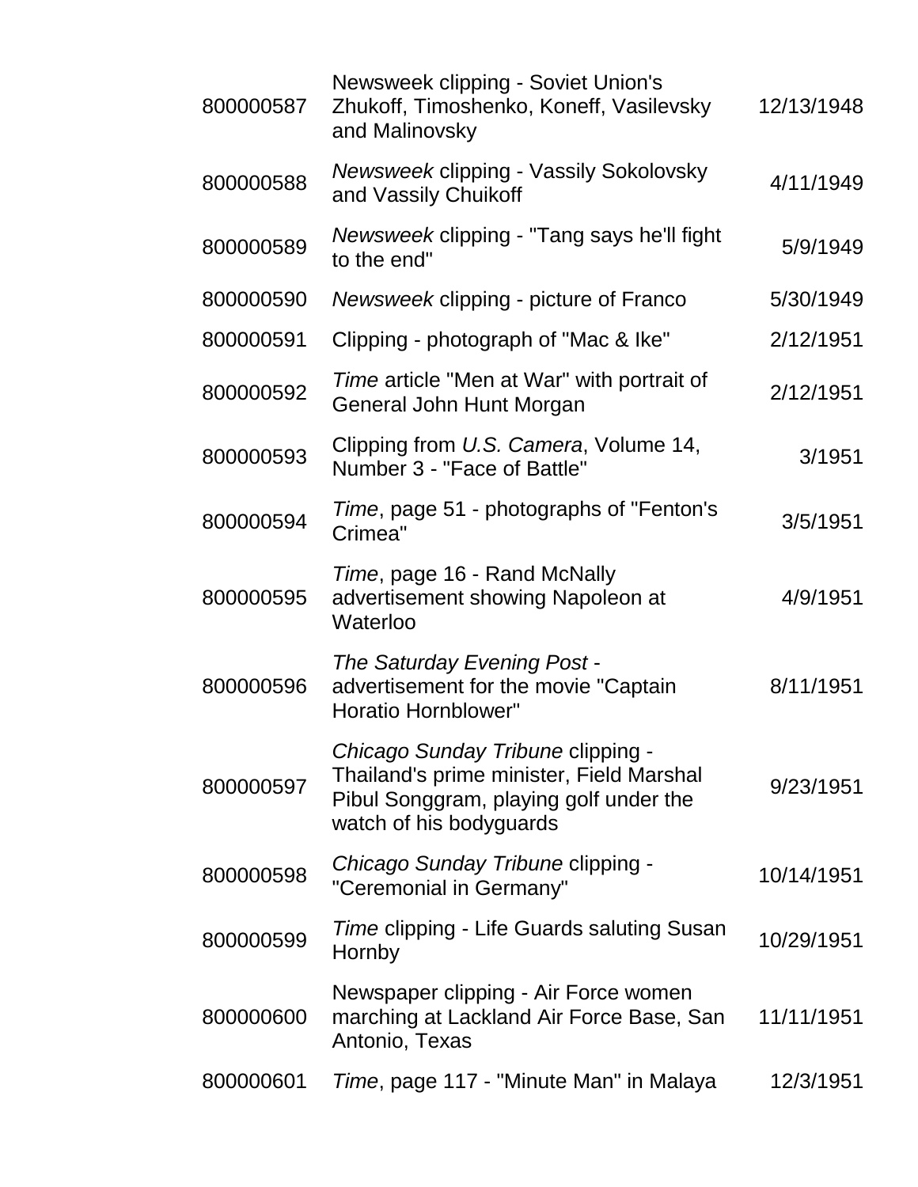| | | |
|---|---|---|
| 800000587 | Newsweek clipping - Soviet Union's Zhukoff, Timoshenko, Koneff, Vasilevsky and Malinovsky | 12/13/1948 |
| 800000588 | *Newsweek* clipping - Vassily Sokolovsky and Vassily Chuikoff | 4/11/1949 |
| 800000589 | *Newsweek* clipping - "Tang says he'll fight to the end" | 5/9/1949 |
| 800000590 | *Newsweek* clipping - picture of Franco | 5/30/1949 |
| 800000591 | Clipping - photograph of "Mac & Ike" | 2/12/1951 |
| 800000592 | *Time* article "Men at War" with portrait of General John Hunt Morgan | 2/12/1951 |
| 800000593 | Clipping from *U.S. Camera*, Volume 14, Number 3 - "Face of Battle" | 3/1951 |
| 800000594 | *Time*, page 51 - photographs of "Fenton's Crimea" | 3/5/1951 |
| 800000595 | *Time*, page 16 - Rand McNally advertisement showing Napoleon at Waterloo | 4/9/1951 |
| 800000596 | *The Saturday Evening Post* - advertisement for the movie "Captain Horatio Hornblower" | 8/11/1951 |
| 800000597 | *Chicago Sunday Tribune* clipping - Thailand's prime minister, Field Marshal Pibul Songgram, playing golf under the watch of his bodyguards | 9/23/1951 |
| 800000598 | *Chicago Sunday Tribune* clipping - "Ceremonial in Germany" | 10/14/1951 |
| 800000599 | *Time* clipping - Life Guards saluting Susan Hornby | 10/29/1951 |
| 800000600 | Newspaper clipping - Air Force women marching at Lackland Air Force Base, San Antonio, Texas | 11/11/1951 |
| 800000601 | *Time*, page 117 - "Minute Man" in Malaya | 12/3/1951 |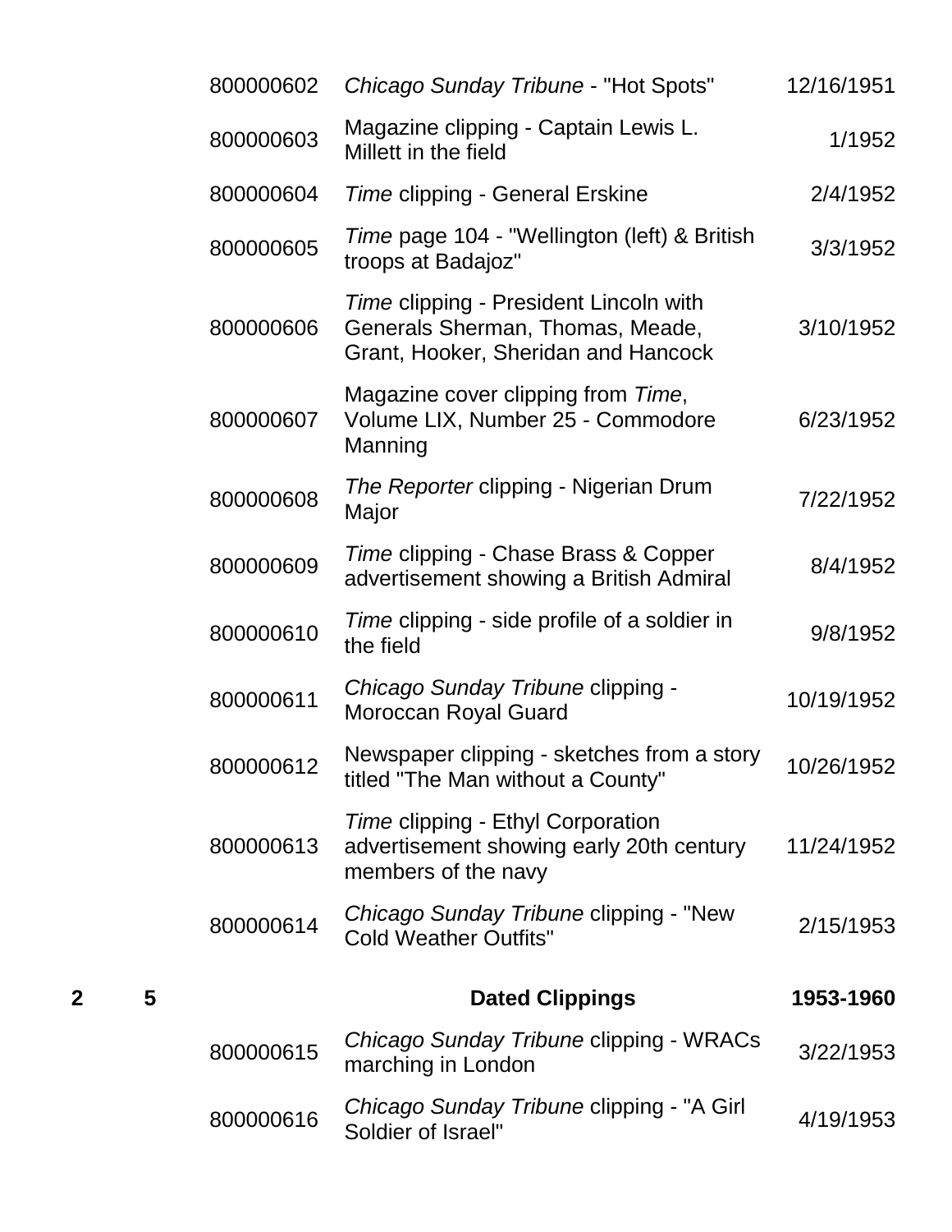| | | | | |
|---|---|---|---|---|
| | | 800000602 | *Chicago Sunday Tribune* - "Hot Spots" | 12/16/1951 |
| | | 800000603 | Magazine clipping - Captain Lewis L. Millett in the field | 1/1952 |
| | | 800000604 | *Time* clipping - General Erskine | 2/4/1952 |
| | | 800000605 | *Time* page 104 - "Wellington (left) & British troops at Badajoz" | 3/3/1952 |
| | | 800000606 | *Time* clipping - President Lincoln with Generals Sherman, Thomas, Meade, Grant, Hooker, Sheridan and Hancock | 3/10/1952 |
| | | 800000607 | Magazine cover clipping from *Time*, Volume LIX, Number 25 - Commodore Manning | 6/23/1952 |
| | | 800000608 | *The Reporter* clipping - Nigerian Drum Major | 7/22/1952 |
| | | 800000609 | *Time* clipping - Chase Brass & Copper advertisement showing a British Admiral | 8/4/1952 |
| | | 800000610 | *Time* clipping - side profile of a soldier in the field | 9/8/1952 |
| | | 800000611 | *Chicago Sunday Tribune* clipping - Moroccan Royal Guard | 10/19/1952 |
| | | 800000612 | Newspaper clipping - sketches from a story titled "The Man without a County" | 10/26/1952 |
| | | 800000613 | *Time* clipping - Ethyl Corporation advertisement showing early 20th century members of the navy | 11/24/1952 |
| | | 800000614 | *Chicago Sunday Tribune* clipping - "New Cold Weather Outfits" | 2/15/1953 |
| **2** | **5** | | **Dated Clippings** | **1953-1960** |
| | | 800000615 | *Chicago Sunday Tribune* clipping - WRACs marching in London | 3/22/1953 |
| | | 800000616 | *Chicago Sunday Tribune* clipping - "A Girl Soldier of Israel" | 4/19/1953 |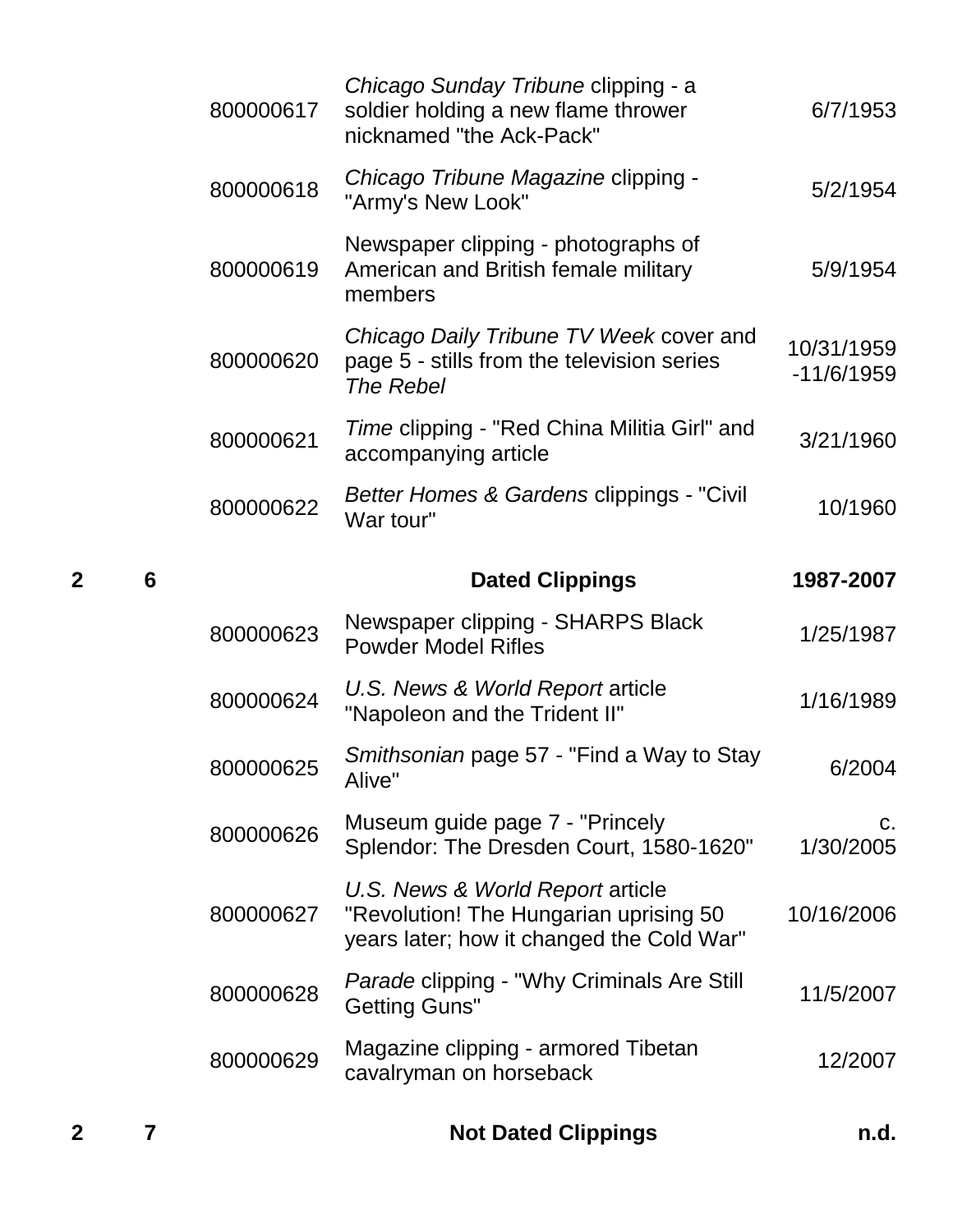| Box | Folder | Item | Description | Date |
|---|---|---|---|---|
| | | 800000617 | *Chicago Sunday Tribune* clipping - a soldier holding a new flame thrower nicknamed "the Ack-Pack" | 6/7/1953 |
| | | 800000618 | *Chicago Tribune Magazine* clipping - "Army's New Look" | 5/2/1954 |
| | | 800000619 | Newspaper clipping - photographs of American and British female military members | 5/9/1954 |
| | | 800000620 | *Chicago Daily Tribune TV Week* cover and page 5 - stills from the television series *The Rebel* | 10/31/1959 -11/6/1959 |
| | | 800000621 | *Time* clipping - "Red China Militia Girl" and accompanying article | 3/21/1960 |
| | | 800000622 | *Better Homes & Gardens* clippings - "Civil War tour" | 10/1960 |
| **2** | **6** | | **Dated Clippings** | **1987-2007** |
| | | 800000623 | Newspaper clipping - SHARPS Black Powder Model Rifles | 1/25/1987 |
| | | 800000624 | *U.S. News & World Report* article "Napoleon and the Trident II" | 1/16/1989 |
| | | 800000625 | *Smithsonian* page 57 - "Find a Way to Stay Alive" | 6/2004 |
| | | 800000626 | Museum guide page 7 - "Princely Splendor: The Dresden Court, 1580-1620" | c. 1/30/2005 |
| | | 800000627 | *U.S. News & World Report* article "Revolution! The Hungarian uprising 50 years later; how it changed the Cold War" | 10/16/2006 |
| | | 800000628 | *Parade* clipping - "Why Criminals Are Still Getting Guns" | 11/5/2007 |
| | | 800000629 | Magazine clipping - armored Tibetan cavalryman on horseback | 12/2007 |
| **2** | **7** | | **Not Dated Clippings** | **n.d.** |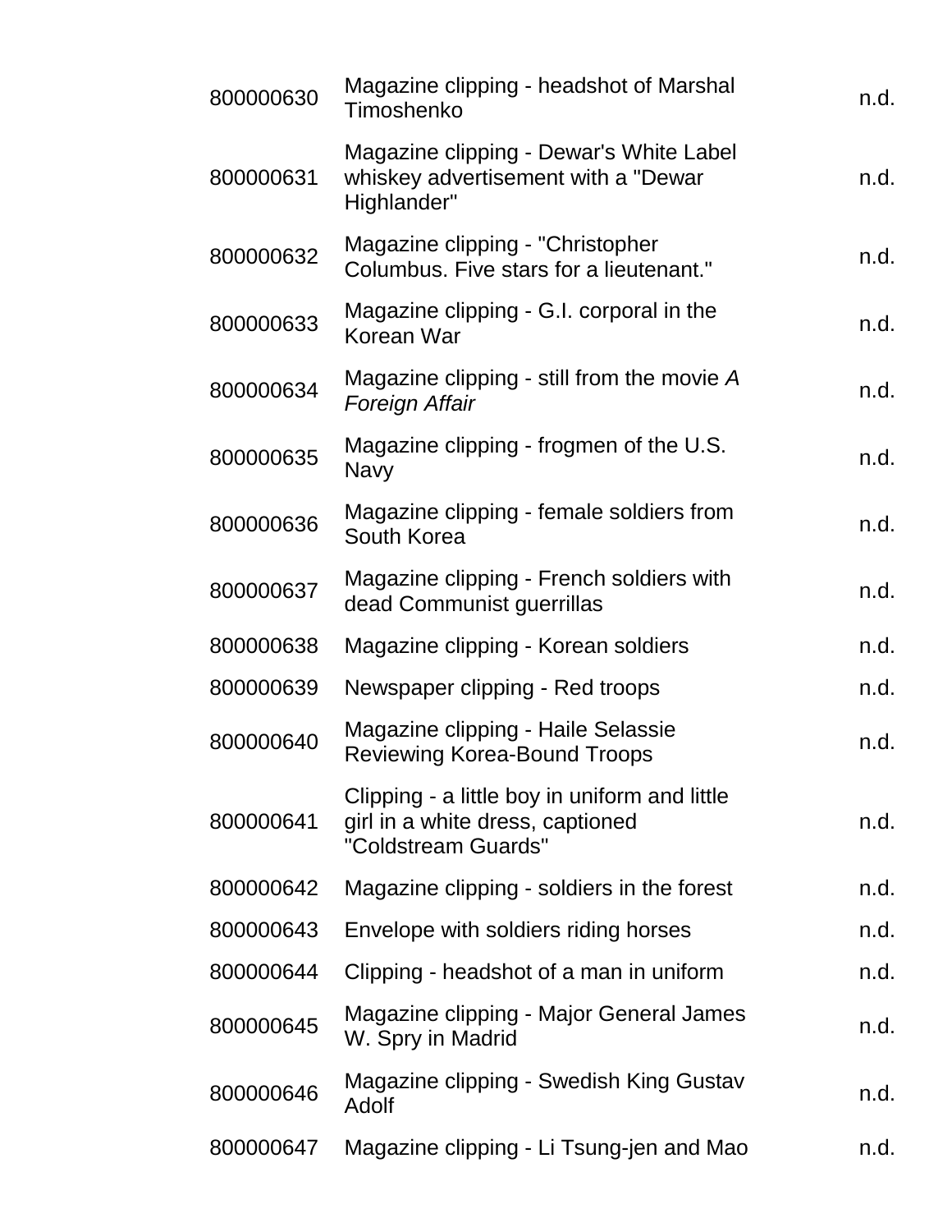| | | |
|---|---|---|
| 800000630 | Magazine clipping - headshot of Marshal Timoshenko | n.d. |
| 800000631 | Magazine clipping - Dewar's White Label whiskey advertisement with a "Dewar Highlander" | n.d. |
| 800000632 | Magazine clipping - "Christopher Columbus. Five stars for a lieutenant." | n.d. |
| 800000633 | Magazine clipping - G.I. corporal in the Korean War | n.d. |
| 800000634 | Magazine clipping - still from the movie *A Foreign Affair* | n.d. |
| 800000635 | Magazine clipping - frogmen of the U.S. Navy | n.d. |
| 800000636 | Magazine clipping - female soldiers from South Korea | n.d. |
| 800000637 | Magazine clipping - French soldiers with dead Communist guerrillas | n.d. |
| 800000638 | Magazine clipping - Korean soldiers | n.d. |
| 800000639 | Newspaper clipping - Red troops | n.d. |
| 800000640 | Magazine clipping - Haile Selassie Reviewing Korea-Bound Troops | n.d. |
| 800000641 | Clipping - a little boy in uniform and little girl in a white dress, captioned "Coldstream Guards" | n.d. |
| 800000642 | Magazine clipping - soldiers in the forest | n.d. |
| 800000643 | Envelope with soldiers riding horses | n.d. |
| 800000644 | Clipping - headshot of a man in uniform | n.d. |
| 800000645 | Magazine clipping - Major General James W. Spry in Madrid | n.d. |
| 800000646 | Magazine clipping - Swedish King Gustav Adolf | n.d. |
| 800000647 | Magazine clipping - Li Tsung-jen and Mao | n.d. |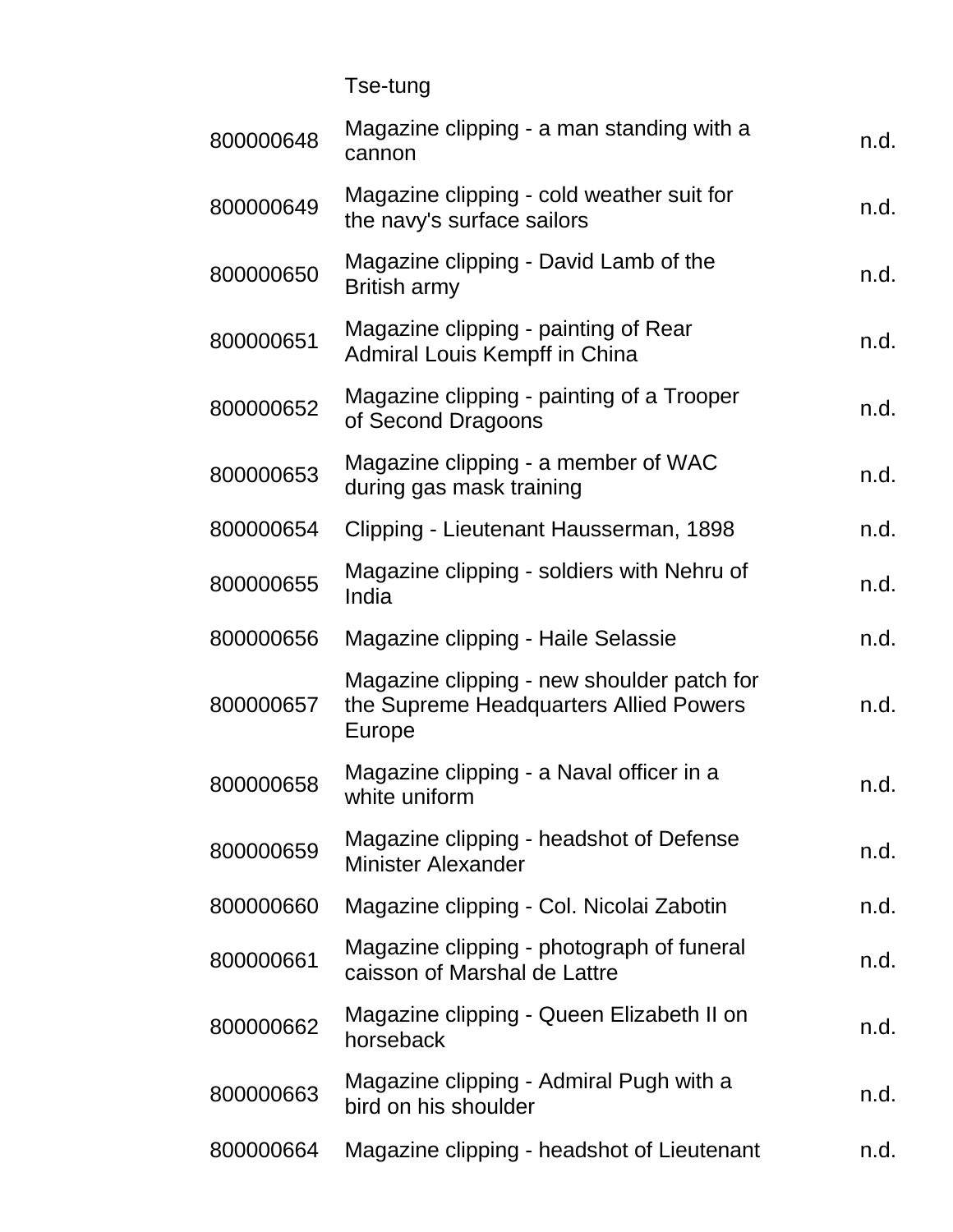| | | |
|---|---|---|
| | Tse-tung | |
| 800000648 | Magazine clipping - a man standing with a cannon | n.d. |
| 800000649 | Magazine clipping - cold weather suit for the navy's surface sailors | n.d. |
| 800000650 | Magazine clipping - David Lamb of the British army | n.d. |
| 800000651 | Magazine clipping - painting of Rear Admiral Louis Kempff in China | n.d. |
| 800000652 | Magazine clipping - painting of a Trooper of Second Dragoons | n.d. |
| 800000653 | Magazine clipping - a member of WAC during gas mask training | n.d. |
| 800000654 | Clipping - Lieutenant Hausserman, 1898 | n.d. |
| 800000655 | Magazine clipping - soldiers with Nehru of India | n.d. |
| 800000656 | Magazine clipping - Haile Selassie | n.d. |
| 800000657 | Magazine clipping - new shoulder patch for the Supreme Headquarters Allied Powers Europe | n.d. |
| 800000658 | Magazine clipping - a Naval officer in a white uniform | n.d. |
| 800000659 | Magazine clipping - headshot of Defense Minister Alexander | n.d. |
| 800000660 | Magazine clipping - Col. Nicolai Zabotin | n.d. |
| 800000661 | Magazine clipping - photograph of funeral caisson of Marshal de Lattre | n.d. |
| 800000662 | Magazine clipping - Queen Elizabeth II on horseback | n.d. |
| 800000663 | Magazine clipping - Admiral Pugh with a bird on his shoulder | n.d. |
| 800000664 | Magazine clipping - headshot of Lieutenant | n.d. |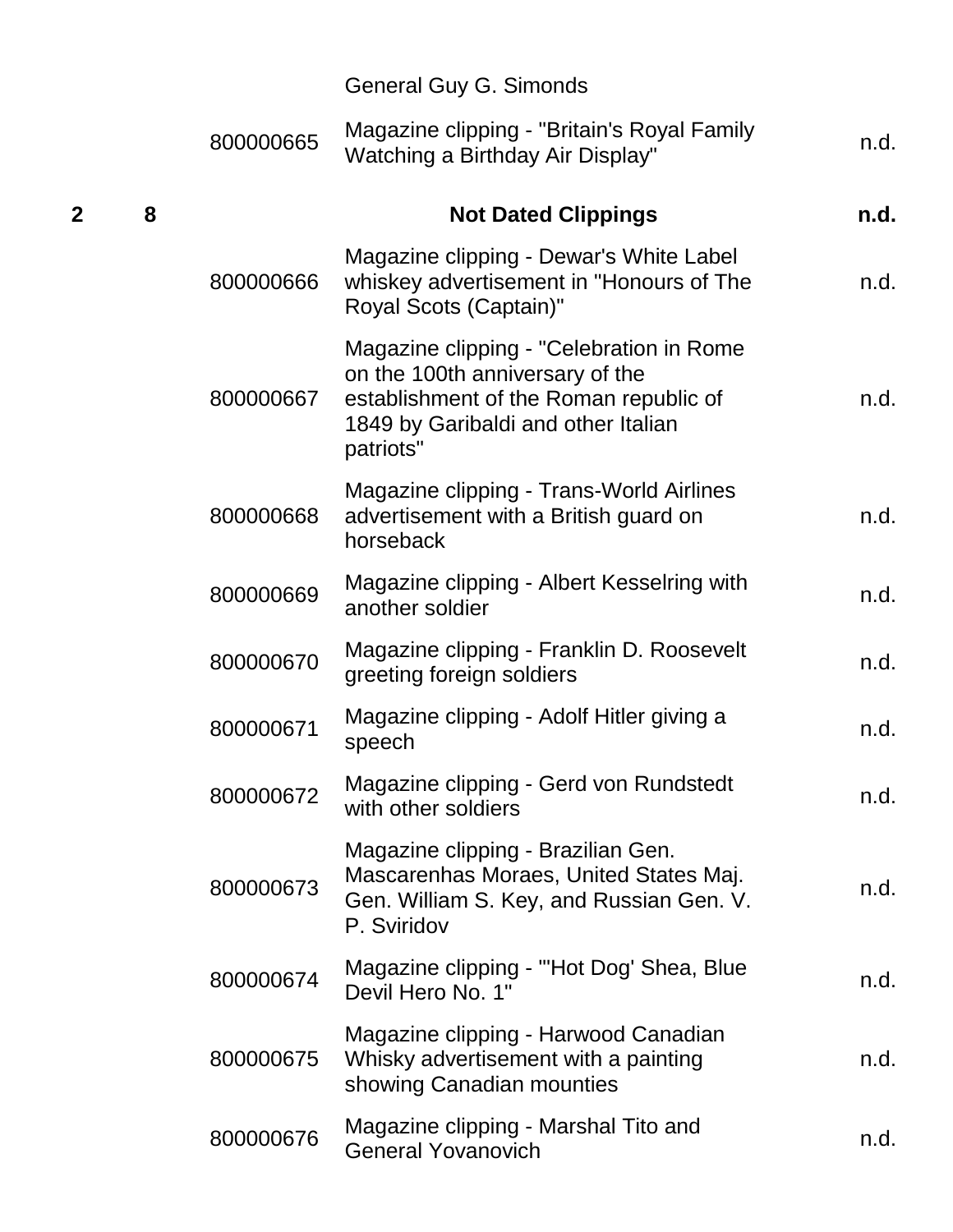| Box | Folder | ID | Description | Date |
|---|---|---|---|---|
| | | | General Guy G. Simonds | |
| | | 800000665 | Magazine clipping - "Britain's Royal Family Watching a Birthday Air Display" | n.d. |
| **2** | **8** | | **Not Dated Clippings** | **n.d.** |
| | | 800000666 | Magazine clipping - Dewar's White Label whiskey advertisement in "Honours of The Royal Scots (Captain)" | n.d. |
| | | 800000667 | Magazine clipping - "Celebration in Rome on the 100th anniversary of the establishment of the Roman republic of 1849 by Garibaldi and other Italian patriots" | n.d. |
| | | 800000668 | Magazine clipping - Trans-World Airlines advertisement with a British guard on horseback | n.d. |
| | | 800000669 | Magazine clipping - Albert Kesselring with another soldier | n.d. |
| | | 800000670 | Magazine clipping - Franklin D. Roosevelt greeting foreign soldiers | n.d. |
| | | 800000671 | Magazine clipping - Adolf Hitler giving a speech | n.d. |
| | | 800000672 | Magazine clipping - Gerd von Rundstedt with other soldiers | n.d. |
| | | 800000673 | Magazine clipping - Brazilian Gen. Mascarenhas Moraes, United States Maj. Gen. William S. Key, and Russian Gen. V. P. Sviridov | n.d. |
| | | 800000674 | Magazine clipping - "'Hot Dog' Shea, Blue Devil Hero No. 1" | n.d. |
| | | 800000675 | Magazine clipping - Harwood Canadian Whisky advertisement with a painting showing Canadian mounties | n.d. |
| | | 800000676 | Magazine clipping - Marshal Tito and General Yovanovich | n.d. |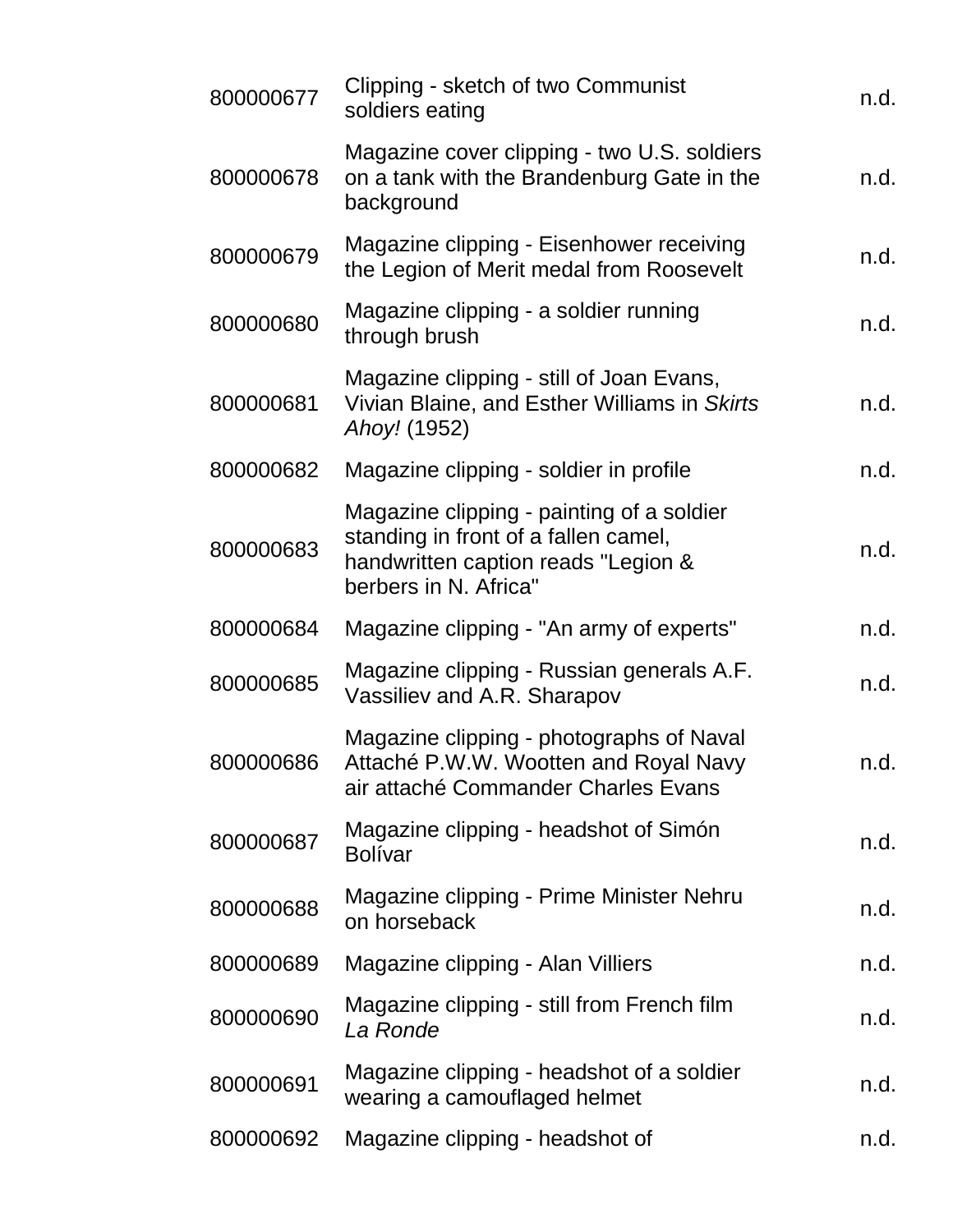| | | |
|---|---|---|
| 800000677 | Clipping - sketch of two Communist soldiers eating | n.d. |
| 800000678 | Magazine cover clipping - two U.S. soldiers on a tank with the Brandenburg Gate in the background | n.d. |
| 800000679 | Magazine clipping - Eisenhower receiving the Legion of Merit medal from Roosevelt | n.d. |
| 800000680 | Magazine clipping - a soldier running through brush | n.d. |
| 800000681 | Magazine clipping - still of Joan Evans, Vivian Blaine, and Esther Williams in *Skirts Ahoy!* (1952) | n.d. |
| 800000682 | Magazine clipping - soldier in profile | n.d. |
| 800000683 | Magazine clipping - painting of a soldier standing in front of a fallen camel, handwritten caption reads "Legion & berbers in N. Africa" | n.d. |
| 800000684 | Magazine clipping - "An army of experts" | n.d. |
| 800000685 | Magazine clipping - Russian generals A.F. Vassiliev and A.R. Sharapov | n.d. |
| 800000686 | Magazine clipping - photographs of Naval Attaché P.W.W. Wootten and Royal Navy air attaché Commander Charles Evans | n.d. |
| 800000687 | Magazine clipping - headshot of Simón Bolívar | n.d. |
| 800000688 | Magazine clipping - Prime Minister Nehru on horseback | n.d. |
| 800000689 | Magazine clipping - Alan Villiers | n.d. |
| 800000690 | Magazine clipping - still from French film *La Ronde* | n.d. |
| 800000691 | Magazine clipping - headshot of a soldier wearing a camouflaged helmet | n.d. |
| 800000692 | Magazine clipping - headshot of | n.d. |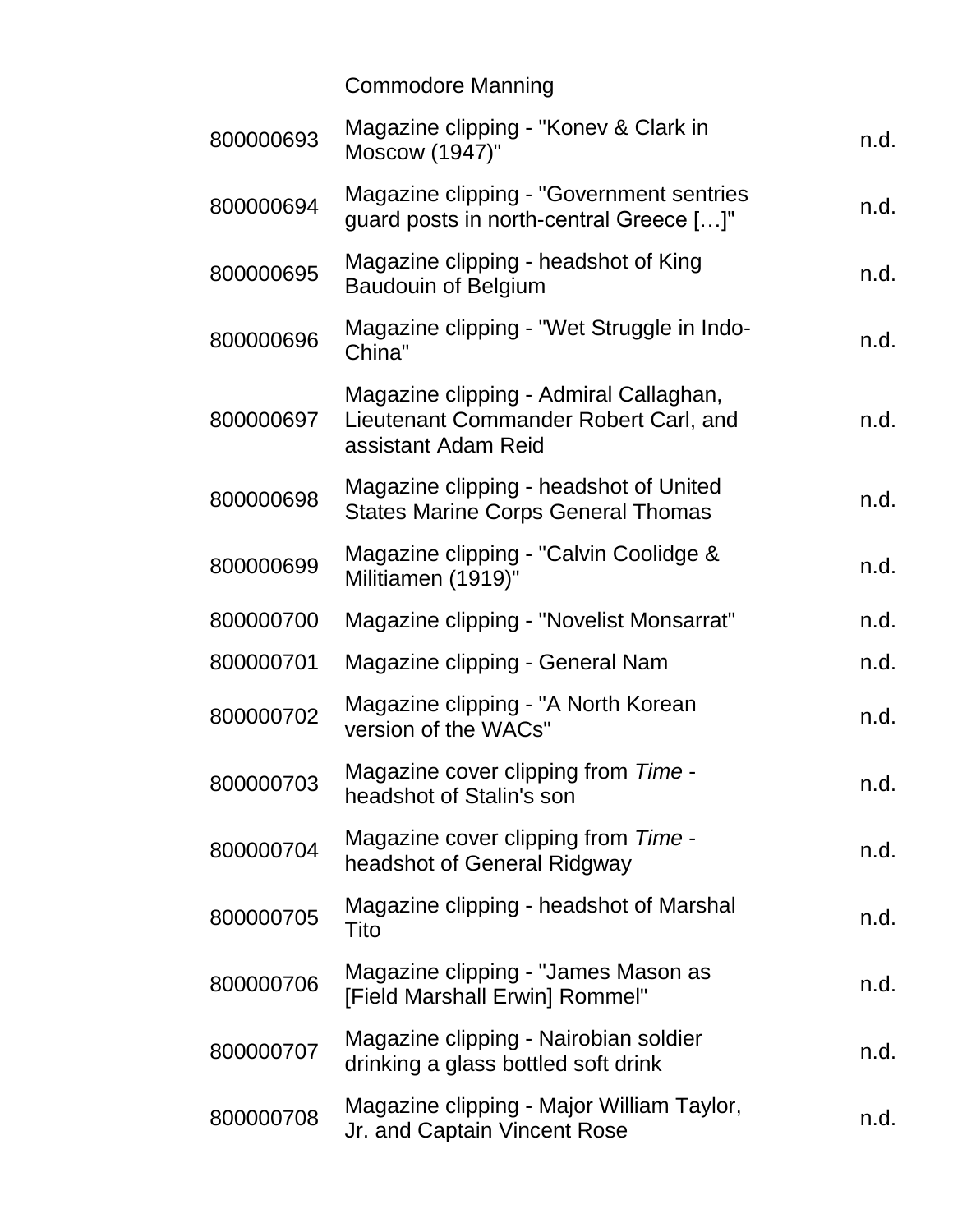| | | |
|---|---|---|
| | Commodore Manning | |
| 800000693 | Magazine clipping - "Konev & Clark in Moscow (1947)" | n.d. |
| 800000694 | Magazine clipping - "Government sentries guard posts in north-central Greece […]" | n.d. |
| 800000695 | Magazine clipping - headshot of King Baudouin of Belgium | n.d. |
| 800000696 | Magazine clipping - "Wet Struggle in Indo-China" | n.d. |
| 800000697 | Magazine clipping - Admiral Callaghan, Lieutenant Commander Robert Carl, and assistant Adam Reid | n.d. |
| 800000698 | Magazine clipping - headshot of United States Marine Corps General Thomas | n.d. |
| 800000699 | Magazine clipping - "Calvin Coolidge & Militiamen (1919)" | n.d. |
| 800000700 | Magazine clipping - "Novelist Monsarrat" | n.d. |
| 800000701 | Magazine clipping - General Nam | n.d. |
| 800000702 | Magazine clipping - "A North Korean version of the WACs" | n.d. |
| 800000703 | Magazine cover clipping from *Time* - headshot of Stalin's son | n.d. |
| 800000704 | Magazine cover clipping from *Time* - headshot of General Ridgway | n.d. |
| 800000705 | Magazine clipping - headshot of Marshal Tito | n.d. |
| 800000706 | Magazine clipping - "James Mason as [Field Marshall Erwin] Rommel" | n.d. |
| 800000707 | Magazine clipping - Nairobian soldier drinking a glass bottled soft drink | n.d. |
| 800000708 | Magazine clipping - Major William Taylor, Jr. and Captain Vincent Rose | n.d. |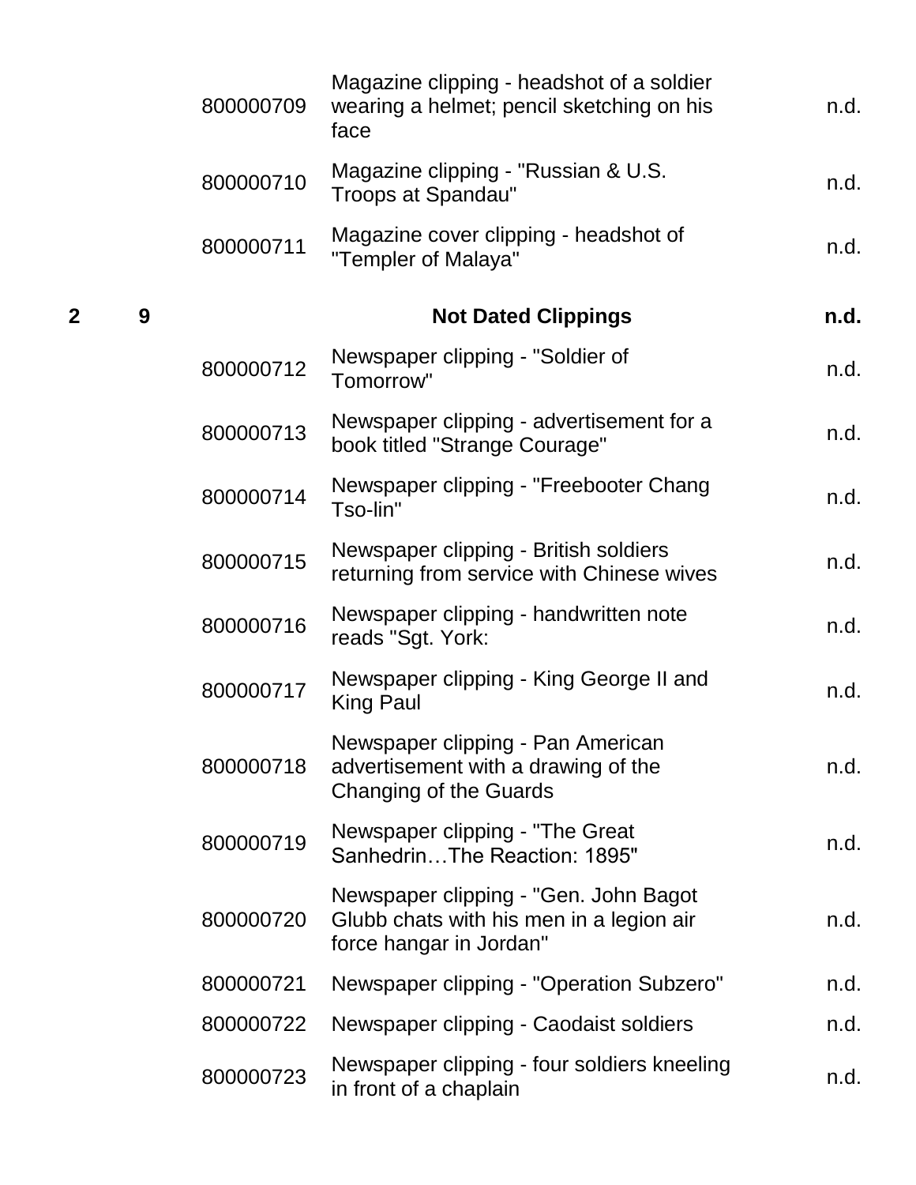| | | | | |
|---|---|---|---|---|
| | | 800000709 | Magazine clipping - headshot of a soldier wearing a helmet; pencil sketching on his face | n.d. |
| | | 800000710 | Magazine clipping - "Russian & U.S. Troops at Spandau" | n.d. |
| | | 800000711 | Magazine cover clipping - headshot of "Templer of Malaya" | n.d. |
| **2** | **9** | | **Not Dated Clippings** | **n.d.** |
| | | 800000712 | Newspaper clipping - "Soldier of Tomorrow" | n.d. |
| | | 800000713 | Newspaper clipping - advertisement for a book titled "Strange Courage" | n.d. |
| | | 800000714 | Newspaper clipping - "Freebooter Chang Tso-lin" | n.d. |
| | | 800000715 | Newspaper clipping - British soldiers returning from service with Chinese wives | n.d. |
| | | 800000716 | Newspaper clipping - handwritten note reads "Sgt. York: | n.d. |
| | | 800000717 | Newspaper clipping - King George II and King Paul | n.d. |
| | | 800000718 | Newspaper clipping - Pan American advertisement with a drawing of the Changing of the Guards | n.d. |
| | | 800000719 | Newspaper clipping - "The Great Sanhedrin…The Reaction: 1895" | n.d. |
| | | 800000720 | Newspaper clipping - "Gen. John Bagot Glubb chats with his men in a legion air force hangar in Jordan" | n.d. |
| | | 800000721 | Newspaper clipping - "Operation Subzero" | n.d. |
| | | 800000722 | Newspaper clipping - Caodaist soldiers | n.d. |
| | | 800000723 | Newspaper clipping - four soldiers kneeling in front of a chaplain | n.d. |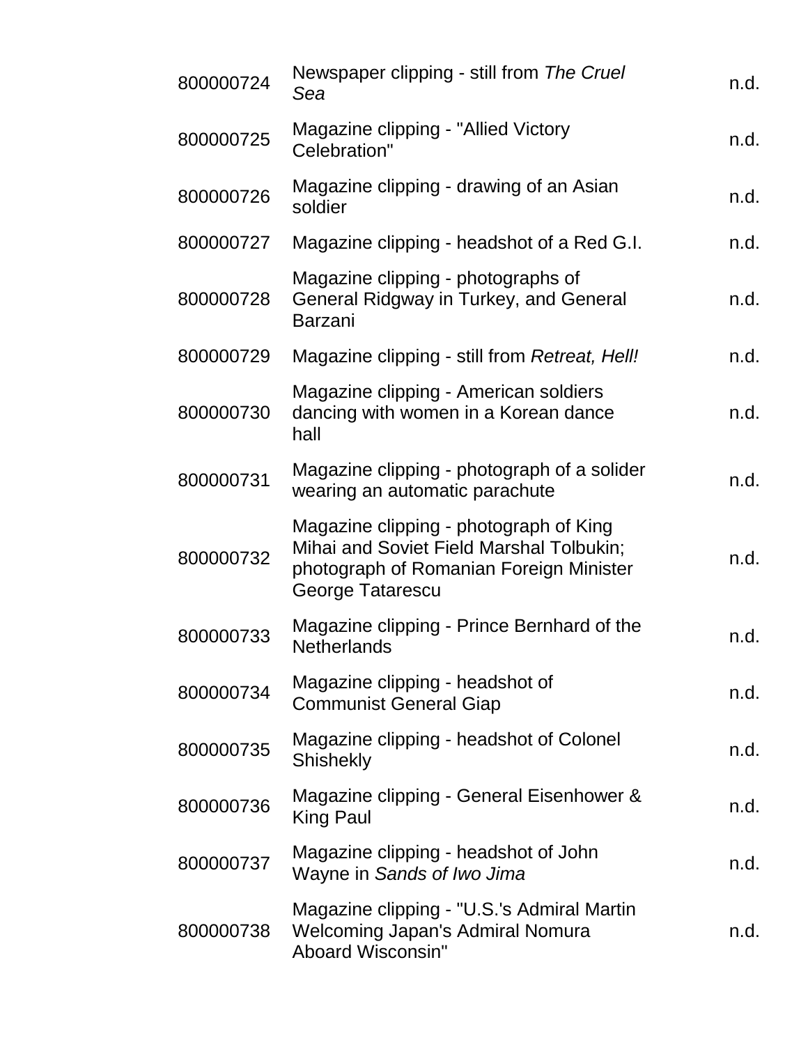| | | |
|---|---|---|
| 800000724 | Newspaper clipping - still from *The Cruel Sea* | n.d. |
| 800000725 | Magazine clipping - "Allied Victory Celebration" | n.d. |
| 800000726 | Magazine clipping - drawing of an Asian soldier | n.d. |
| 800000727 | Magazine clipping - headshot of a Red G.I. | n.d. |
| 800000728 | Magazine clipping - photographs of General Ridgway in Turkey, and General Barzani | n.d. |
| 800000729 | Magazine clipping - still from *Retreat, Hell!* | n.d. |
| 800000730 | Magazine clipping - American soldiers dancing with women in a Korean dance hall | n.d. |
| 800000731 | Magazine clipping - photograph of a solider wearing an automatic parachute | n.d. |
| 800000732 | Magazine clipping - photograph of King Mihai and Soviet Field Marshal Tolbukin; photograph of Romanian Foreign Minister George Tatarescu | n.d. |
| 800000733 | Magazine clipping - Prince Bernhard of the Netherlands | n.d. |
| 800000734 | Magazine clipping - headshot of Communist General Giap | n.d. |
| 800000735 | Magazine clipping - headshot of Colonel Shishekly | n.d. |
| 800000736 | Magazine clipping - General Eisenhower & King Paul | n.d. |
| 800000737 | Magazine clipping - headshot of John Wayne in *Sands of Iwo Jima* | n.d. |
| 800000738 | Magazine clipping - "U.S.'s Admiral Martin Welcoming Japan's Admiral Nomura Aboard Wisconsin" | n.d. |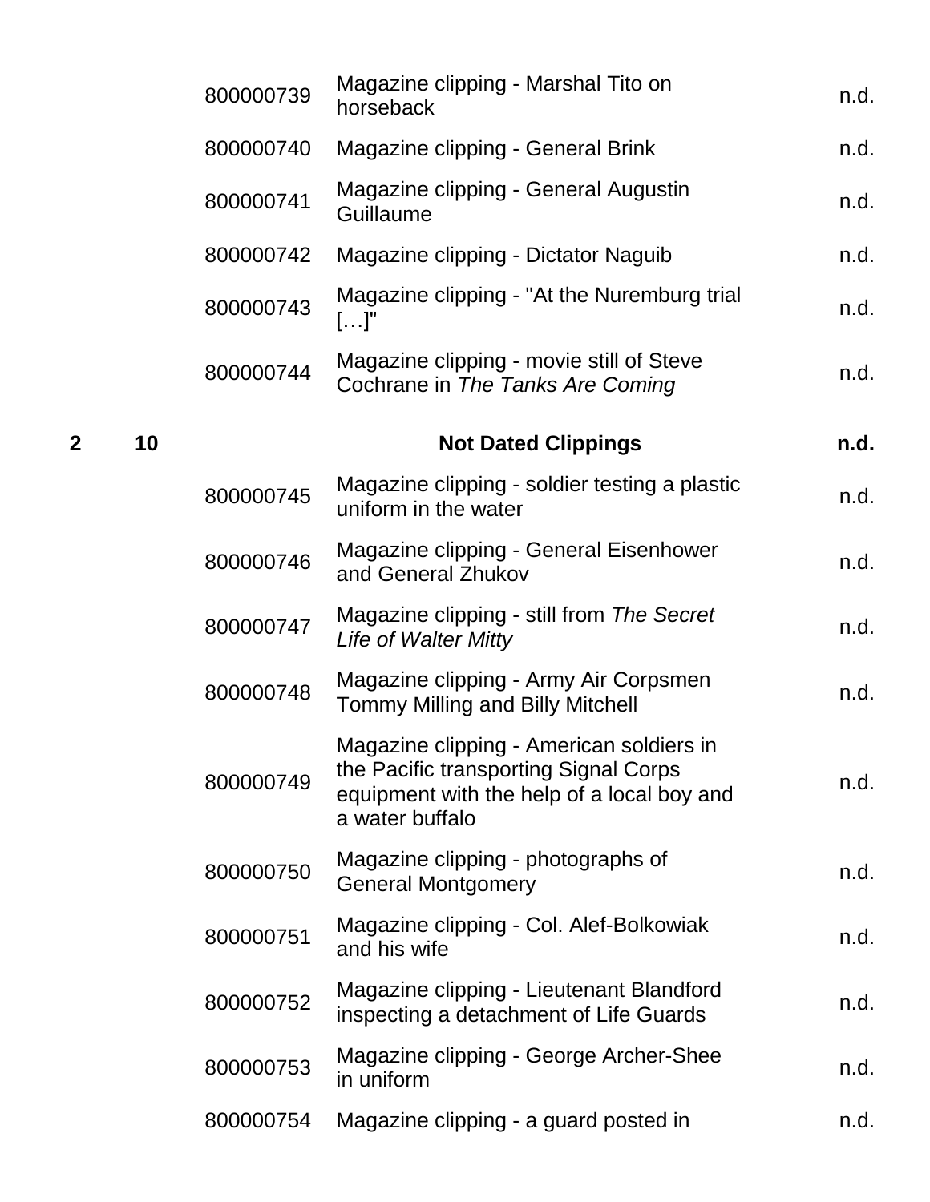| Box | Folder | Item | Description | Date |
|---|---|---|---|---|
| | | 800000739 | Magazine clipping - Marshal Tito on horseback | n.d. |
| | | 800000740 | Magazine clipping - General Brink | n.d. |
| | | 800000741 | Magazine clipping - General Augustin Guillaume | n.d. |
| | | 800000742 | Magazine clipping - Dictator Naguib | n.d. |
| | | 800000743 | Magazine clipping - "At the Nuremburg trial […]" | n.d. |
| | | 800000744 | Magazine clipping - movie still of Steve Cochrane in *The Tanks Are Coming* | n.d. |
| **2** | **10** | | **Not Dated Clippings** | **n.d.** |
| | | 800000745 | Magazine clipping - soldier testing a plastic uniform in the water | n.d. |
| | | 800000746 | Magazine clipping - General Eisenhower and General Zhukov | n.d. |
| | | 800000747 | Magazine clipping - still from *The Secret Life of Walter Mitty* | n.d. |
| | | 800000748 | Magazine clipping - Army Air Corpsmen Tommy Milling and Billy Mitchell | n.d. |
| | | 800000749 | Magazine clipping - American soldiers in the Pacific transporting Signal Corps equipment with the help of a local boy and a water buffalo | n.d. |
| | | 800000750 | Magazine clipping - photographs of General Montgomery | n.d. |
| | | 800000751 | Magazine clipping - Col. Alef-Bolkowiak and his wife | n.d. |
| | | 800000752 | Magazine clipping - Lieutenant Blandford inspecting a detachment of Life Guards | n.d. |
| | | 800000753 | Magazine clipping - George Archer-Shee in uniform | n.d. |
| | | 800000754 | Magazine clipping - a guard posted in | n.d. |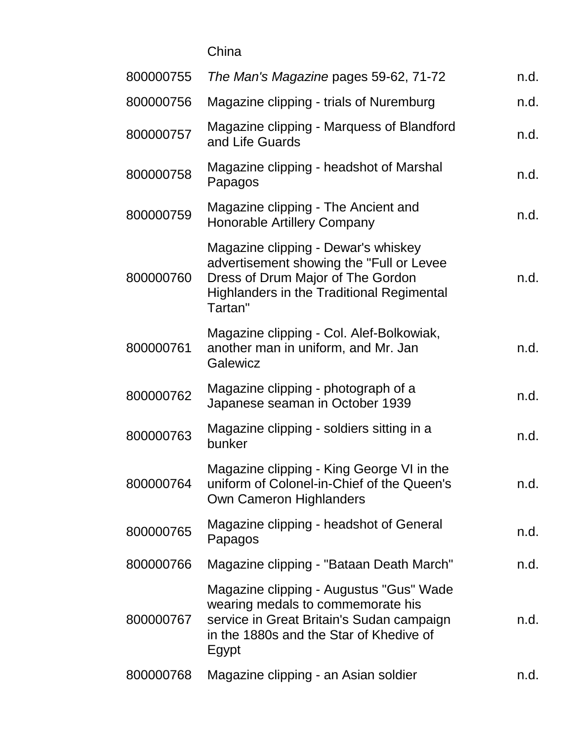| | China | |
|---|---|---|
| 800000755 | *The Man's Magazine* pages 59-62, 71-72 | n.d. |
| 800000756 | Magazine clipping - trials of Nuremburg | n.d. |
| 800000757 | Magazine clipping - Marquess of Blandford and Life Guards | n.d. |
| 800000758 | Magazine clipping - headshot of Marshal Papagos | n.d. |
| 800000759 | Magazine clipping - The Ancient and Honorable Artillery Company | n.d. |
| 800000760 | Magazine clipping - Dewar's whiskey advertisement showing the "Full or Levee Dress of Drum Major of The Gordon Highlanders in the Traditional Regimental Tartan" | n.d. |
| 800000761 | Magazine clipping - Col. Alef-Bolkowiak, another man in uniform, and Mr. Jan Galewicz | n.d. |
| 800000762 | Magazine clipping - photograph of a Japanese seaman in October 1939 | n.d. |
| 800000763 | Magazine clipping - soldiers sitting in a bunker | n.d. |
| 800000764 | Magazine clipping - King George VI in the uniform of Colonel-in-Chief of the Queen's Own Cameron Highlanders | n.d. |
| 800000765 | Magazine clipping - headshot of General Papagos | n.d. |
| 800000766 | Magazine clipping - "Bataan Death March" | n.d. |
| 800000767 | Magazine clipping - Augustus "Gus" Wade wearing medals to commemorate his service in Great Britain's Sudan campaign in the 1880s and the Star of Khedive of Egypt | n.d. |
| 800000768 | Magazine clipping - an Asian soldier | n.d. |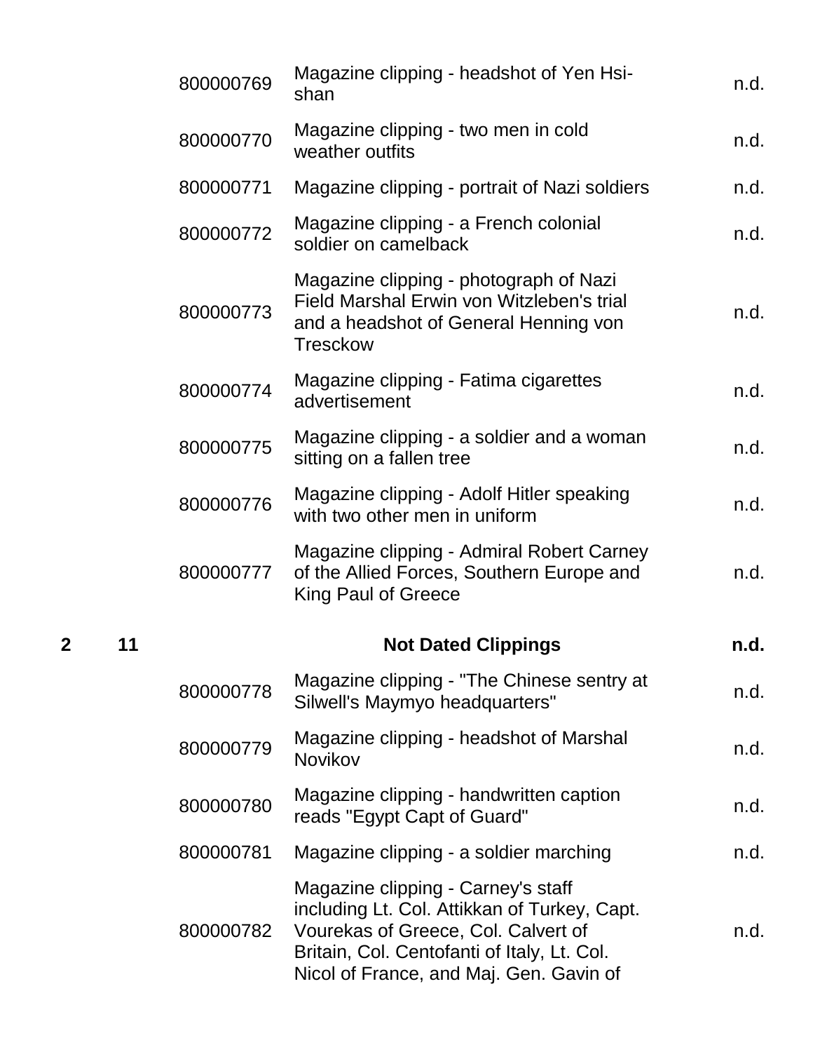| Box | Folder | Item | Description | Date |
| --- | --- | --- | --- | --- |
| | | 800000769 | Magazine clipping - headshot of Yen Hsi-shan | n.d. |
| | | 800000770 | Magazine clipping - two men in cold weather outfits | n.d. |
| | | 800000771 | Magazine clipping - portrait of Nazi soldiers | n.d. |
| | | 800000772 | Magazine clipping - a French colonial soldier on camelback | n.d. |
| | | 800000773 | Magazine clipping - photograph of Nazi Field Marshal Erwin von Witzleben's trial and a headshot of General Henning von Tresckow | n.d. |
| | | 800000774 | Magazine clipping - Fatima cigarettes advertisement | n.d. |
| | | 800000775 | Magazine clipping - a soldier and a woman sitting on a fallen tree | n.d. |
| | | 800000776 | Magazine clipping - Adolf Hitler speaking with two other men in uniform | n.d. |
| | | 800000777 | Magazine clipping - Admiral Robert Carney of the Allied Forces, Southern Europe and King Paul of Greece | n.d. |
| **2** | **11** | | **Not Dated Clippings** | **n.d.** |
| | | 800000778 | Magazine clipping - "The Chinese sentry at Silwell's Maymyo headquarters" | n.d. |
| | | 800000779 | Magazine clipping - headshot of Marshal Novikov | n.d. |
| | | 800000780 | Magazine clipping - handwritten caption reads "Egypt Capt of Guard" | n.d. |
| | | 800000781 | Magazine clipping - a soldier marching | n.d. |
| | | 800000782 | Magazine clipping - Carney's staff including Lt. Col. Attikkan of Turkey, Capt. Vourekas of Greece, Col. Calvert of Britain, Col. Centofanti of Italy, Lt. Col. Nicol of France, and Maj. Gen. Gavin of | n.d. |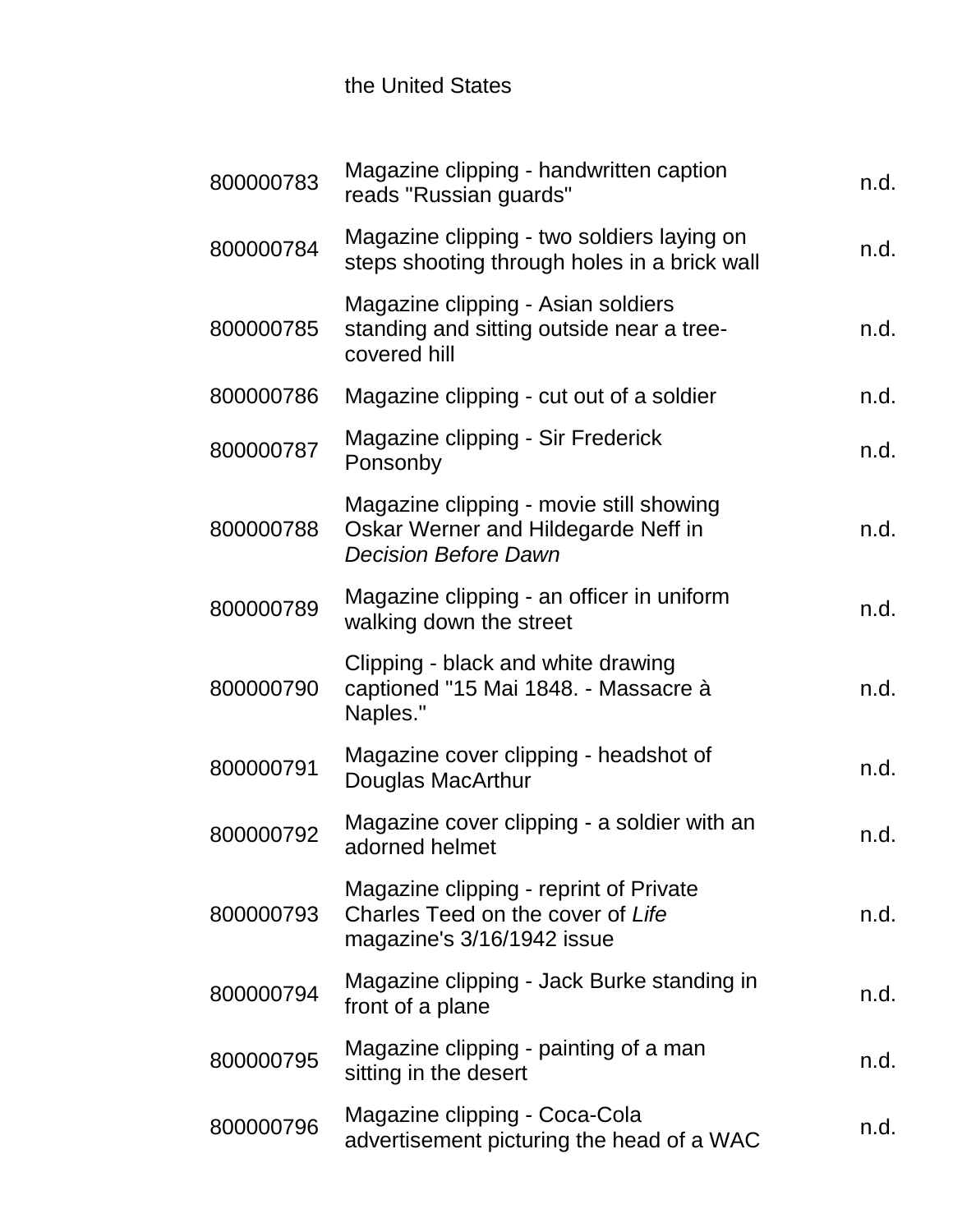the United States

| | | |
|---|---|---|
| 800000783 | Magazine clipping - handwritten caption reads "Russian guards" | n.d. |
| 800000784 | Magazine clipping - two soldiers laying on steps shooting through holes in a brick wall | n.d. |
| 800000785 | Magazine clipping - Asian soldiers standing and sitting outside near a tree-covered hill | n.d. |
| 800000786 | Magazine clipping - cut out of a soldier | n.d. |
| 800000787 | Magazine clipping - Sir Frederick Ponsonby | n.d. |
| 800000788 | Magazine clipping - movie still showing Oskar Werner and Hildegarde Neff in *Decision Before Dawn* | n.d. |
| 800000789 | Magazine clipping - an officer in uniform walking down the street | n.d. |
| 800000790 | Clipping - black and white drawing captioned "15 Mai 1848. - Massacre à Naples." | n.d. |
| 800000791 | Magazine cover clipping - headshot of Douglas MacArthur | n.d. |
| 800000792 | Magazine cover clipping - a soldier with an adorned helmet | n.d. |
| 800000793 | Magazine clipping - reprint of Private Charles Teed on the cover of *Life* magazine's 3/16/1942 issue | n.d. |
| 800000794 | Magazine clipping - Jack Burke standing in front of a plane | n.d. |
| 800000795 | Magazine clipping - painting of a man sitting in the desert | n.d. |
| 800000796 | Magazine clipping - Coca-Cola advertisement picturing the head of a WAC | n.d. |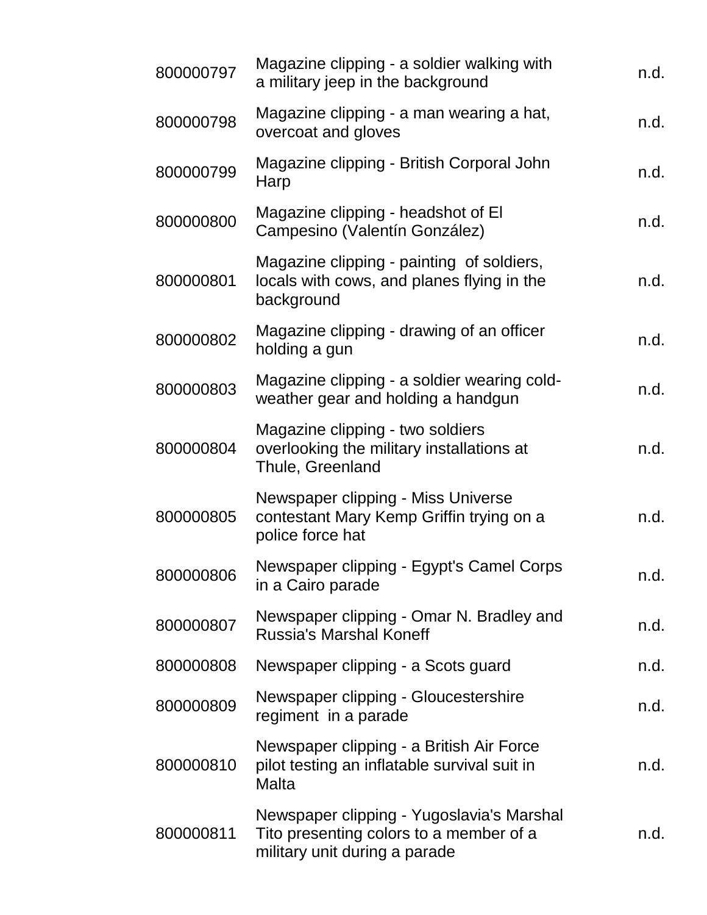| | | |
|---|---|---|
| 800000797 | Magazine clipping - a soldier walking with a military jeep in the background | n.d. |
| 800000798 | Magazine clipping - a man wearing a hat, overcoat and gloves | n.d. |
| 800000799 | Magazine clipping - British Corporal John Harp | n.d. |
| 800000800 | Magazine clipping - headshot of El Campesino (Valentín González) | n.d. |
| 800000801 | Magazine clipping - painting of soldiers, locals with cows, and planes flying in the background | n.d. |
| 800000802 | Magazine clipping - drawing of an officer holding a gun | n.d. |
| 800000803 | Magazine clipping - a soldier wearing cold-weather gear and holding a handgun | n.d. |
| 800000804 | Magazine clipping - two soldiers overlooking the military installations at Thule, Greenland | n.d. |
| 800000805 | Newspaper clipping - Miss Universe contestant Mary Kemp Griffin trying on a police force hat | n.d. |
| 800000806 | Newspaper clipping - Egypt's Camel Corps in a Cairo parade | n.d. |
| 800000807 | Newspaper clipping - Omar N. Bradley and Russia's Marshal Koneff | n.d. |
| 800000808 | Newspaper clipping - a Scots guard | n.d. |
| 800000809 | Newspaper clipping - Gloucestershire regiment in a parade | n.d. |
| 800000810 | Newspaper clipping - a British Air Force pilot testing an inflatable survival suit in Malta | n.d. |
| 800000811 | Newspaper clipping - Yugoslavia's Marshal Tito presenting colors to a member of a military unit during a parade | n.d. |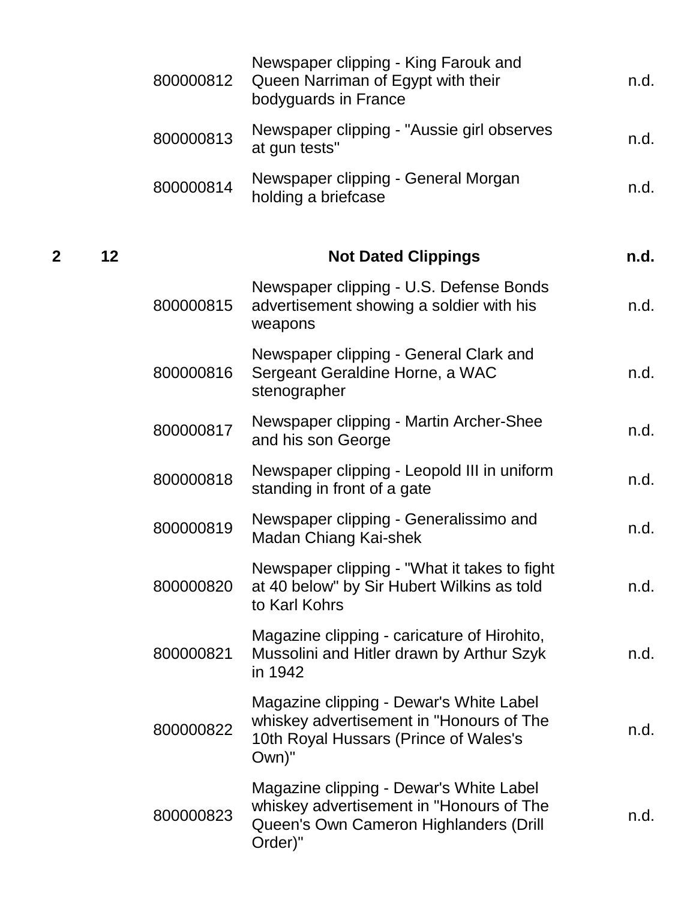| | | | | |
|---|---|---|---|---|
| | | 800000812 | Newspaper clipping - King Farouk and Queen Narriman of Egypt with their bodyguards in France | n.d. |
| | | 800000813 | Newspaper clipping - "Aussie girl observes at gun tests" | n.d. |
| | | 800000814 | Newspaper clipping - General Morgan holding a briefcase | n.d. |
| **2** | **12** | | **Not Dated Clippings** | **n.d.** |
| | | 800000815 | Newspaper clipping - U.S. Defense Bonds advertisement showing a soldier with his weapons | n.d. |
| | | 800000816 | Newspaper clipping - General Clark and Sergeant Geraldine Horne, a WAC stenographer | n.d. |
| | | 800000817 | Newspaper clipping - Martin Archer-Shee and his son George | n.d. |
| | | 800000818 | Newspaper clipping - Leopold III in uniform standing in front of a gate | n.d. |
| | | 800000819 | Newspaper clipping - Generalissimo and Madan Chiang Kai-shek | n.d. |
| | | 800000820 | Newspaper clipping - "What it takes to fight at 40 below" by Sir Hubert Wilkins as told to Karl Kohrs | n.d. |
| | | 800000821 | Magazine clipping - caricature of Hirohito, Mussolini and Hitler drawn by Arthur Szyk in 1942 | n.d. |
| | | 800000822 | Magazine clipping - Dewar's White Label whiskey advertisement in "Honours of The 10th Royal Hussars (Prince of Wales's Own)" | n.d. |
| | | 800000823 | Magazine clipping - Dewar's White Label whiskey advertisement in "Honours of The Queen's Own Cameron Highlanders (Drill Order)" | n.d. |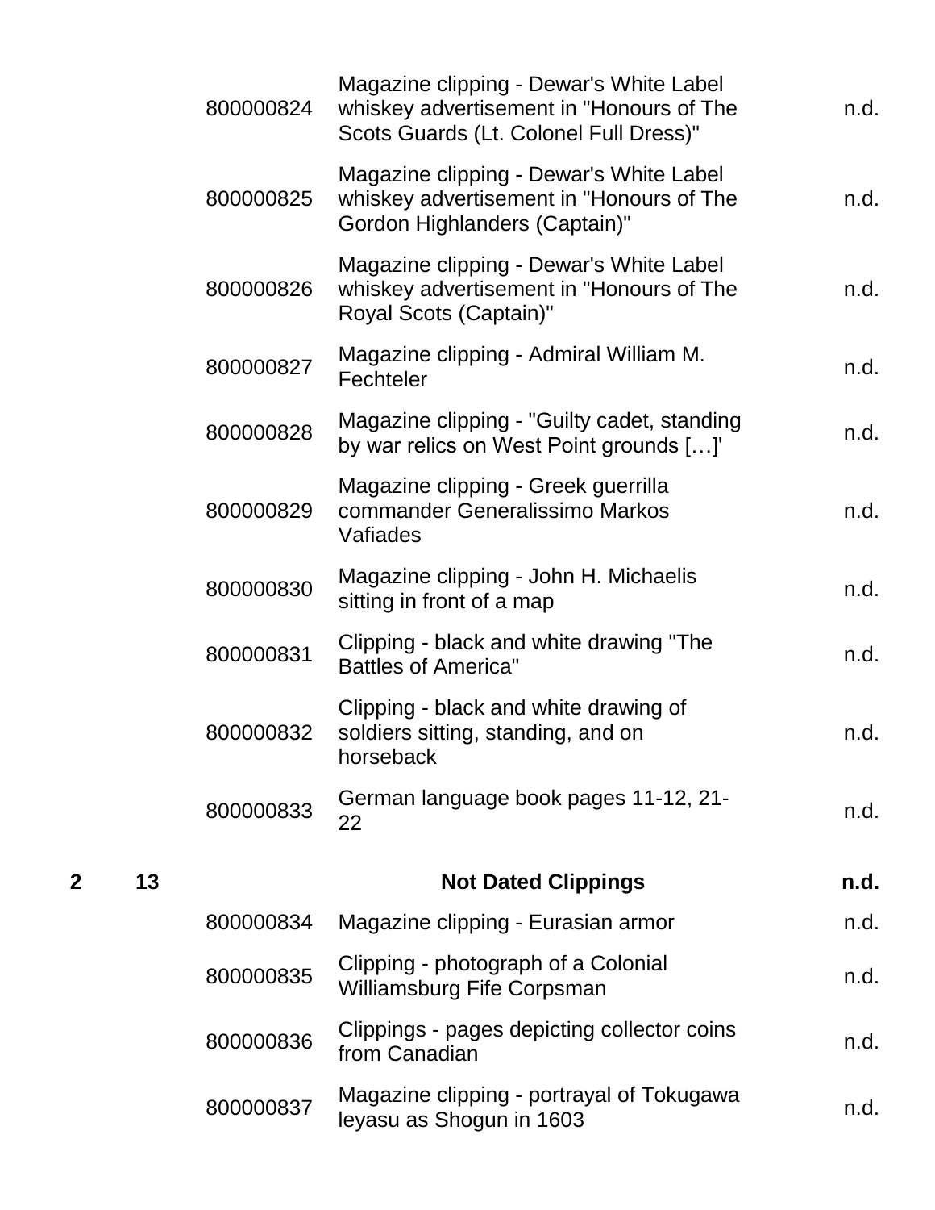| Box | Folder | ID | Description | Date |
|---|---|---|---|---|
| | | 800000824 | Magazine clipping - Dewar's White Label whiskey advertisement in "Honours of The Scots Guards (Lt. Colonel Full Dress)" | n.d. |
| | | 800000825 | Magazine clipping - Dewar's White Label whiskey advertisement in "Honours of The Gordon Highlanders (Captain)" | n.d. |
| | | 800000826 | Magazine clipping - Dewar's White Label whiskey advertisement in "Honours of The Royal Scots (Captain)" | n.d. |
| | | 800000827 | Magazine clipping - Admiral William M. Fechteler | n.d. |
| | | 800000828 | Magazine clipping - "Guilty cadet, standing by war relics on West Point grounds […]' | n.d. |
| | | 800000829 | Magazine clipping - Greek guerrilla commander Generalissimo Markos Vafiades | n.d. |
| | | 800000830 | Magazine clipping - John H. Michaelis sitting in front of a map | n.d. |
| | | 800000831 | Clipping - black and white drawing "The Battles of America" | n.d. |
| | | 800000832 | Clipping - black and white drawing of soldiers sitting, standing, and on horseback | n.d. |
| | | 800000833 | German language book pages 11-12, 21-22 | n.d. |
| **2** | **13** | | **Not Dated Clippings** | **n.d.** |
| | | 800000834 | Magazine clipping - Eurasian armor | n.d. |
| | | 800000835 | Clipping - photograph of a Colonial Williamsburg Fife Corpsman | n.d. |
| | | 800000836 | Clippings - pages depicting collector coins from Canadian | n.d. |
| | | 800000837 | Magazine clipping - portrayal of Tokugawa Ieyasu as Shogun in 1603 | n.d. |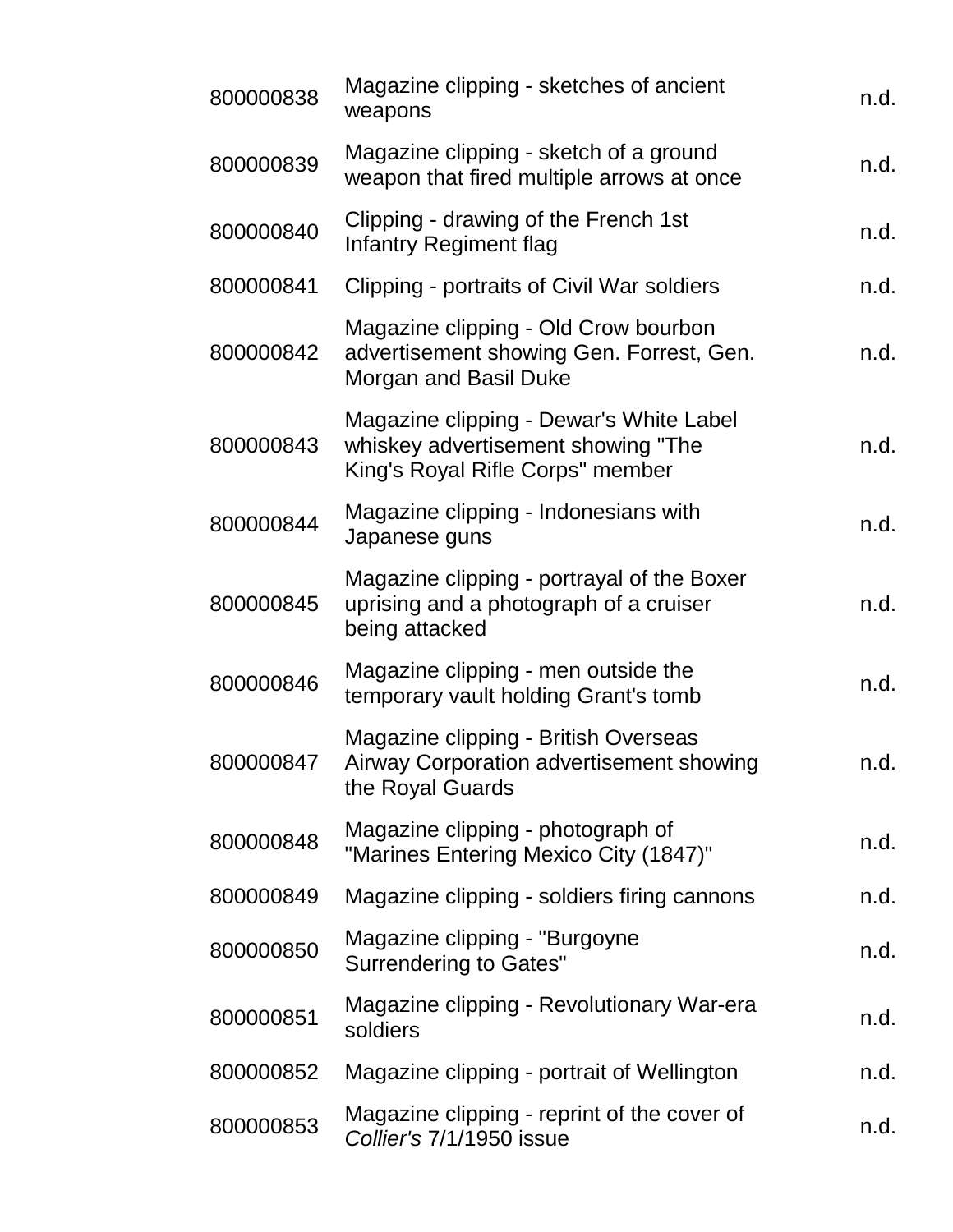| | | |
|---|---|---|
| 800000838 | Magazine clipping - sketches of ancient weapons | n.d. |
| 800000839 | Magazine clipping - sketch of a ground weapon that fired multiple arrows at once | n.d. |
| 800000840 | Clipping - drawing of the French 1st Infantry Regiment flag | n.d. |
| 800000841 | Clipping - portraits of Civil War soldiers | n.d. |
| 800000842 | Magazine clipping - Old Crow bourbon advertisement showing Gen. Forrest, Gen. Morgan and Basil Duke | n.d. |
| 800000843 | Magazine clipping - Dewar's White Label whiskey advertisement showing "The King's Royal Rifle Corps" member | n.d. |
| 800000844 | Magazine clipping - Indonesians with Japanese guns | n.d. |
| 800000845 | Magazine clipping - portrayal of the Boxer uprising and a photograph of a cruiser being attacked | n.d. |
| 800000846 | Magazine clipping - men outside the temporary vault holding Grant's tomb | n.d. |
| 800000847 | Magazine clipping - British Overseas Airway Corporation advertisement showing the Royal Guards | n.d. |
| 800000848 | Magazine clipping - photograph of "Marines Entering Mexico City (1847)" | n.d. |
| 800000849 | Magazine clipping - soldiers firing cannons | n.d. |
| 800000850 | Magazine clipping - "Burgoyne Surrendering to Gates" | n.d. |
| 800000851 | Magazine clipping - Revolutionary War-era soldiers | n.d. |
| 800000852 | Magazine clipping - portrait of Wellington | n.d. |
| 800000853 | Magazine clipping - reprint of the cover of *Collier's* 7/1/1950 issue | n.d. |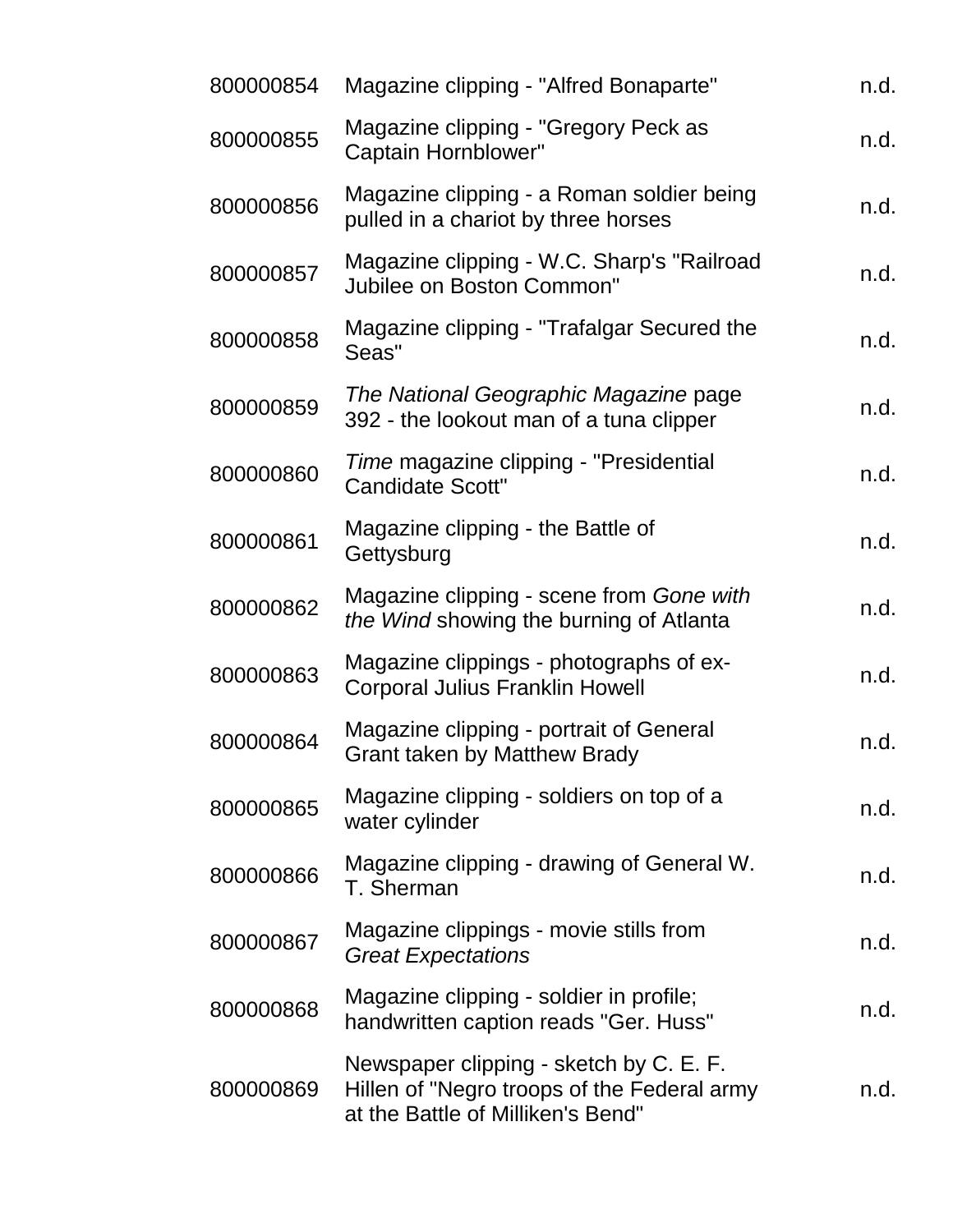| | | |
|---|---|---|
| 800000854 | Magazine clipping - "Alfred Bonaparte" | n.d. |
| 800000855 | Magazine clipping - "Gregory Peck as Captain Hornblower" | n.d. |
| 800000856 | Magazine clipping - a Roman soldier being pulled in a chariot by three horses | n.d. |
| 800000857 | Magazine clipping - W.C. Sharp's "Railroad Jubilee on Boston Common" | n.d. |
| 800000858 | Magazine clipping - "Trafalgar Secured the Seas" | n.d. |
| 800000859 | *The National Geographic Magazine* page 392 - the lookout man of a tuna clipper | n.d. |
| 800000860 | *Time* magazine clipping - "Presidential Candidate Scott" | n.d. |
| 800000861 | Magazine clipping - the Battle of Gettysburg | n.d. |
| 800000862 | Magazine clipping - scene from *Gone with the Wind* showing the burning of Atlanta | n.d. |
| 800000863 | Magazine clippings - photographs of ex-Corporal Julius Franklin Howell | n.d. |
| 800000864 | Magazine clipping - portrait of General Grant taken by Matthew Brady | n.d. |
| 800000865 | Magazine clipping - soldiers on top of a water cylinder | n.d. |
| 800000866 | Magazine clipping - drawing of General W. T. Sherman | n.d. |
| 800000867 | Magazine clippings - movie stills from *Great Expectations* | n.d. |
| 800000868 | Magazine clipping - soldier in profile; handwritten caption reads "Ger. Huss" | n.d. |
| 800000869 | Newspaper clipping - sketch by C. E. F. Hillen of "Negro troops of the Federal army at the Battle of Milliken's Bend" | n.d. |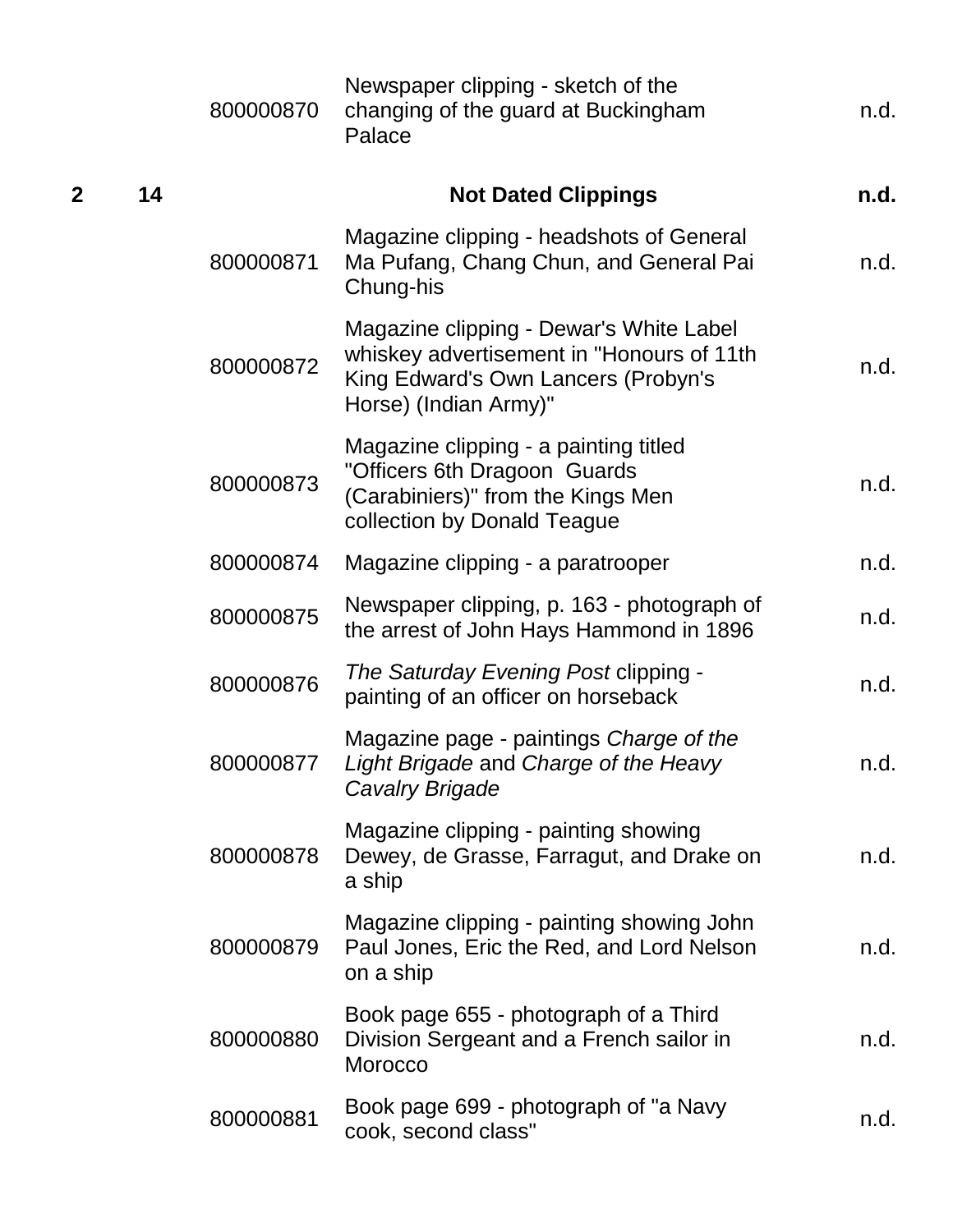| Box | Folder | Item ID | Description | Date |
|---|---|---|---|---|
| | | 800000870 | Newspaper clipping - sketch of the changing of the guard at Buckingham Palace | n.d. |
| **2** | **14** | | **Not Dated Clippings** | **n.d.** |
| | | 800000871 | Magazine clipping - headshots of General Ma Pufang, Chang Chun, and General Pai Chung-his | n.d. |
| | | 800000872 | Magazine clipping - Dewar's White Label whiskey advertisement in "Honours of 11th King Edward's Own Lancers (Probyn's Horse) (Indian Army)" | n.d. |
| | | 800000873 | Magazine clipping - a painting titled "Officers 6th Dragoon Guards (Carabiniers)" from the Kings Men collection by Donald Teague | n.d. |
| | | 800000874 | Magazine clipping - a paratrooper | n.d. |
| | | 800000875 | Newspaper clipping, p. 163 - photograph of the arrest of John Hays Hammond in 1896 | n.d. |
| | | 800000876 | *The Saturday Evening Post* clipping - painting of an officer on horseback | n.d. |
| | | 800000877 | Magazine page - paintings *Charge of the Light Brigade* and *Charge of the Heavy Cavalry Brigade* | n.d. |
| | | 800000878 | Magazine clipping - painting showing Dewey, de Grasse, Farragut, and Drake on a ship | n.d. |
| | | 800000879 | Magazine clipping - painting showing John Paul Jones, Eric the Red, and Lord Nelson on a ship | n.d. |
| | | 800000880 | Book page 655 - photograph of a Third Division Sergeant and a French sailor in Morocco | n.d. |
| | | 800000881 | Book page 699 - photograph of "a Navy cook, second class" | n.d. |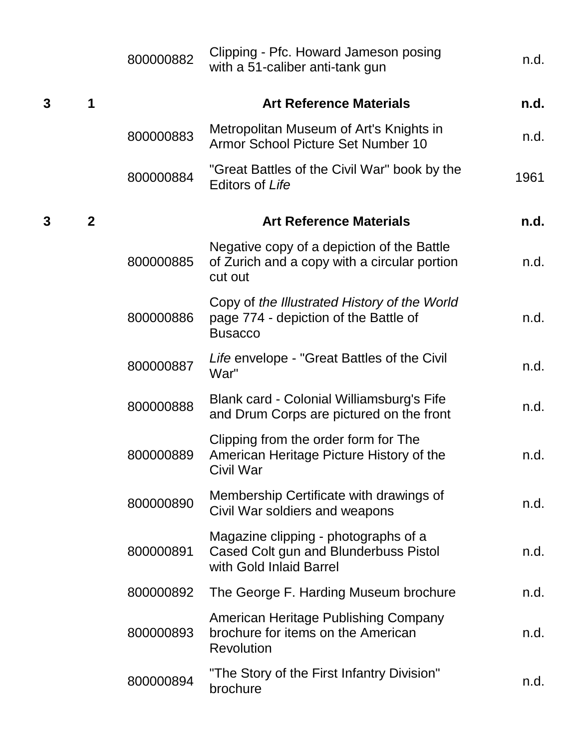| Box | Folder | Item ID | Description | Date |
|---|---|---|---|---|
| | | 800000882 | Clipping - Pfc. Howard Jameson posing with a 51-caliber anti-tank gun | n.d. |
| **3** | **1** | | **Art Reference Materials** | **n.d.** |
| | | 800000883 | Metropolitan Museum of Art's Knights in Armor School Picture Set Number 10 | n.d. |
| | | 800000884 | "Great Battles of the Civil War" book by the Editors of *Life* | 1961 |
| **3** | **2** | | **Art Reference Materials** | **n.d.** |
| | | 800000885 | Negative copy of a depiction of the Battle of Zurich and a copy with a circular portion cut out | n.d. |
| | | 800000886 | Copy of *the Illustrated History of the World* page 774 - depiction of the Battle of Busacco | n.d. |
| | | 800000887 | *Life* envelope - "Great Battles of the Civil War" | n.d. |
| | | 800000888 | Blank card - Colonial Williamsburg's Fife and Drum Corps are pictured on the front | n.d. |
| | | 800000889 | Clipping from the order form for The American Heritage Picture History of the Civil War | n.d. |
| | | 800000890 | Membership Certificate with drawings of Civil War soldiers and weapons | n.d. |
| | | 800000891 | Magazine clipping - photographs of a Cased Colt gun and Blunderbuss Pistol with Gold Inlaid Barrel | n.d. |
| | | 800000892 | The George F. Harding Museum brochure | n.d. |
| | | 800000893 | American Heritage Publishing Company brochure for items on the American Revolution | n.d. |
| | | 800000894 | "The Story of the First Infantry Division" brochure | n.d. |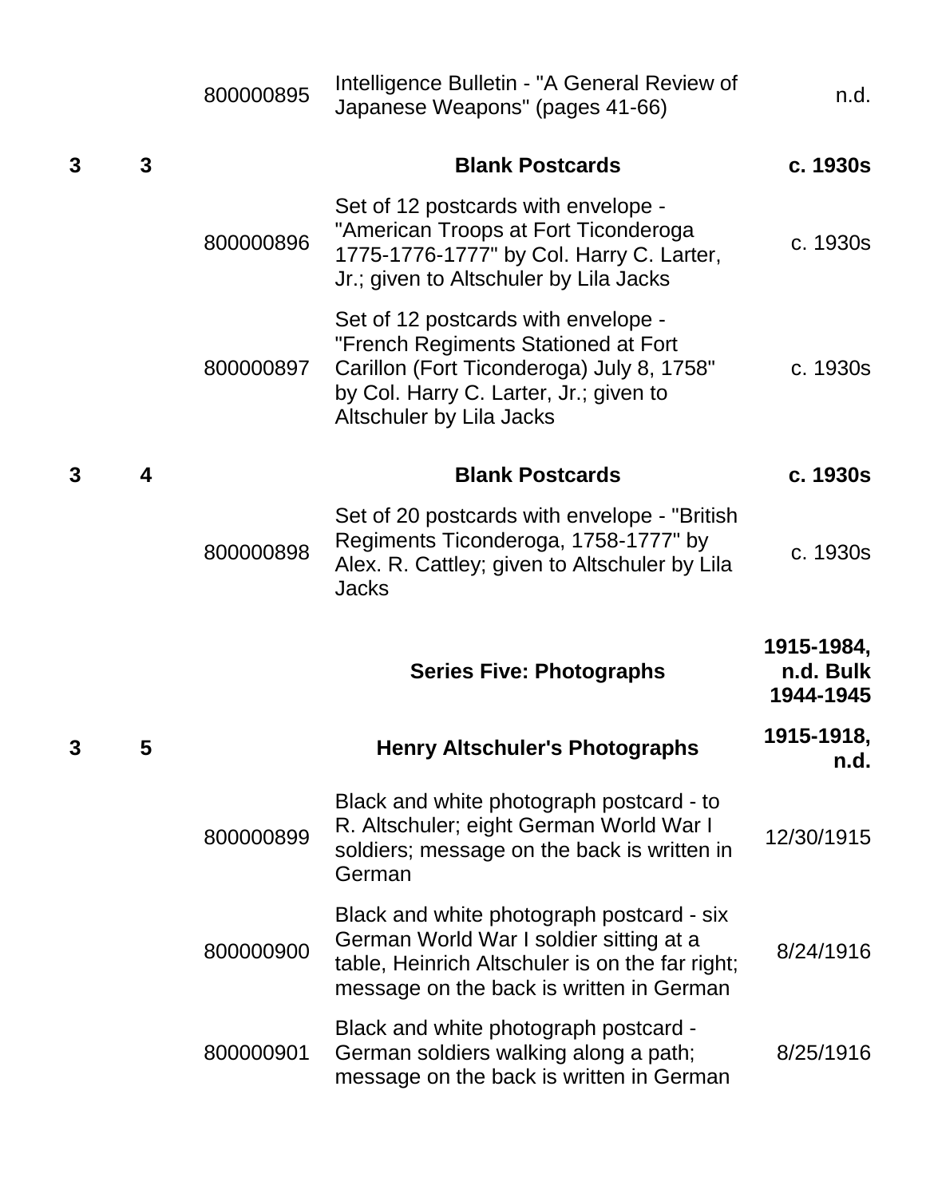| | | | | |
|---|---|---|---|---|
| | | 800000895 | Intelligence Bulletin - "A General Review of Japanese Weapons" (pages 41-66) | n.d. |
| **3** | **3** | | **Blank Postcards** | **c. 1930s** |
| | | 800000896 | Set of 12 postcards with envelope - "American Troops at Fort Ticonderoga 1775-1776-1777" by Col. Harry C. Larter, Jr.; given to Altschuler by Lila Jacks | c. 1930s |
| | | 800000897 | Set of 12 postcards with envelope - "French Regiments Stationed at Fort Carillon (Fort Ticonderoga) July 8, 1758" by Col. Harry C. Larter, Jr.; given to Altschuler by Lila Jacks | c. 1930s |
| **3** | **4** | | **Blank Postcards** | **c. 1930s** |
| | | 800000898 | Set of 20 postcards with envelope - "British Regiments Ticonderoga, 1758-1777" by Alex. R. Cattley; given to Altschuler by Lila Jacks | c. 1930s |
| | | | **Series Five: Photographs** | **1915-1984, n.d. Bulk 1944-1945** |
| **3** | **5** | | **Henry Altschuler's Photographs** | **1915-1918, n.d.** |
| | | 800000899 | Black and white photograph postcard - to R. Altschuler; eight German World War I soldiers; message on the back is written in German | 12/30/1915 |
| | | 800000900 | Black and white photograph postcard - six German World War I soldier sitting at a table, Heinrich Altschuler is on the far right; message on the back is written in German | 8/24/1916 |
| | | 800000901 | Black and white photograph postcard - German soldiers walking along a path; message on the back is written in German | 8/25/1916 |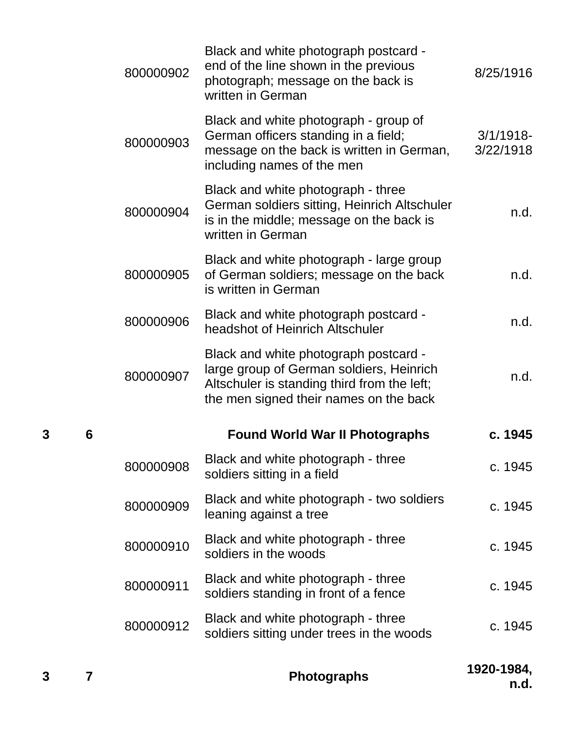| Box | Folder | Item ID | Description | Date |
|---|---|---|---|---|
| | | 800000902 | Black and white photograph postcard - end of the line shown in the previous photograph; message on the back is written in German | 8/25/1916 |
| | | 800000903 | Black and white photograph - group of German officers standing in a field; message on the back is written in German, including names of the men | 3/1/1918-3/22/1918 |
| | | 800000904 | Black and white photograph - three German soldiers sitting, Heinrich Altschuler is in the middle; message on the back is written in German | n.d. |
| | | 800000905 | Black and white photograph - large group of German soldiers; message on the back is written in German | n.d. |
| | | 800000906 | Black and white photograph postcard - headshot of Heinrich Altschuler | n.d. |
| | | 800000907 | Black and white photograph postcard - large group of German soldiers, Heinrich Altschuler is standing third from the left; the men signed their names on the back | n.d. |
| **3** | **6** | | **Found World War II Photographs** | **c. 1945** |
| | | 800000908 | Black and white photograph - three soldiers sitting in a field | c. 1945 |
| | | 800000909 | Black and white photograph - two soldiers leaning against a tree | c. 1945 |
| | | 800000910 | Black and white photograph - three soldiers in the woods | c. 1945 |
| | | 800000911 | Black and white photograph - three soldiers standing in front of a fence | c. 1945 |
| | | 800000912 | Black and white photograph - three soldiers sitting under trees in the woods | c. 1945 |
| **3** | **7** | | **Photographs** | **1920-1984, n.d.** |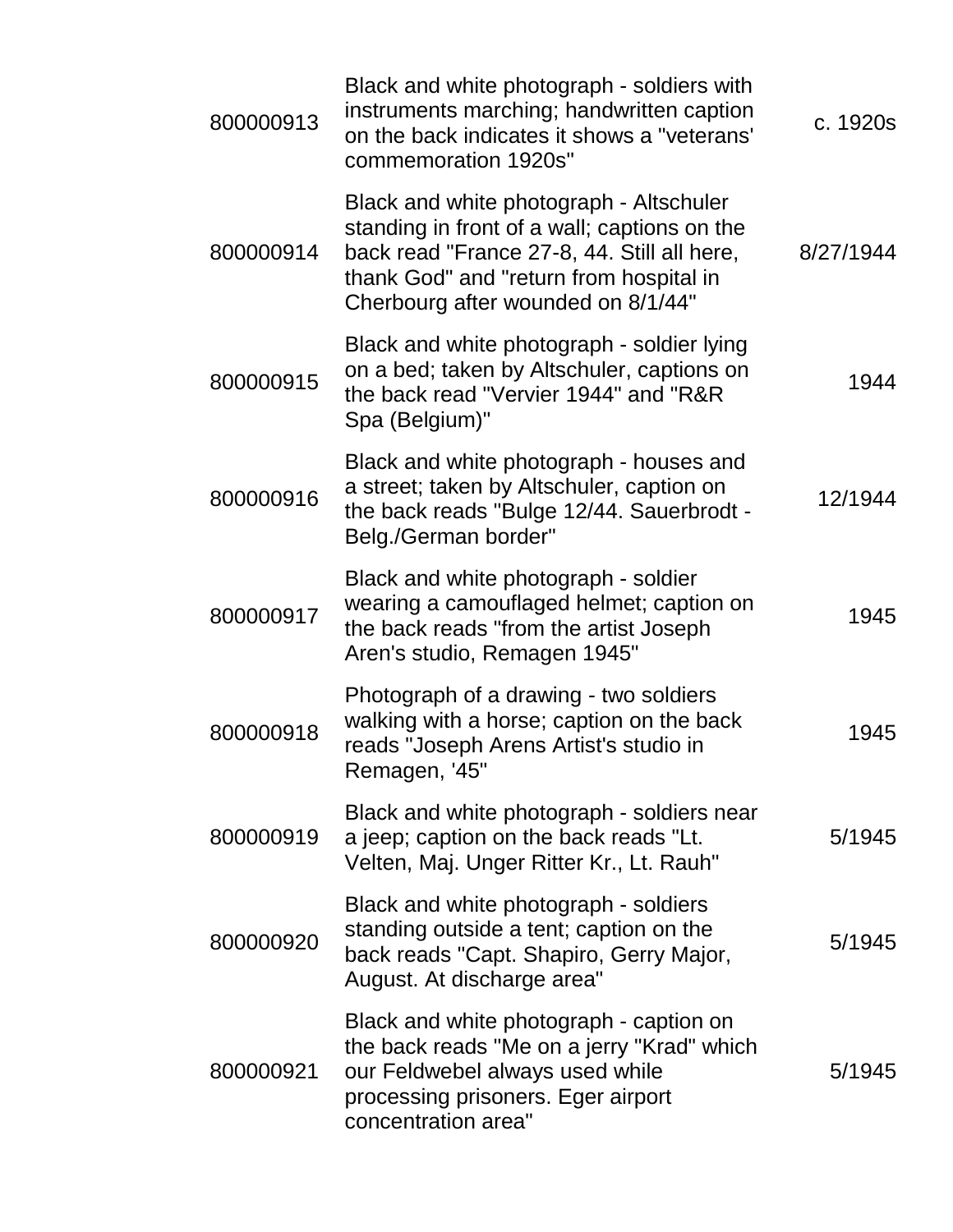| | | |
|---|---|---|
| 800000913 | Black and white photograph - soldiers with instruments marching; handwritten caption on the back indicates it shows a "veterans' commemoration 1920s" | c. 1920s |
| 800000914 | Black and white photograph - Altschuler standing in front of a wall; captions on the back read "France 27-8, 44. Still all here, thank God" and "return from hospital in Cherbourg after wounded on 8/1/44" | 8/27/1944 |
| 800000915 | Black and white photograph - soldier lying on a bed; taken by Altschuler, captions on the back read "Vervier 1944" and "R&R Spa (Belgium)" | 1944 |
| 800000916 | Black and white photograph - houses and a street; taken by Altschuler, caption on the back reads "Bulge 12/44. Sauerbrodt - Belg./German border" | 12/1944 |
| 800000917 | Black and white photograph - soldier wearing a camouflaged helmet; caption on the back reads "from the artist Joseph Aren's studio, Remagen 1945" | 1945 |
| 800000918 | Photograph of a drawing - two soldiers walking with a horse; caption on the back reads "Joseph Arens Artist's studio in Remagen, '45" | 1945 |
| 800000919 | Black and white photograph - soldiers near a jeep; caption on the back reads "Lt. Velten, Maj. Unger Ritter Kr., Lt. Rauh" | 5/1945 |
| 800000920 | Black and white photograph - soldiers standing outside a tent; caption on the back reads "Capt. Shapiro, Gerry Major, August. At discharge area" | 5/1945 |
| 800000921 | Black and white photograph - caption on the back reads "Me on a jerry "Krad" which our Feldwebel always used while processing prisoners. Eger airport concentration area" | 5/1945 |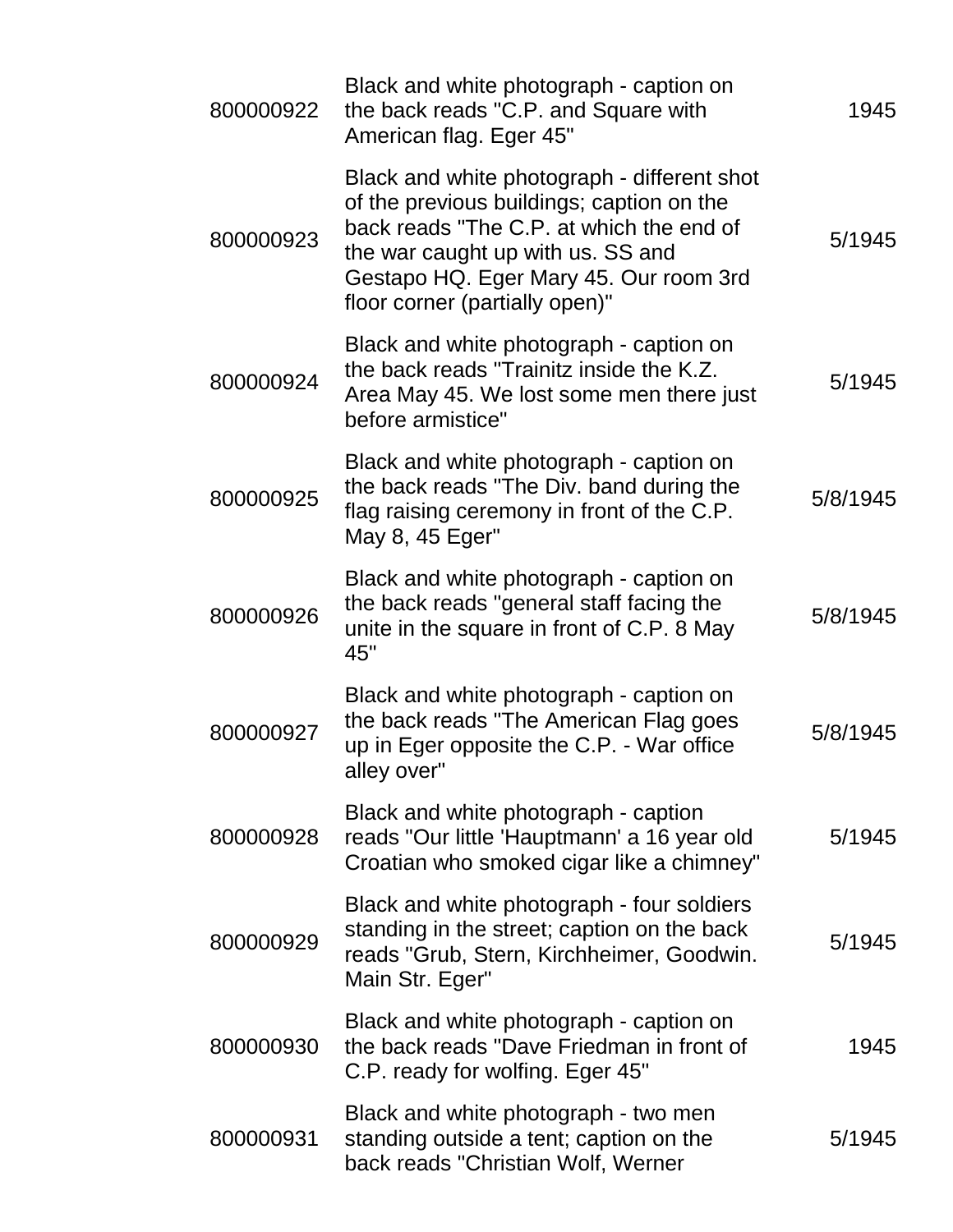| | | |
|---|---|---|
| 800000922 | Black and white photograph - caption on the back reads "C.P. and Square with American flag. Eger 45" | 1945 |
| 800000923 | Black and white photograph - different shot of the previous buildings; caption on the back reads "The C.P. at which the end of the war caught up with us. SS and Gestapo HQ. Eger Mary 45. Our room 3rd floor corner (partially open)" | 5/1945 |
| 800000924 | Black and white photograph - caption on the back reads "Trainitz inside the K.Z. Area May 45. We lost some men there just before armistice" | 5/1945 |
| 800000925 | Black and white photograph - caption on the back reads "The Div. band during the flag raising ceremony in front of the C.P. May 8, 45 Eger" | 5/8/1945 |
| 800000926 | Black and white photograph - caption on the back reads "general staff facing the unite in the square in front of C.P. 8 May 45" | 5/8/1945 |
| 800000927 | Black and white photograph - caption on the back reads "The American Flag goes up in Eger opposite the C.P. - War office alley over" | 5/8/1945 |
| 800000928 | Black and white photograph - caption reads "Our little 'Hauptmann' a 16 year old Croatian who smoked cigar like a chimney" | 5/1945 |
| 800000929 | Black and white photograph - four soldiers standing in the street; caption on the back reads "Grub, Stern, Kirchheimer, Goodwin. Main Str. Eger" | 5/1945 |
| 800000930 | Black and white photograph - caption on the back reads "Dave Friedman in front of C.P. ready for wolfing. Eger 45" | 1945 |
| 800000931 | Black and white photograph - two men standing outside a tent; caption on the back reads "Christian Wolf, Werner | 5/1945 |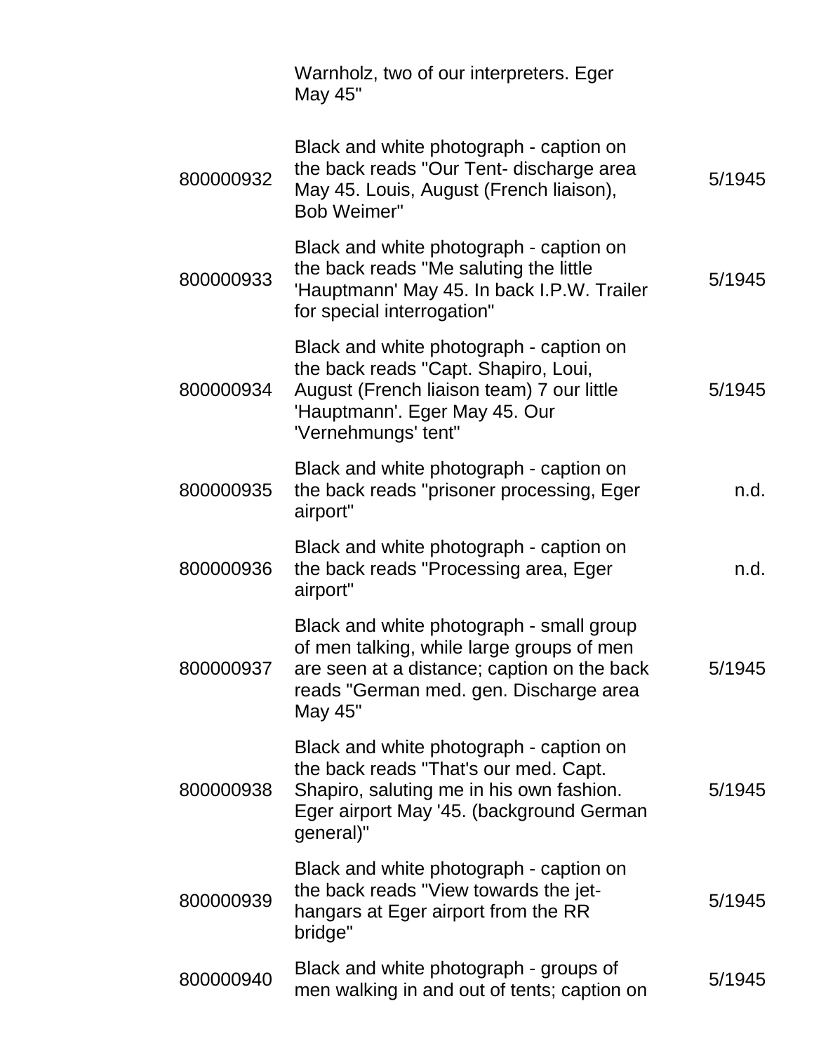| | | |
|---|---|---|
| | Warnholz, two of our interpreters. Eger May 45" | |
| 800000932 | Black and white photograph - caption on the back reads "Our Tent- discharge area May 45. Louis, August (French liaison), Bob Weimer" | 5/1945 |
| 800000933 | Black and white photograph - caption on the back reads "Me saluting the little 'Hauptmann' May 45. In back I.P.W. Trailer for special interrogation" | 5/1945 |
| 800000934 | Black and white photograph - caption on the back reads "Capt. Shapiro, Loui, August (French liaison team) 7 our little 'Hauptmann'. Eger May 45. Our 'Vernehmungs' tent" | 5/1945 |
| 800000935 | Black and white photograph - caption on the back reads "prisoner processing, Eger airport" | n.d. |
| 800000936 | Black and white photograph - caption on the back reads "Processing area, Eger airport" | n.d. |
| 800000937 | Black and white photograph - small group of men talking, while large groups of men are seen at a distance; caption on the back reads "German med. gen. Discharge area May 45" | 5/1945 |
| 800000938 | Black and white photograph - caption on the back reads "That's our med. Capt. Shapiro, saluting me in his own fashion. Eger airport May '45. (background German general)" | 5/1945 |
| 800000939 | Black and white photograph - caption on the back reads "View towards the jet-hangars at Eger airport from the RR bridge" | 5/1945 |
| 800000940 | Black and white photograph - groups of men walking in and out of tents; caption on | 5/1945 |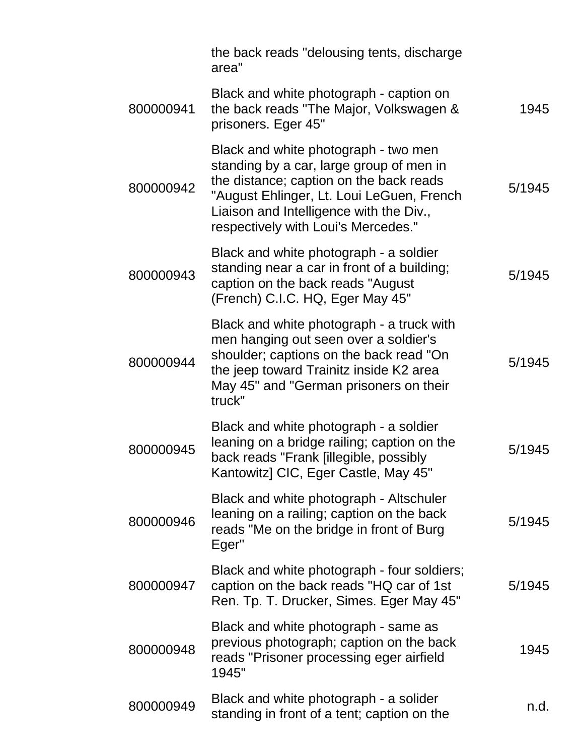| | | |
|---|---|---|
| | the back reads "delousing tents, discharge area" | |
| 800000941 | Black and white photograph - caption on the back reads "The Major, Volkswagen & prisoners. Eger 45" | 1945 |
| 800000942 | Black and white photograph - two men standing by a car, large group of men in the distance; caption on the back reads "August Ehlinger, Lt. Loui LeGuen, French Liaison and Intelligence with the Div., respectively with Loui's Mercedes." | 5/1945 |
| 800000943 | Black and white photograph - a soldier standing near a car in front of a building; caption on the back reads "August (French) C.I.C. HQ, Eger May 45" | 5/1945 |
| 800000944 | Black and white photograph - a truck with men hanging out seen over a soldier's shoulder; captions on the back read "On the jeep toward Trainitz inside K2 area May 45" and "German prisoners on their truck" | 5/1945 |
| 800000945 | Black and white photograph - a soldier leaning on a bridge railing; caption on the back reads "Frank [illegible, possibly Kantowitz] CIC, Eger Castle, May 45" | 5/1945 |
| 800000946 | Black and white photograph - Altschuler leaning on a railing; caption on the back reads "Me on the bridge in front of Burg Eger" | 5/1945 |
| 800000947 | Black and white photograph - four soldiers; caption on the back reads "HQ car of 1st Ren. Tp. T. Drucker, Simes. Eger May 45" | 5/1945 |
| 800000948 | Black and white photograph - same as previous photograph; caption on the back reads "Prisoner processing eger airfield 1945" | 1945 |
| 800000949 | Black and white photograph - a solider standing in front of a tent; caption on the | n.d. |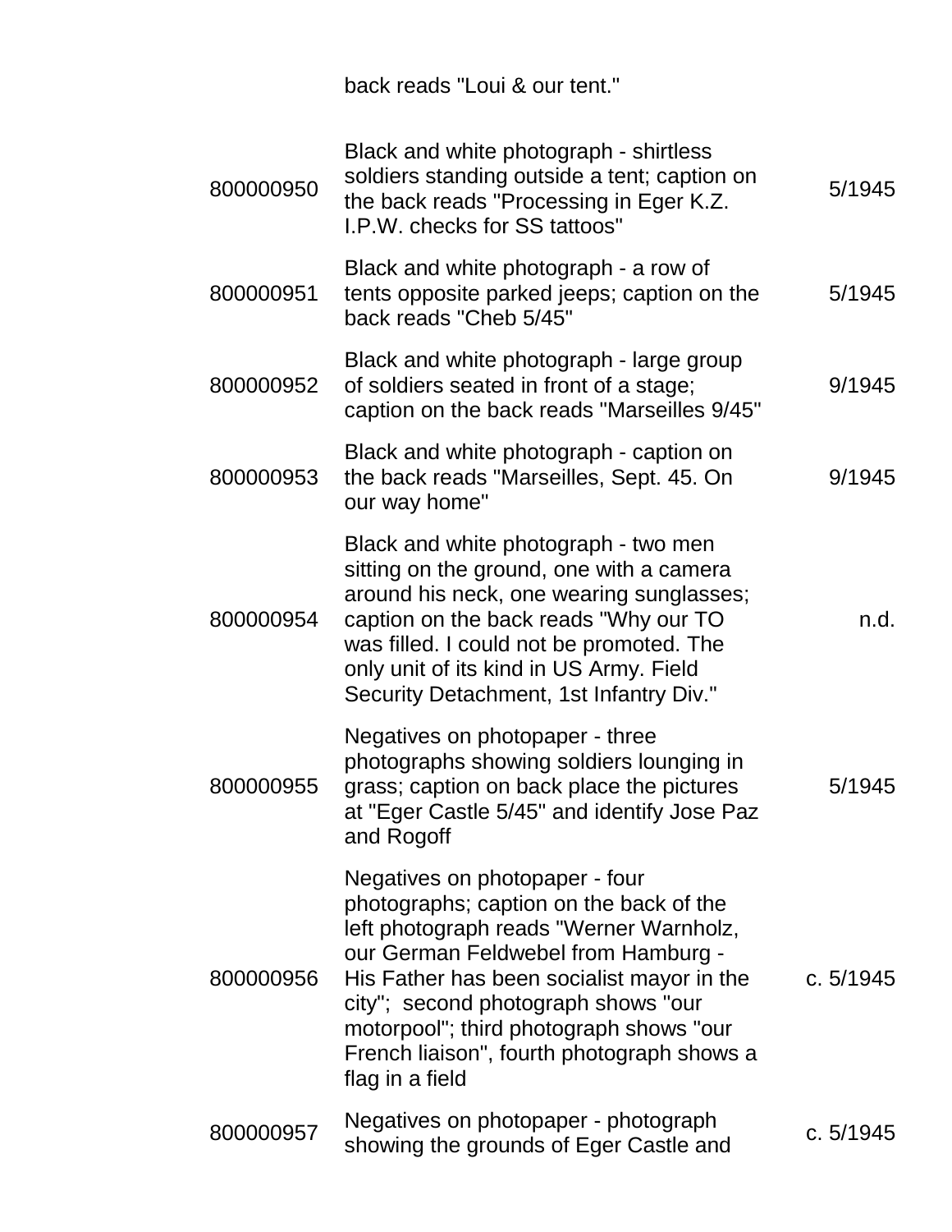| | back reads "Loui & our tent." | |
|---|---|---|
| 800000950 | Black and white photograph - shirtless soldiers standing outside a tent; caption on the back reads "Processing in Eger K.Z. I.P.W. checks for SS tattoos" | 5/1945 |
| 800000951 | Black and white photograph - a row of tents opposite parked jeeps; caption on the back reads "Cheb 5/45" | 5/1945 |
| 800000952 | Black and white photograph - large group of soldiers seated in front of a stage; caption on the back reads "Marseilles 9/45" | 9/1945 |
| 800000953 | Black and white photograph - caption on the back reads "Marseilles, Sept. 45. On our way home" | 9/1945 |
| 800000954 | Black and white photograph - two men sitting on the ground, one with a camera around his neck, one wearing sunglasses; caption on the back reads "Why our TO was filled. I could not be promoted. The only unit of its kind in US Army. Field Security Detachment, 1st Infantry Div." | n.d. |
| 800000955 | Negatives on photopaper - three photographs showing soldiers lounging in grass; caption on back place the pictures at "Eger Castle 5/45" and identify Jose Paz and Rogoff | 5/1945 |
| 800000956 | Negatives on photopaper - four photographs; caption on the back of the left photograph reads "Werner Warnholz, our German Feldwebel from Hamburg - His Father has been socialist mayor in the city"; second photograph shows "our motorpool"; third photograph shows "our French liaison", fourth photograph shows a flag in a field | c. 5/1945 |
| 800000957 | Negatives on photopaper - photograph showing the grounds of Eger Castle and | c. 5/1945 |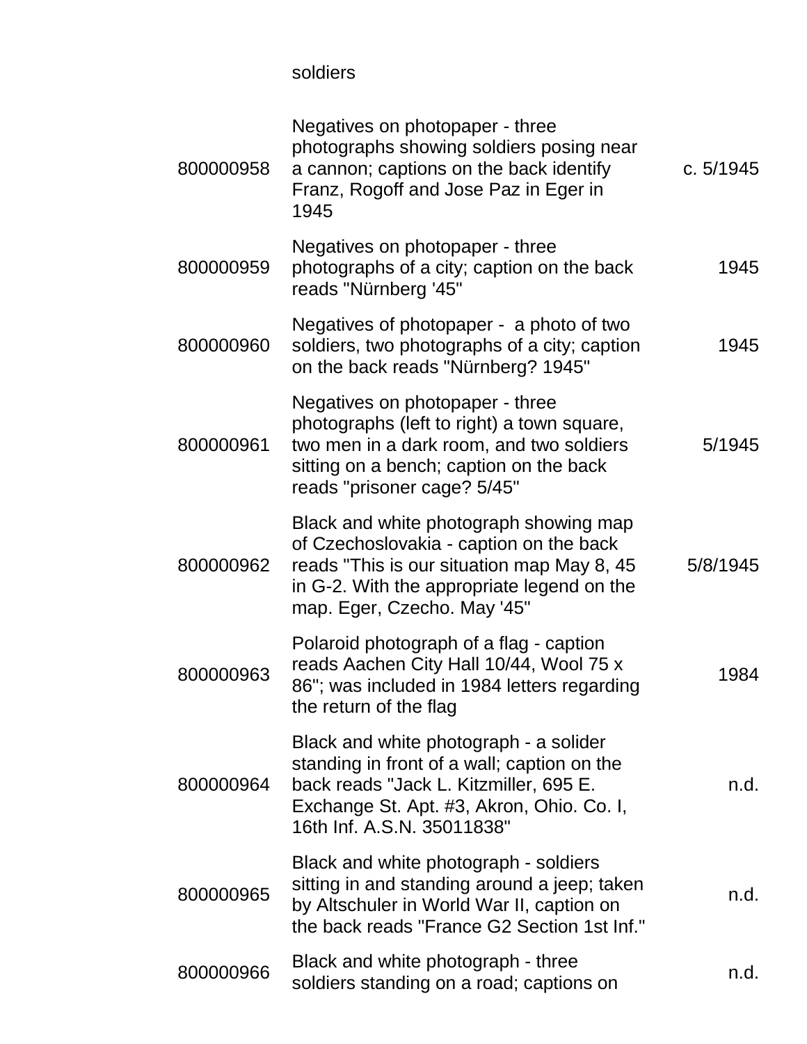| | | |
|---|---|---|
| | soldiers | |
| 800000958 | Negatives on photopaper - three photographs showing soldiers posing near a cannon; captions on the back identify Franz, Rogoff and Jose Paz in Eger in 1945 | c. 5/1945 |
| 800000959 | Negatives on photopaper - three photographs of a city; caption on the back reads "Nürnberg '45" | 1945 |
| 800000960 | Negatives of photopaper - a photo of two soldiers, two photographs of a city; caption on the back reads "Nürnberg? 1945" | 1945 |
| 800000961 | Negatives on photopaper - three photographs (left to right) a town square, two men in a dark room, and two soldiers sitting on a bench; caption on the back reads "prisoner cage? 5/45" | 5/1945 |
| 800000962 | Black and white photograph showing map of Czechoslovakia - caption on the back reads "This is our situation map May 8, 45 in G-2. With the appropriate legend on the map. Eger, Czecho. May '45" | 5/8/1945 |
| 800000963 | Polaroid photograph of a flag - caption reads Aachen City Hall 10/44, Wool 75 x 86"; was included in 1984 letters regarding the return of the flag | 1984 |
| 800000964 | Black and white photograph - a solider standing in front of a wall; caption on the back reads "Jack L. Kitzmiller, 695 E. Exchange St. Apt. #3, Akron, Ohio. Co. I, 16th Inf. A.S.N. 35011838" | n.d. |
| 800000965 | Black and white photograph - soldiers sitting in and standing around a jeep; taken by Altschuler in World War II, caption on the back reads "France G2 Section 1st Inf." | n.d. |
| 800000966 | Black and white photograph - three soldiers standing on a road; captions on | n.d. |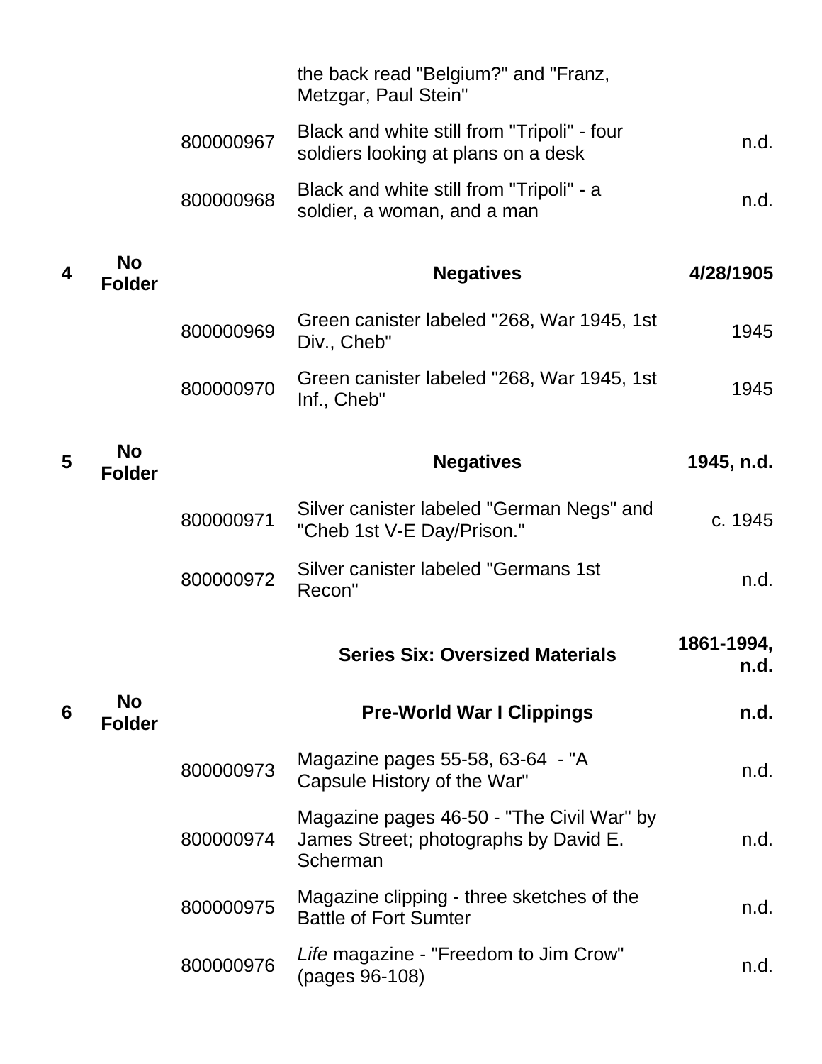| Box | Folder | Item | Description | Date |
|---|---|---|---|---|
| | | | the back read "Belgium?" and "Franz, Metzgar, Paul Stein" | |
| | | 800000967 | Black and white still from "Tripoli" - four soldiers looking at plans on a desk | n.d. |
| | | 800000968 | Black and white still from "Tripoli" - a soldier, a woman, and a man | n.d. |
| **4** | **No Folder** | | **Negatives** | **4/28/1905** |
| | | 800000969 | Green canister labeled "268, War 1945, 1st Div., Cheb" | 1945 |
| | | 800000970 | Green canister labeled "268, War 1945, 1st Inf., Cheb" | 1945 |
| **5** | **No Folder** | | **Negatives** | **1945, n.d.** |
| | | 800000971 | Silver canister labeled "German Negs" and "Cheb 1st V-E Day/Prison." | c. 1945 |
| | | 800000972 | Silver canister labeled "Germans 1st Recon" | n.d. |
| | | | **Series Six: Oversized Materials** | **1861-1994, n.d.** |
| **6** | **No Folder** | | **Pre-World War I Clippings** | **n.d.** |
| | | 800000973 | Magazine pages 55-58, 63-64 - "A Capsule History of the War" | n.d. |
| | | 800000974 | Magazine pages 46-50 - "The Civil War" by James Street; photographs by David E. Scherman | n.d. |
| | | 800000975 | Magazine clipping - three sketches of the Battle of Fort Sumter | n.d. |
| | | 800000976 | *Life* magazine - "Freedom to Jim Crow" (pages 96-108) | n.d. |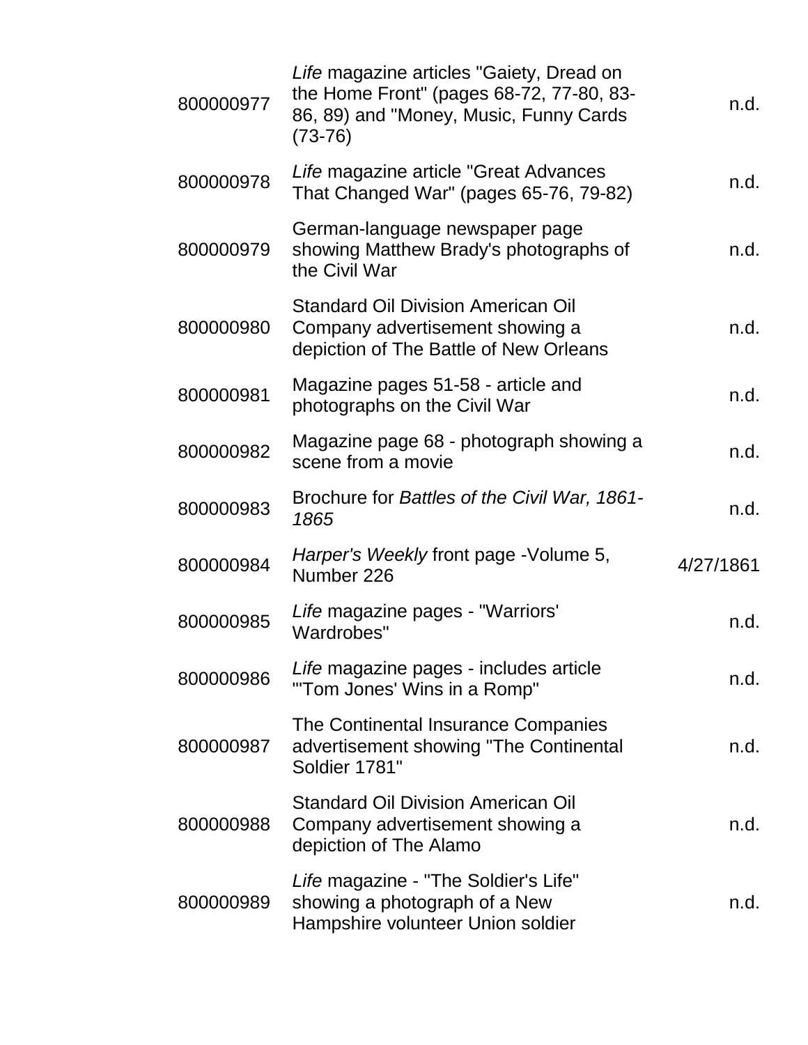| | | |
|---|---|---|
| 800000977 | *Life* magazine articles "Gaiety, Dread on the Home Front" (pages 68-72, 77-80, 83-86, 89) and "Money, Music, Funny Cards (73-76) | n.d. |
| 800000978 | *Life* magazine article "Great Advances That Changed War" (pages 65-76, 79-82) | n.d. |
| 800000979 | German-language newspaper page showing Matthew Brady's photographs of the Civil War | n.d. |
| 800000980 | Standard Oil Division American Oil Company advertisement showing a depiction of The Battle of New Orleans | n.d. |
| 800000981 | Magazine pages 51-58 - article and photographs on the Civil War | n.d. |
| 800000982 | Magazine page 68 - photograph showing a scene from a movie | n.d. |
| 800000983 | Brochure for *Battles of the Civil War, 1861-1865* | n.d. |
| 800000984 | *Harper's Weekly* front page -Volume 5, Number 226 | 4/27/1861 |
| 800000985 | *Life* magazine pages - "Warriors' Wardrobes" | n.d. |
| 800000986 | *Life* magazine pages - includes article "'Tom Jones' Wins in a Romp" | n.d. |
| 800000987 | The Continental Insurance Companies advertisement showing "The Continental Soldier 1781" | n.d. |
| 800000988 | Standard Oil Division American Oil Company advertisement showing a depiction of The Alamo | n.d. |
| 800000989 | *Life* magazine - "The Soldier's Life" showing a photograph of a New Hampshire volunteer Union soldier | n.d. |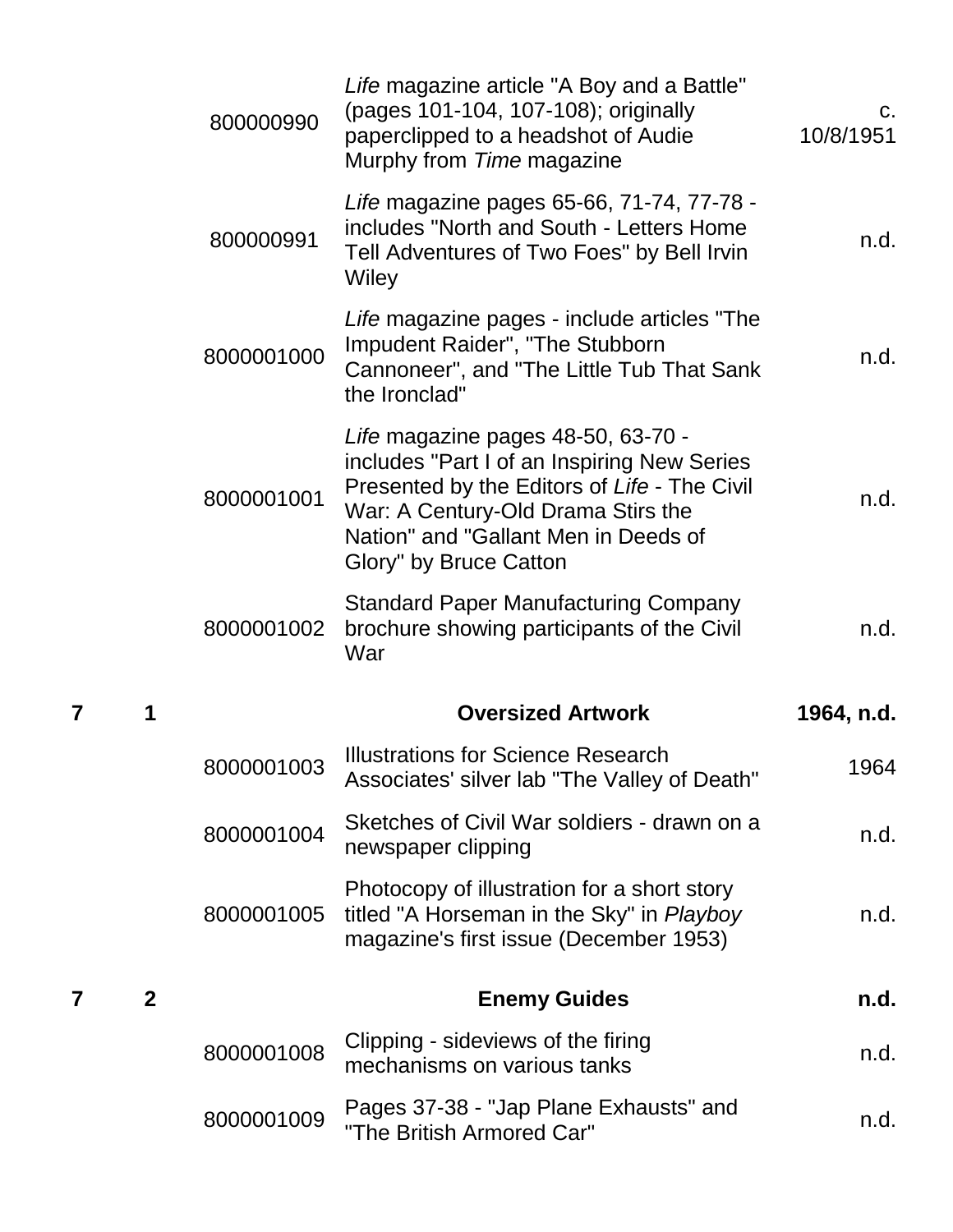| Box | Folder | ID | Description | Date |
|---|---|---|---|---|
| | | 800000990 | *Life* magazine article "A Boy and a Battle" (pages 101-104, 107-108); originally paperclipped to a headshot of Audie Murphy from *Time* magazine | c. 10/8/1951 |
| | | 800000991 | *Life* magazine pages 65-66, 71-74, 77-78 - includes "North and South - Letters Home Tell Adventures of Two Foes" by Bell Irvin Wiley | n.d. |
| | | 8000001000 | *Life* magazine pages - include articles "The Impudent Raider", "The Stubborn Cannoneer", and "The Little Tub That Sank the Ironclad" | n.d. |
| | | 8000001001 | *Life* magazine pages 48-50, 63-70 - includes "Part I of an Inspiring New Series Presented by the Editors of *Life* - The Civil War: A Century-Old Drama Stirs the Nation" and "Gallant Men in Deeds of Glory" by Bruce Catton | n.d. |
| | | 8000001002 | Standard Paper Manufacturing Company brochure showing participants of the Civil War | n.d. |
| **7** | **1** | | **Oversized Artwork** | **1964, n.d.** |
| | | 8000001003 | Illustrations for Science Research Associates' silver lab "The Valley of Death" | 1964 |
| | | 8000001004 | Sketches of Civil War soldiers - drawn on a newspaper clipping | n.d. |
| | | 8000001005 | Photocopy of illustration for a short story titled "A Horseman in the Sky" in *Playboy* magazine's first issue (December 1953) | n.d. |
| **7** | **2** | | **Enemy Guides** | **n.d.** |
| | | 8000001008 | Clipping - sideviews of the firing mechanisms on various tanks | n.d. |
| | | 8000001009 | Pages 37-38 - "Jap Plane Exhausts" and "The British Armored Car" | n.d. |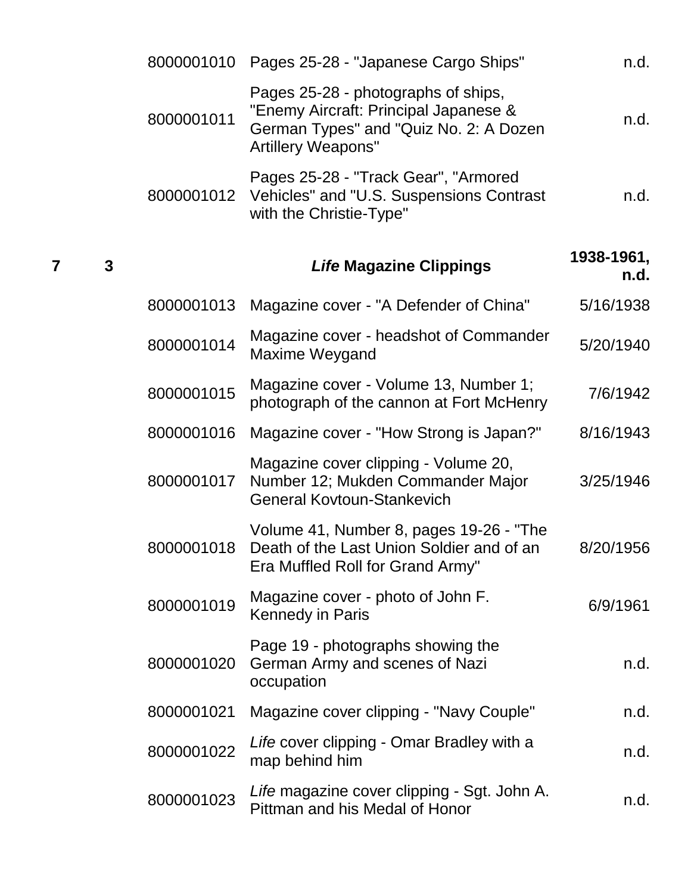| Box | Folder | ID | Description | Date |
|---|---|---|---|---|
| | | 8000001010 | Pages 25-28 - "Japanese Cargo Ships" | n.d. |
| | | 8000001011 | Pages 25-28 - photographs of ships, "Enemy Aircraft: Principal Japanese & German Types" and "Quiz No. 2: A Dozen Artillery Weapons" | n.d. |
| | | 8000001012 | Pages 25-28 - "Track Gear", "Armored Vehicles" and "U.S. Suspensions Contrast with the Christie-Type" | n.d. |
| **7** | **3** | | ***Life* Magazine Clippings** | **1938-1961, n.d.** |
| | | 8000001013 | Magazine cover - "A Defender of China" | 5/16/1938 |
| | | 8000001014 | Magazine cover - headshot of Commander Maxime Weygand | 5/20/1940 |
| | | 8000001015 | Magazine cover - Volume 13, Number 1; photograph of the cannon at Fort McHenry | 7/6/1942 |
| | | 8000001016 | Magazine cover - "How Strong is Japan?" | 8/16/1943 |
| | | 8000001017 | Magazine cover clipping - Volume 20, Number 12; Mukden Commander Major General Kovtoun-Stankevich | 3/25/1946 |
| | | 8000001018 | Volume 41, Number 8, pages 19-26 - "The Death of the Last Union Soldier and of an Era Muffled Roll for Grand Army" | 8/20/1956 |
| | | 8000001019 | Magazine cover - photo of John F. Kennedy in Paris | 6/9/1961 |
| | | 8000001020 | Page 19 - photographs showing the German Army and scenes of Nazi occupation | n.d. |
| | | 8000001021 | Magazine cover clipping - "Navy Couple" | n.d. |
| | | 8000001022 | *Life* cover clipping - Omar Bradley with a map behind him | n.d. |
| | | 8000001023 | *Life* magazine cover clipping - Sgt. John A. Pittman and his Medal of Honor | n.d. |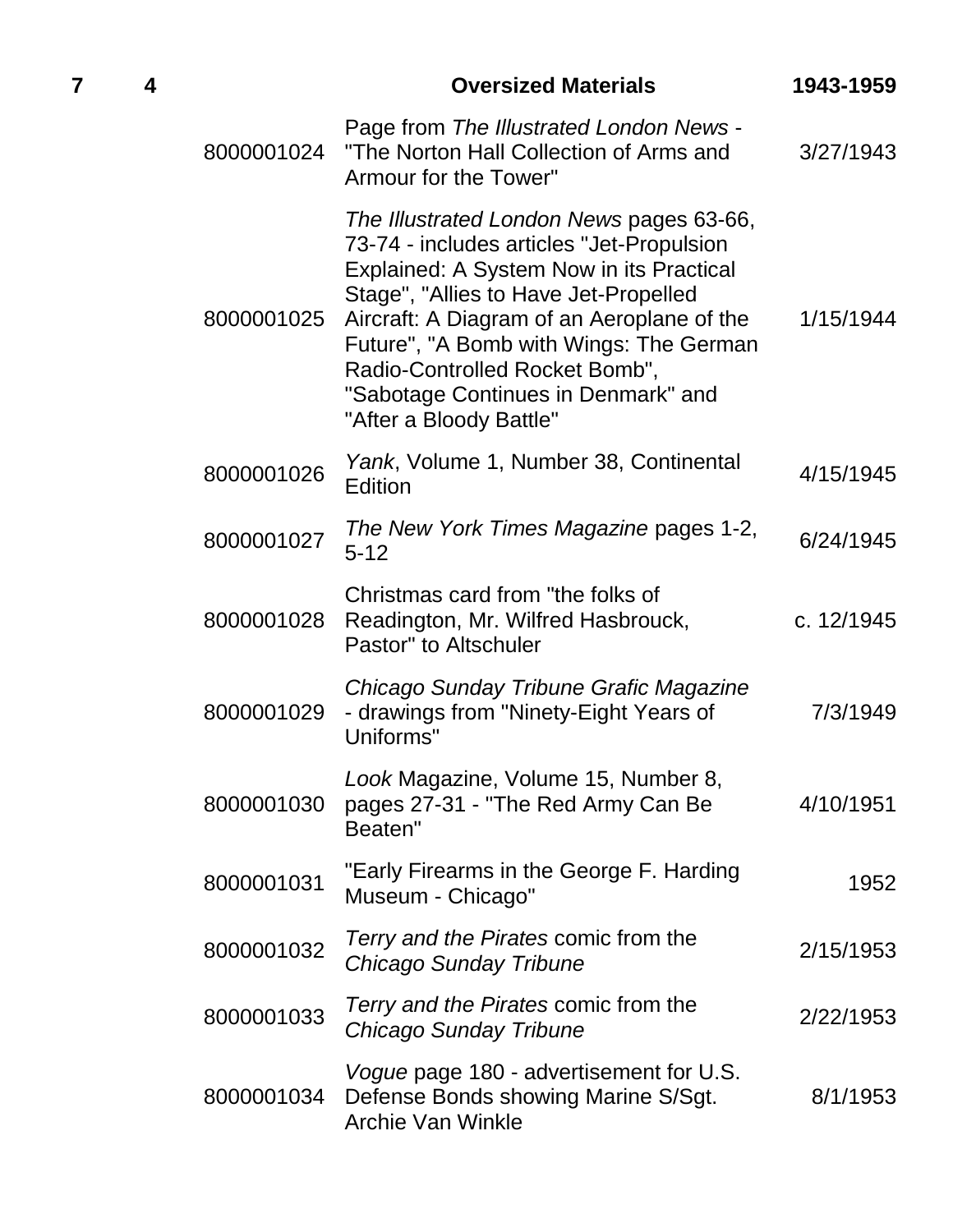| | | | | |
|---|---|---|---|---|
| **7** | **4** | | **Oversized Materials** | **1943-1959** |
| | | 8000001024 | Page from *The Illustrated London News* - "The Norton Hall Collection of Arms and Armour for the Tower" | 3/27/1943 |
| | | 8000001025 | *The Illustrated London News* pages 63-66, 73-74 - includes articles "Jet-Propulsion Explained: A System Now in its Practical Stage", "Allies to Have Jet-Propelled Aircraft: A Diagram of an Aeroplane of the Future", "A Bomb with Wings: The German Radio-Controlled Rocket Bomb", "Sabotage Continues in Denmark" and "After a Bloody Battle" | 1/15/1944 |
| | | 8000001026 | *Yank*, Volume 1, Number 38, Continental Edition | 4/15/1945 |
| | | 8000001027 | *The New York Times Magazine* pages 1-2, 5-12 | 6/24/1945 |
| | | 8000001028 | Christmas card from "the folks of Readington, Mr. Wilfred Hasbrouck, Pastor" to Altschuler | c. 12/1945 |
| | | 8000001029 | *Chicago Sunday Tribune Grafic Magazine* - drawings from "Ninety-Eight Years of Uniforms" | 7/3/1949 |
| | | 8000001030 | *Look* Magazine, Volume 15, Number 8, pages 27-31 - "The Red Army Can Be Beaten" | 4/10/1951 |
| | | 8000001031 | "Early Firearms in the George F. Harding Museum - Chicago" | 1952 |
| | | 8000001032 | *Terry and the Pirates* comic from the *Chicago Sunday Tribune* | 2/15/1953 |
| | | 8000001033 | *Terry and the Pirates* comic from the *Chicago Sunday Tribune* | 2/22/1953 |
| | | 8000001034 | *Vogue* page 180 - advertisement for U.S. Defense Bonds showing Marine S/Sgt. Archie Van Winkle | 8/1/1953 |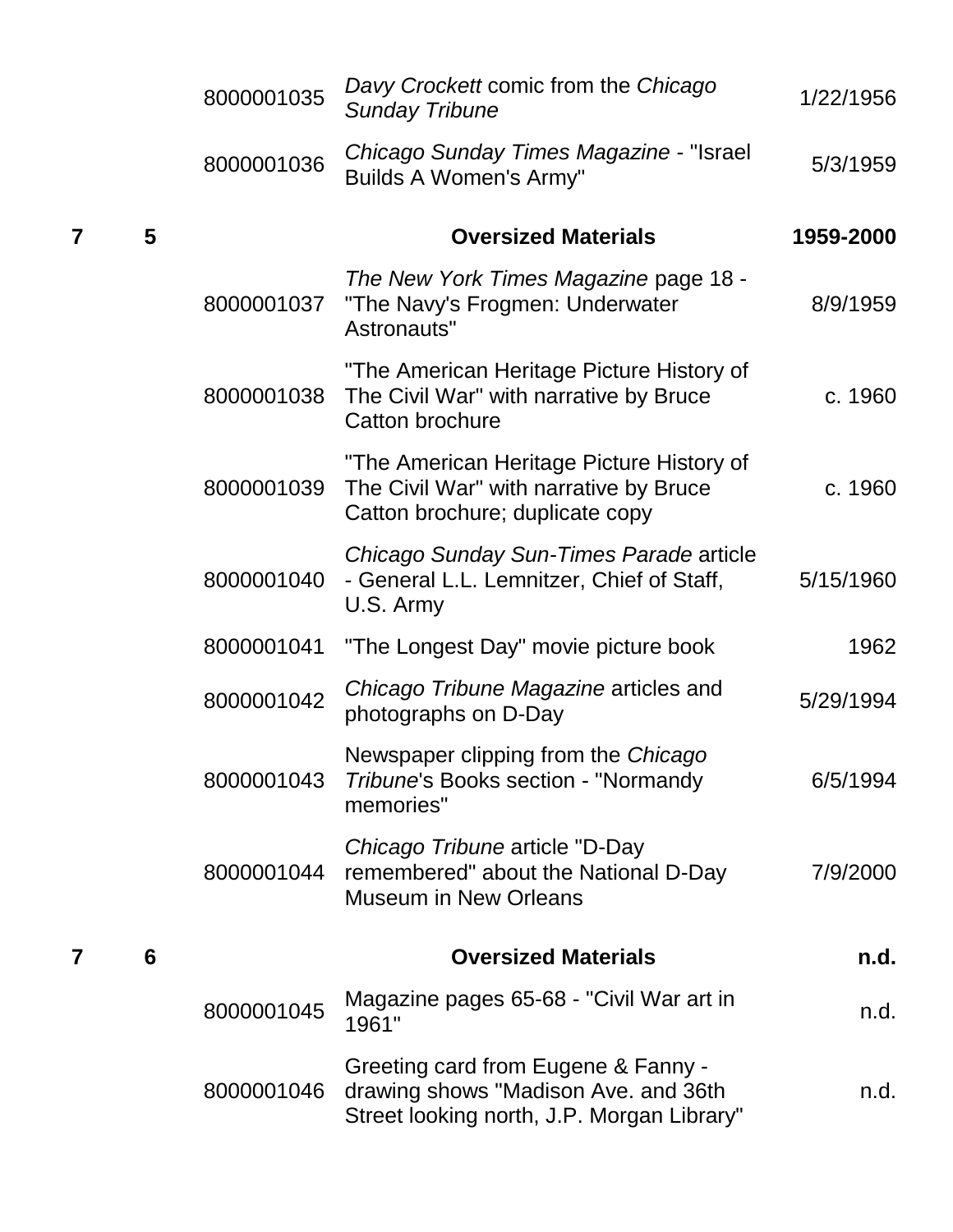| Box | Folder | Item ID | Description | Date |
|---|---|---|---|---|
| | | 8000001035 | *Davy Crockett* comic from the *Chicago Sunday Tribune* | 1/22/1956 |
| | | 8000001036 | *Chicago Sunday Times Magazine* - "Israel Builds A Women's Army" | 5/3/1959 |
| **7** | **5** | | **Oversized Materials** | **1959-2000** |
| | | 8000001037 | *The New York Times Magazine* page 18 - "The Navy's Frogmen: Underwater Astronauts" | 8/9/1959 |
| | | 8000001038 | "The American Heritage Picture History of The Civil War" with narrative by Bruce Catton brochure | c. 1960 |
| | | 8000001039 | "The American Heritage Picture History of The Civil War" with narrative by Bruce Catton brochure; duplicate copy | c. 1960 |
| | | 8000001040 | *Chicago Sunday Sun-Times Parade* article - General L.L. Lemnitzer, Chief of Staff, U.S. Army | 5/15/1960 |
| | | 8000001041 | "The Longest Day" movie picture book | 1962 |
| | | 8000001042 | *Chicago Tribune Magazine* articles and photographs on D-Day | 5/29/1994 |
| | | 8000001043 | Newspaper clipping from the *Chicago Tribune*'s Books section - "Normandy memories" | 6/5/1994 |
| | | 8000001044 | *Chicago Tribune* article "D-Day remembered" about the National D-Day Museum in New Orleans | 7/9/2000 |
| **7** | **6** | | **Oversized Materials** | **n.d.** |
| | | 8000001045 | Magazine pages 65-68 - "Civil War art in 1961" | n.d. |
| | | 8000001046 | Greeting card from Eugene & Fanny - drawing shows "Madison Ave. and 36th Street looking north, J.P. Morgan Library" | n.d. |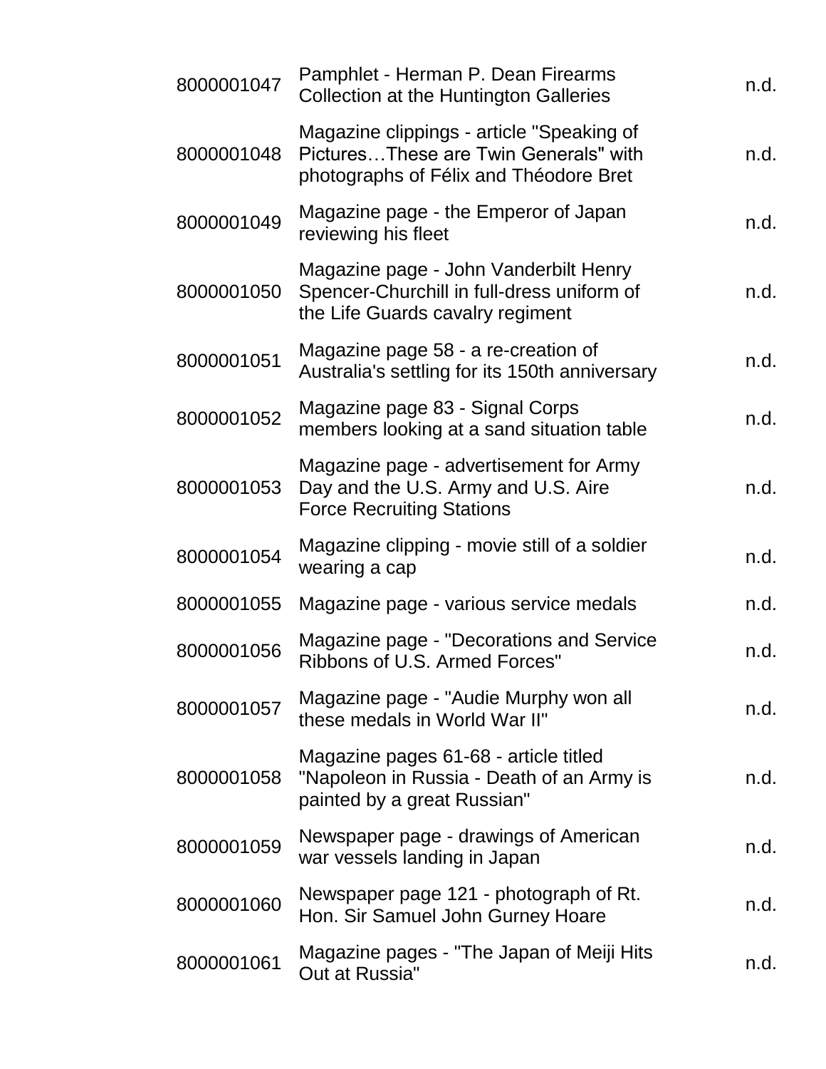| | | |
|---|---|---|
| 8000001047 | Pamphlet - Herman P. Dean Firearms Collection at the Huntington Galleries | n.d. |
| 8000001048 | Magazine clippings - article "Speaking of Pictures…These are Twin Generals" with photographs of Félix and Théodore Bret | n.d. |
| 8000001049 | Magazine page - the Emperor of Japan reviewing his fleet | n.d. |
| 8000001050 | Magazine page - John Vanderbilt Henry Spencer-Churchill in full-dress uniform of the Life Guards cavalry regiment | n.d. |
| 8000001051 | Magazine page 58 - a re-creation of Australia's settling for its 150th anniversary | n.d. |
| 8000001052 | Magazine page 83 - Signal Corps members looking at a sand situation table | n.d. |
| 8000001053 | Magazine page - advertisement for Army Day and the U.S. Army and U.S. Aire Force Recruiting Stations | n.d. |
| 8000001054 | Magazine clipping - movie still of a soldier wearing a cap | n.d. |
| 8000001055 | Magazine page - various service medals | n.d. |
| 8000001056 | Magazine page - "Decorations and Service Ribbons of U.S. Armed Forces" | n.d. |
| 8000001057 | Magazine page - "Audie Murphy won all these medals in World War II" | n.d. |
| 8000001058 | Magazine pages 61-68 - article titled "Napoleon in Russia - Death of an Army is painted by a great Russian" | n.d. |
| 8000001059 | Newspaper page - drawings of American war vessels landing in Japan | n.d. |
| 8000001060 | Newspaper page 121 - photograph of Rt. Hon. Sir Samuel John Gurney Hoare | n.d. |
| 8000001061 | Magazine pages - "The Japan of Meiji Hits Out at Russia" | n.d. |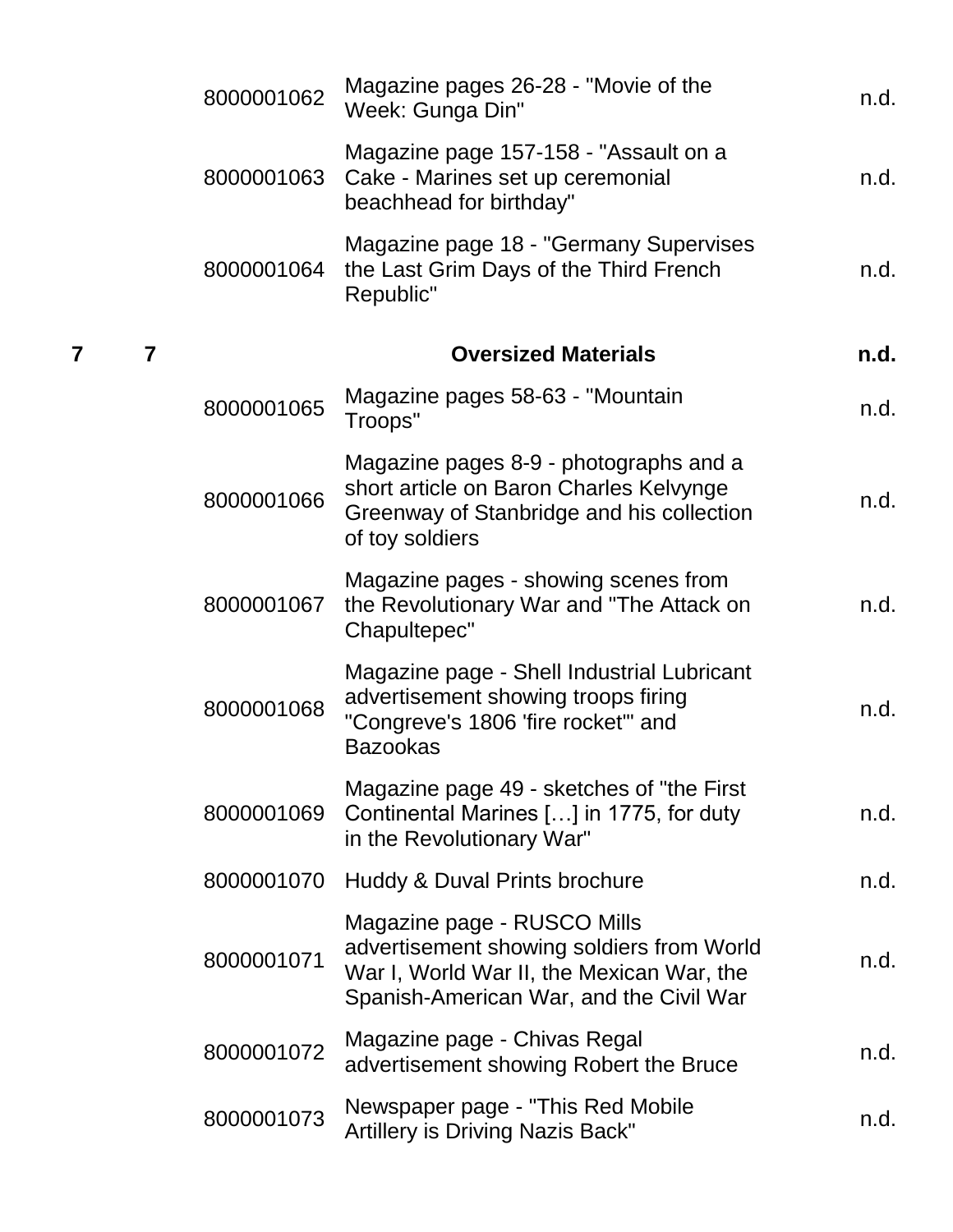| | | | | |
|---|---|---|---|---|
| | | 8000001062 | Magazine pages 26-28 - "Movie of the Week: Gunga Din" | n.d. |
| | | 8000001063 | Magazine page 157-158 - "Assault on a Cake - Marines set up ceremonial beachhead for birthday" | n.d. |
| | | 8000001064 | Magazine page 18 - "Germany Supervises the Last Grim Days of the Third French Republic" | n.d. |
| **7** | **7** | | **Oversized Materials** | **n.d.** |
| | | 8000001065 | Magazine pages 58-63 - "Mountain Troops" | n.d. |
| | | 8000001066 | Magazine pages 8-9 - photographs and a short article on Baron Charles Kelvynge Greenway of Stanbridge and his collection of toy soldiers | n.d. |
| | | 8000001067 | Magazine pages - showing scenes from the Revolutionary War and "The Attack on Chapultepec" | n.d. |
| | | 8000001068 | Magazine page - Shell Industrial Lubricant advertisement showing troops firing "Congreve's 1806 'fire rocket'" and Bazookas | n.d. |
| | | 8000001069 | Magazine page 49 - sketches of "the First Continental Marines […] in 1775, for duty in the Revolutionary War" | n.d. |
| | | 8000001070 | Huddy & Duval Prints brochure | n.d. |
| | | 8000001071 | Magazine page - RUSCO Mills advertisement showing soldiers from World War I, World War II, the Mexican War, the Spanish-American War, and the Civil War | n.d. |
| | | 8000001072 | Magazine page - Chivas Regal advertisement showing Robert the Bruce | n.d. |
| | | 8000001073 | Newspaper page - "This Red Mobile Artillery is Driving Nazis Back" | n.d. |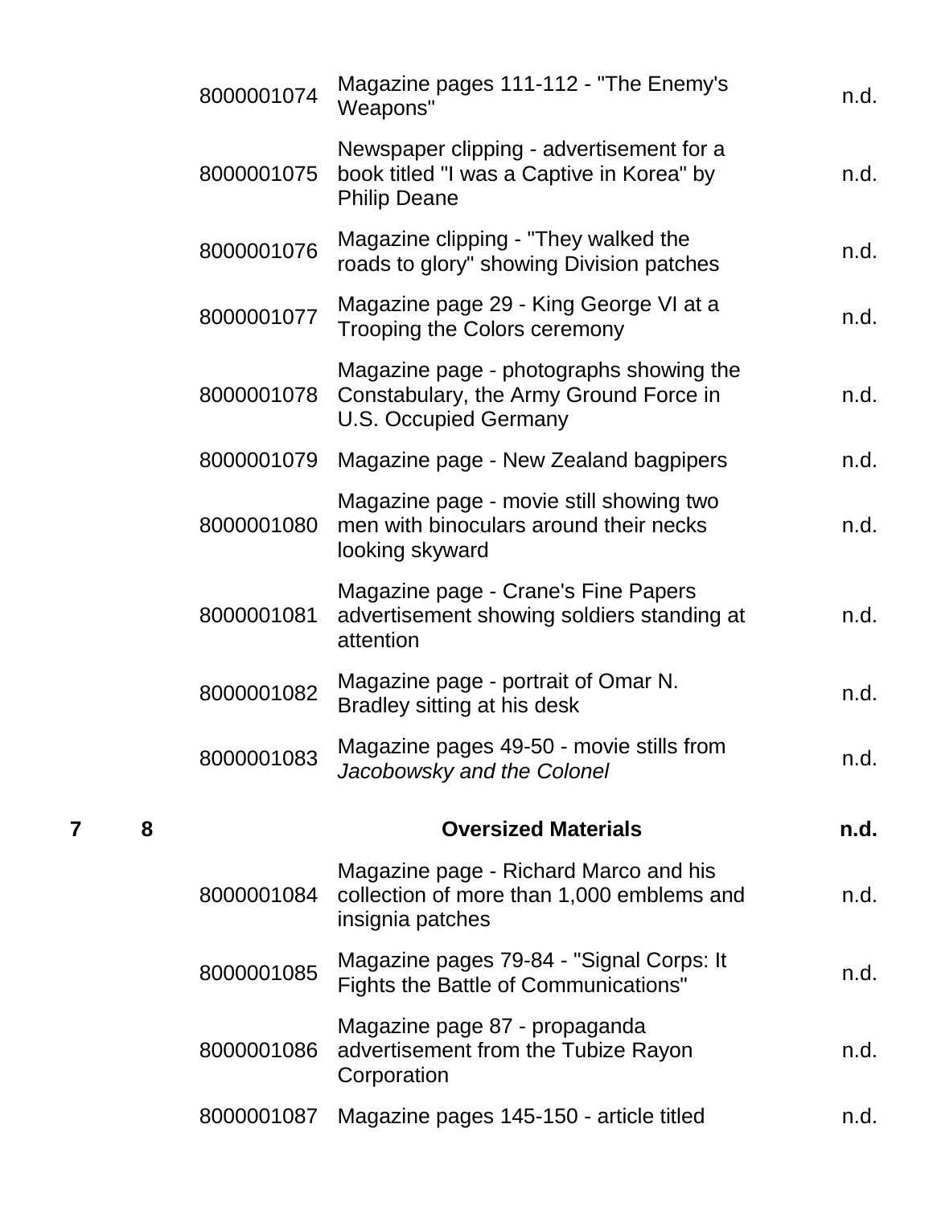| | | | | |
|---|---|---|---|---|
| | | 8000001074 | Magazine pages 111-112 - "The Enemy's Weapons" | n.d. |
| | | 8000001075 | Newspaper clipping - advertisement for a book titled "I was a Captive in Korea" by Philip Deane | n.d. |
| | | 8000001076 | Magazine clipping - "They walked the roads to glory" showing Division patches | n.d. |
| | | 8000001077 | Magazine page 29 - King George VI at a Trooping the Colors ceremony | n.d. |
| | | 8000001078 | Magazine page - photographs showing the Constabulary, the Army Ground Force in U.S. Occupied Germany | n.d. |
| | | 8000001079 | Magazine page - New Zealand bagpipers | n.d. |
| | | 8000001080 | Magazine page - movie still showing two men with binoculars around their necks looking skyward | n.d. |
| | | 8000001081 | Magazine page - Crane's Fine Papers advertisement showing soldiers standing at attention | n.d. |
| | | 8000001082 | Magazine page - portrait of Omar N. Bradley sitting at his desk | n.d. |
| | | 8000001083 | Magazine pages 49-50 - movie stills from *Jacobowsky and the Colonel* | n.d. |
| **7** | **8** | | **Oversized Materials** | **n.d.** |
| | | 8000001084 | Magazine page - Richard Marco and his collection of more than 1,000 emblems and insignia patches | n.d. |
| | | 8000001085 | Magazine pages 79-84 - "Signal Corps: It Fights the Battle of Communications" | n.d. |
| | | 8000001086 | Magazine page 87 - propaganda advertisement from the Tubize Rayon Corporation | n.d. |
| | | 8000001087 | Magazine pages 145-150 - article titled | n.d. |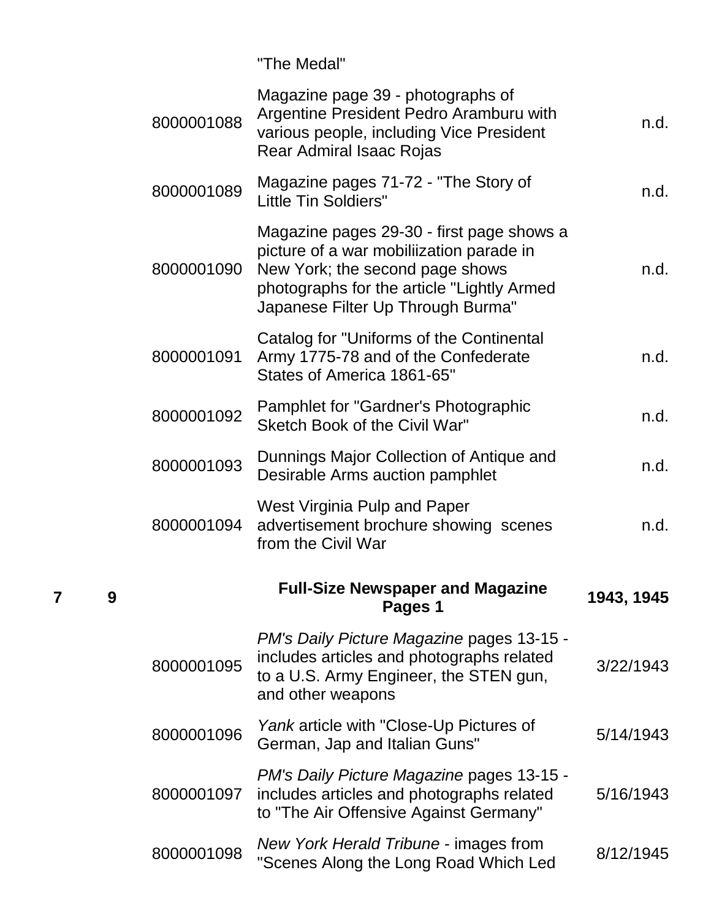| Box | Folder | ID | Description | Date |
|---|---|---|---|---|
| | | | "The Medal" | |
| | | 8000001088 | Magazine page 39 - photographs of Argentine President Pedro Aramburu with various people, including Vice President Rear Admiral Isaac Rojas | n.d. |
| | | 8000001089 | Magazine pages 71-72 - "The Story of Little Tin Soldiers" | n.d. |
| | | 8000001090 | Magazine pages 29-30 - first page shows a picture of a war mobiliization parade in New York; the second page shows photographs for the article "Lightly Armed Japanese Filter Up Through Burma" | n.d. |
| | | 8000001091 | Catalog for "Uniforms of the Continental Army 1775-78 and of the Confederate States of America 1861-65" | n.d. |
| | | 8000001092 | Pamphlet for "Gardner's Photographic Sketch Book of the Civil War" | n.d. |
| | | 8000001093 | Dunnings Major Collection of Antique and Desirable Arms auction pamphlet | n.d. |
| | | 8000001094 | West Virginia Pulp and Paper advertisement brochure showing scenes from the Civil War | n.d. |
| **7** | **9** | | **Full-Size Newspaper and Magazine Pages 1** | **1943, 1945** |
| | | 8000001095 | *PM's Daily Picture Magazine* pages 13-15 - includes articles and photographs related to a U.S. Army Engineer, the STEN gun, and other weapons | 3/22/1943 |
| | | 8000001096 | *Yank* article with "Close-Up Pictures of German, Jap and Italian Guns" | 5/14/1943 |
| | | 8000001097 | *PM's Daily Picture Magazine* pages 13-15 - includes articles and photographs related to "The Air Offensive Against Germany" | 5/16/1943 |
| | | 8000001098 | *New York Herald Tribune* - images from "Scenes Along the Long Road Which Led | 8/12/1945 |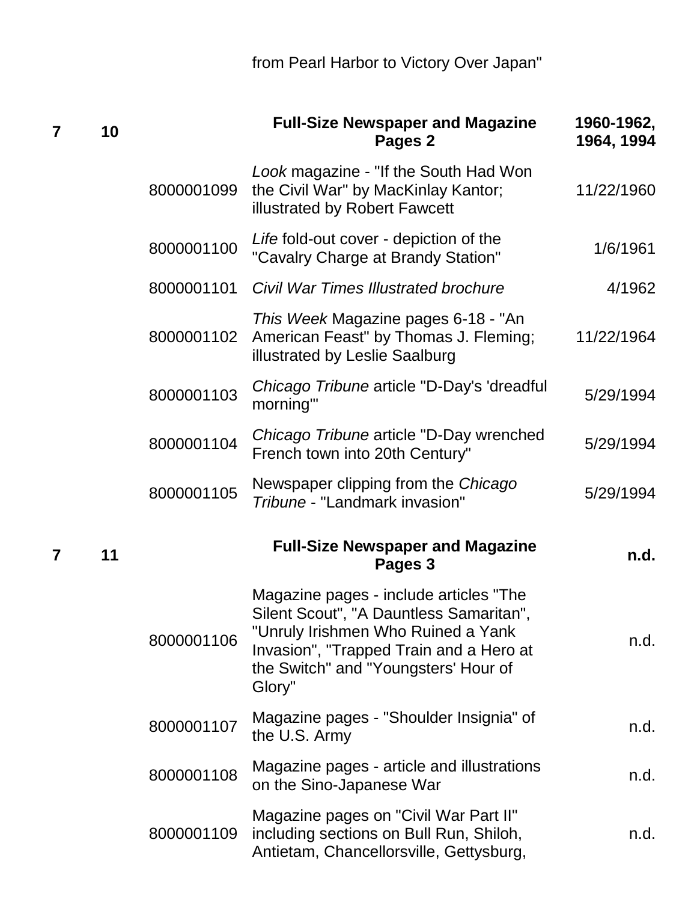| | | | from Pearl Harbor to Victory Over Japan" | |
|---|---|---|---|---|
| **7** | **10** | | **Full-Size Newspaper and Magazine Pages 2** | **1960-1962, 1964, 1994** |
| | | 8000001099 | *Look* magazine - "If the South Had Won the Civil War" by MacKinlay Kantor; illustrated by Robert Fawcett | 11/22/1960 |
| | | 8000001100 | *Life* fold-out cover - depiction of the "Cavalry Charge at Brandy Station" | 1/6/1961 |
| | | 8000001101 | *Civil War Times Illustrated brochure* | 4/1962 |
| | | 8000001102 | *This Week* Magazine pages 6-18 - "An American Feast" by Thomas J. Fleming; illustrated by Leslie Saalburg | 11/22/1964 |
| | | 8000001103 | *Chicago Tribune* article "D-Day's 'dreadful morning'" | 5/29/1994 |
| | | 8000001104 | *Chicago Tribune* article "D-Day wrenched French town into 20th Century" | 5/29/1994 |
| | | 8000001105 | Newspaper clipping from the *Chicago Tribune* - "Landmark invasion" | 5/29/1994 |
| **7** | **11** | | **Full-Size Newspaper and Magazine Pages 3** | **n.d.** |
| | | 8000001106 | Magazine pages - include articles "The Silent Scout", "A Dauntless Samaritan", "Unruly Irishmen Who Ruined a Yank Invasion", "Trapped Train and a Hero at the Switch" and "Youngsters' Hour of Glory" | n.d. |
| | | 8000001107 | Magazine pages - "Shoulder Insignia" of the U.S. Army | n.d. |
| | | 8000001108 | Magazine pages - article and illustrations on the Sino-Japanese War | n.d. |
| | | 8000001109 | Magazine pages on "Civil War Part II" including sections on Bull Run, Shiloh, Antietam, Chancellorsville, Gettysburg, | n.d. |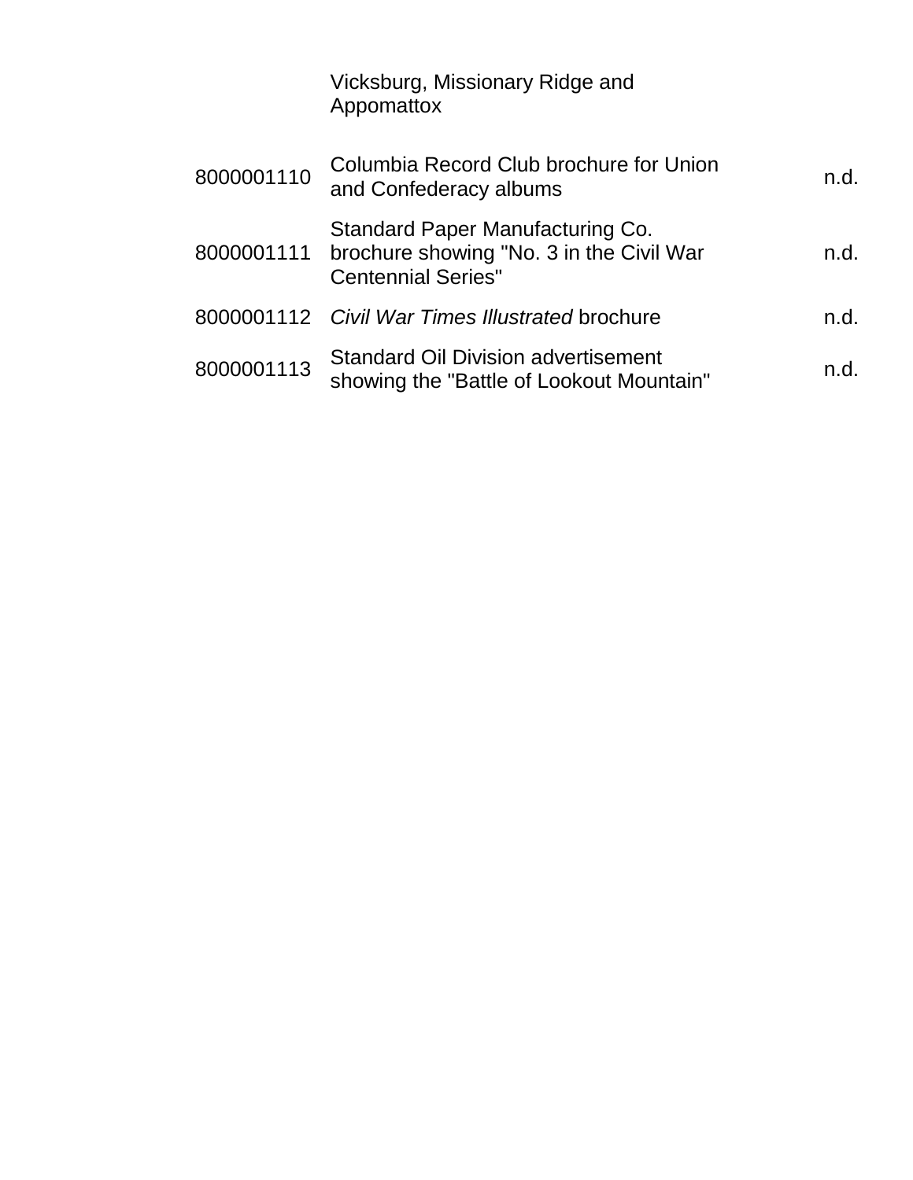| | | |
|---|---|---|
| | Vicksburg, Missionary Ridge and Appomattox | |
| 8000001110 | Columbia Record Club brochure for Union and Confederacy albums | n.d. |
| 8000001111 | Standard Paper Manufacturing Co. brochure showing "No. 3 in the Civil War Centennial Series" | n.d. |
| 8000001112 | *Civil War Times Illustrated* brochure | n.d. |
| 8000001113 | Standard Oil Division advertisement showing the "Battle of Lookout Mountain" | n.d. |